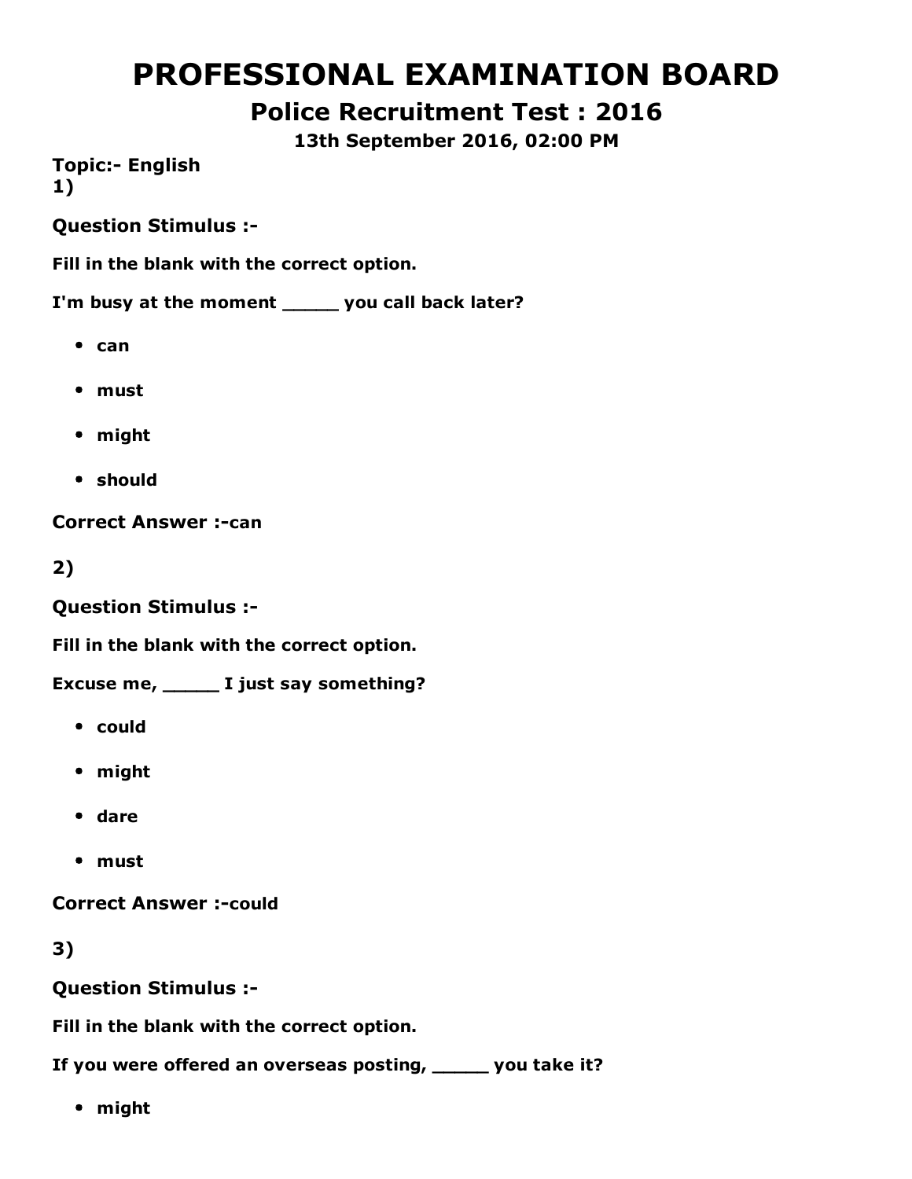# PROFESSIONAL EXAMINATION BOARD

## Police Recruitment Test : 2016

### 13th September 2016, 02:00 PM

**Topic:- English**

**1)**

**Question Stimulus :-**

**Fill in the blank with the correct option.**

**I'm busy at the moment _____ you call back later?**

- **can**
- **must**
- **might**
- **should**

**Correct Answer :-can**

**2)**

**Question Stimulus :-**

**Fill in the blank with the correct option.**

**Excuse me, _____ I just say something?**

- **could**
- **might**
- **dare**
- **must**

**Correct Answer :-could**

**3)**

**Question Stimulus :-**

**Fill in the blank with the correct option.**

**If you were offered an overseas posting, _____ you take it?**

- **might**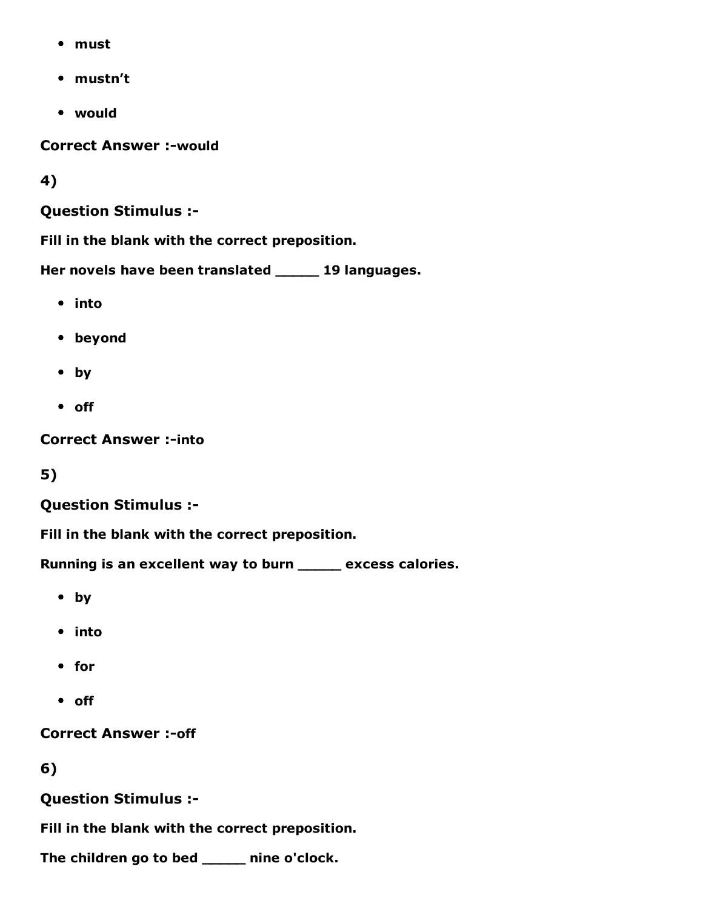- must
- mustn't
- would

**Correct Answer :-would**

**4)**

**Question Stimulus :-**

**Fill in the blank with the correct preposition.**

**Her novels have been translated _____ 19 languages.**

- into
- beyond
- by
- off

**Correct Answer :-into**

**5)**

**Question Stimulus :-**

**Fill in the blank with the correct preposition.**

**Running is an excellent way to burn _____ excess calories.**

- by
- into
- for
- off

**Correct Answer :-off**

**6)**

**Question Stimulus :-**

**Fill in the blank with the correct preposition.**

**The children go to bed _____ nine o'clock.**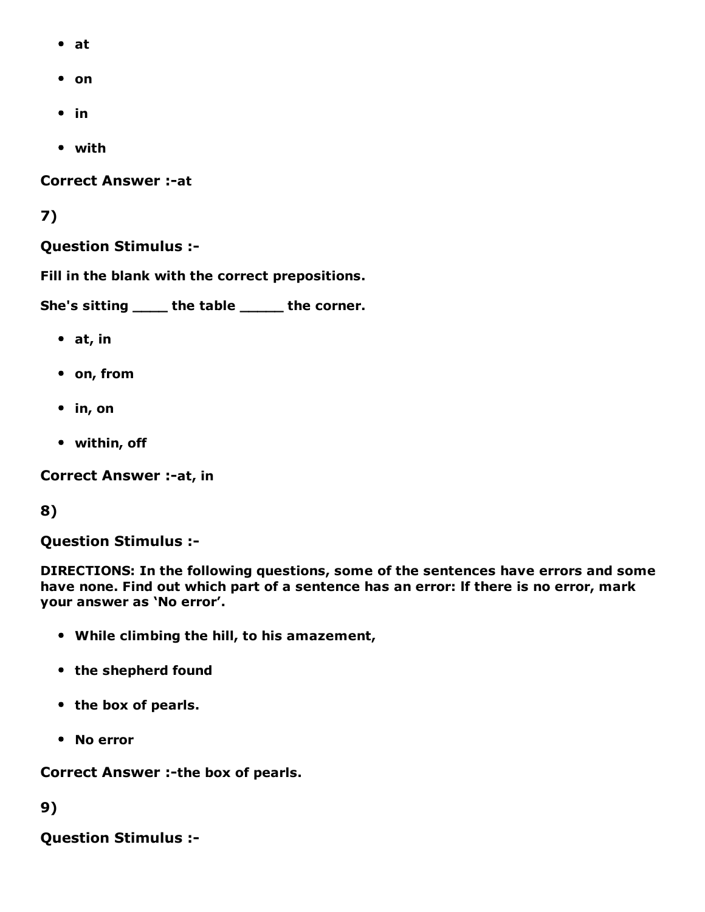- at
- on
- in
- with

**Correct Answer :-at**

**7)**

**Question Stimulus :-**

**Fill in the blank with the correct prepositions.**

**She's sitting ____ the table _____ the corner.**

- at, in
- on, from
- in, on
- within, off

**Correct Answer :-at, in**

**8)**

**Question Stimulus :-**

**DIRECTIONS: In the following questions, some of the sentences have errors and some have none. Find out which part of a sentence has an error: If there is no error, mark your answer as 'No error'.**

- While climbing the hill, to his amazement,
- the shepherd found
- the box of pearls.
- No error

**Correct Answer :-the box of pearls.**

**9)**

**Question Stimulus :-**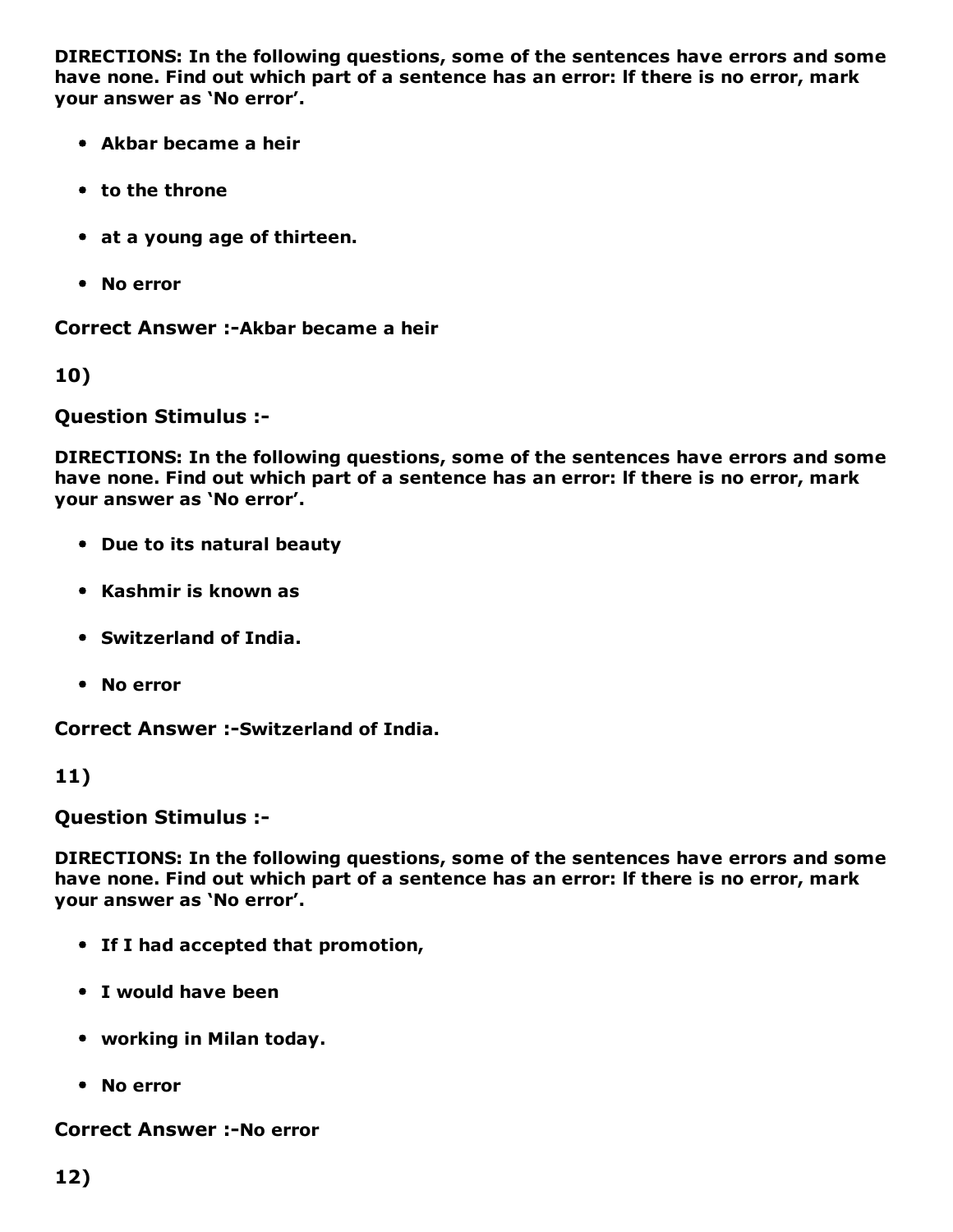**DIRECTIONS: In the following questions, some of the sentences have errors and some have none. Find out which part of a sentence has an error: If there is no error, mark your answer as 'No error'.**

- **Akbar became a heir**
- **to the throne**
- **at a young age of thirteen.**
- **No error**

**Correct Answer :-Akbar became a heir**

**10)**

**Question Stimulus :-**

**DIRECTIONS: In the following questions, some of the sentences have errors and some have none. Find out which part of a sentence has an error: If there is no error, mark your answer as 'No error'.**

- **Due to its natural beauty**
- **Kashmir is known as**
- **Switzerland of India.**
- **No error**

**Correct Answer :-Switzerland of India.**

**11)**

**Question Stimulus :-**

**DIRECTIONS: In the following questions, some of the sentences have errors and some have none. Find out which part of a sentence has an error: If there is no error, mark your answer as 'No error'.**

- **If I had accepted that promotion,**
- **I would have been**
- **working in Milan today.**
- **No error**

**Correct Answer :-No error**

**12)**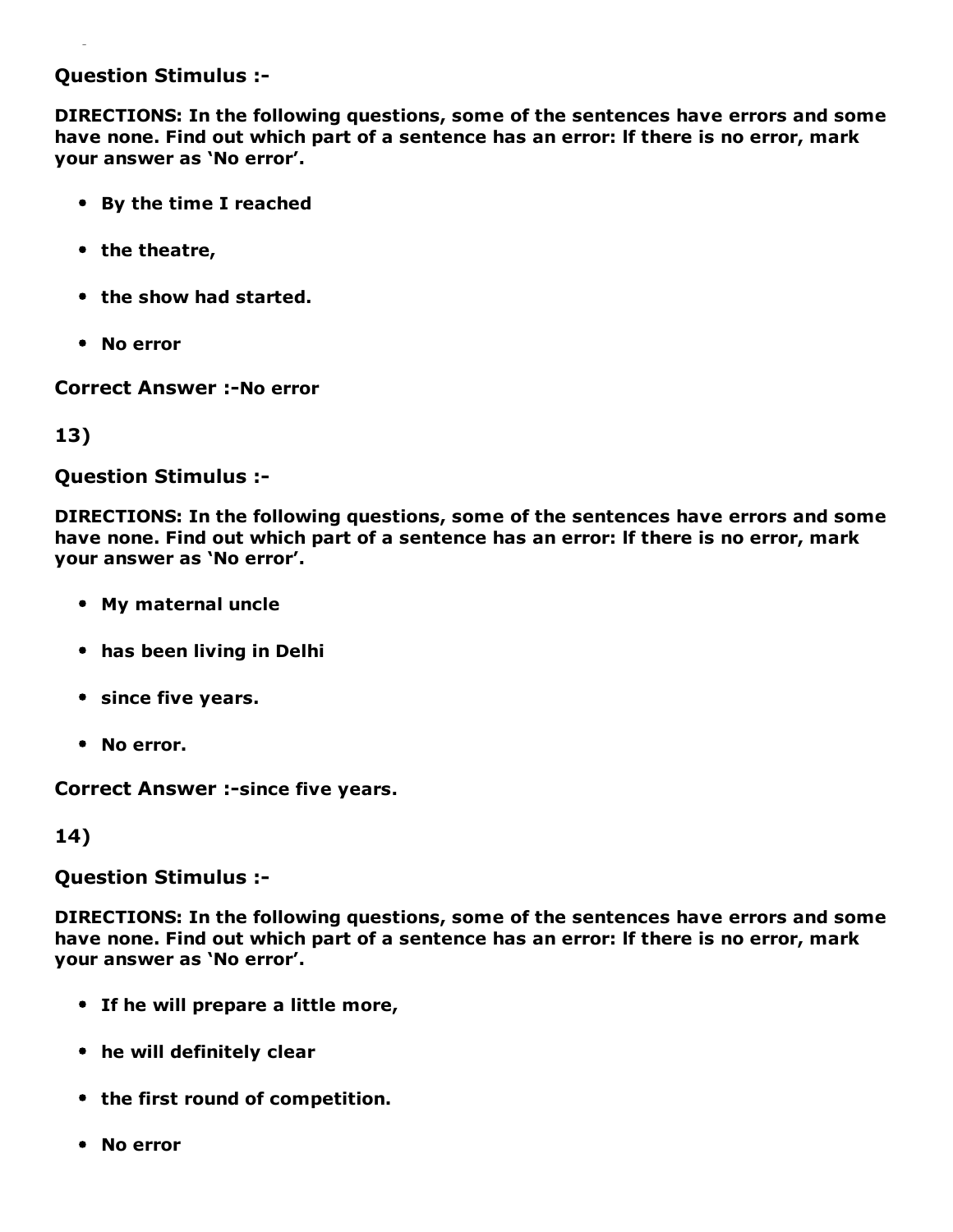**Question Stimulus :-**

**DIRECTIONS: In the following questions, some of the sentences have errors and some have none. Find out which part of a sentence has an error: If there is no error, mark your answer as 'No error'.**

- **By the time I reached**
- **the theatre,**
- **the show had started.**
- **No error**

**Correct Answer :-**No error

**13)**

**Question Stimulus :-**

**DIRECTIONS: In the following questions, some of the sentences have errors and some have none. Find out which part of a sentence has an error: If there is no error, mark your answer as 'No error'.**

- **My maternal uncle**
- **has been living in Delhi**
- **since five years.**
- **No error.**

**Correct Answer :-since five years.**

**14)**

**Question Stimulus :-**

**DIRECTIONS: In the following questions, some of the sentences have errors and some have none. Find out which part of a sentence has an error: If there is no error, mark your answer as 'No error'.**

- **If he will prepare a little more,**
- **he will definitely clear**
- **the first round of competition.**
- **No error**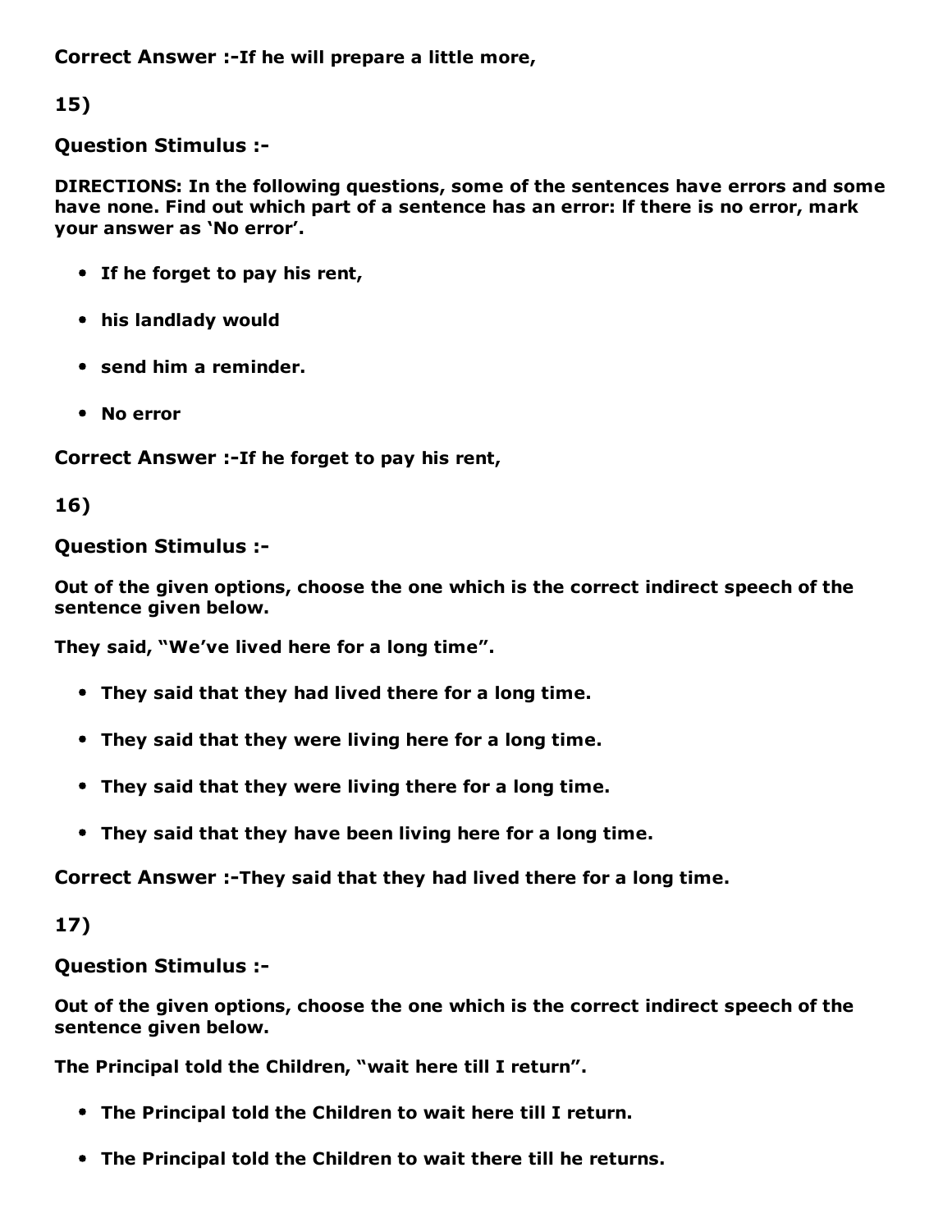**Correct Answer :-If he will prepare a little more,**

**15)**

**Question Stimulus :-**

**DIRECTIONS: In the following questions, some of the sentences have errors and some have none. Find out which part of a sentence has an error: If there is no error, mark your answer as 'No error'.**

- **If he forget to pay his rent,**
- **his landlady would**
- **send him a reminder.**
- **No error**

**Correct Answer :-If he forget to pay his rent,**

**16)**

**Question Stimulus :-**

**Out of the given options, choose the one which is the correct indirect speech of the sentence given below.**

**They said, "We've lived here for a long time".**

- **They said that they had lived there for a long time.**
- **They said that they were living here for a long time.**
- **They said that they were living there for a long time.**
- **They said that they have been living here for a long time.**

**Correct Answer :-They said that they had lived there for a long time.**

**17)**

**Question Stimulus :-**

**Out of the given options, choose the one which is the correct indirect speech of the sentence given below.**

**The Principal told the Children, "wait here till I return".**

- **The Principal told the Children to wait here till I return.**
- **The Principal told the Children to wait there till he returns.**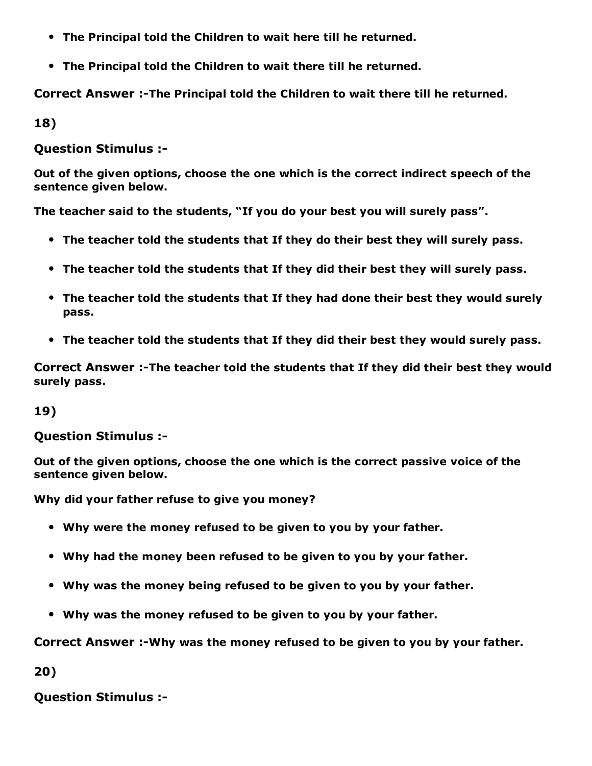- **The Principal told the Children to wait here till he returned.**
- **The Principal told the Children to wait there till he returned.**

**Correct Answer :-The Principal told the Children to wait there till he returned.**

**18)**

**Question Stimulus :-**

**Out of the given options, choose the one which is the correct indirect speech of the sentence given below.**

**The teacher said to the students, "If you do your best you will surely pass".**

- **The teacher told the students that If they do their best they will surely pass.**
- **The teacher told the students that If they did their best they will surely pass.**
- **The teacher told the students that If they had done their best they would surely pass.**
- **The teacher told the students that If they did their best they would surely pass.**

**Correct Answer :-The teacher told the students that If they did their best they would surely pass.**

**19)**

**Question Stimulus :-**

**Out of the given options, choose the one which is the correct passive voice of the sentence given below.**

**Why did your father refuse to give you money?**

- **Why were the money refused to be given to you by your father.**
- **Why had the money been refused to be given to you by your father.**
- **Why was the money being refused to be given to you by your father.**
- **Why was the money refused to be given to you by your father.**

**Correct Answer :-Why was the money refused to be given to you by your father.**

**20)**

**Question Stimulus :-**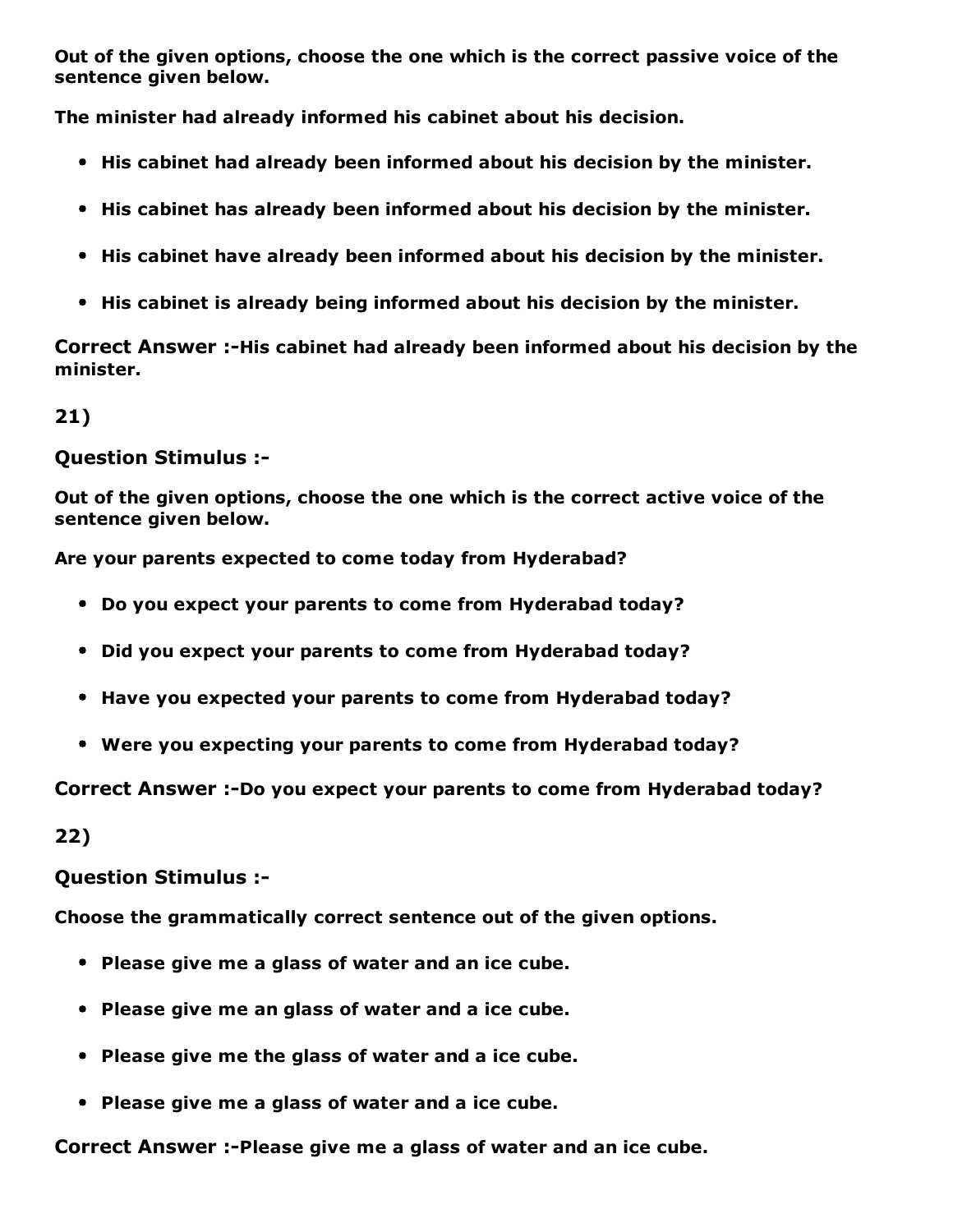**Out of the given options, choose the one which is the correct passive voice of the sentence given below.**

**The minister had already informed his cabinet about his decision.**

- **His cabinet had already been informed about his decision by the minister.**
- **His cabinet has already been informed about his decision by the minister.**
- **His cabinet have already been informed about his decision by the minister.**
- **His cabinet is already being informed about his decision by the minister.**

**Correct Answer :-His cabinet had already been informed about his decision by the minister.**

**21)**

**Question Stimulus :-**

**Out of the given options, choose the one which is the correct active voice of the sentence given below.**

**Are your parents expected to come today from Hyderabad?**

- **Do you expect your parents to come from Hyderabad today?**
- **Did you expect your parents to come from Hyderabad today?**
- **Have you expected your parents to come from Hyderabad today?**
- **Were you expecting your parents to come from Hyderabad today?**

**Correct Answer :-Do you expect your parents to come from Hyderabad today?**

**22)**

**Question Stimulus :-**

**Choose the grammatically correct sentence out of the given options.**

- **Please give me a glass of water and an ice cube.**
- **Please give me an glass of water and a ice cube.**
- **Please give me the glass of water and a ice cube.**
- **Please give me a glass of water and a ice cube.**

**Correct Answer :-Please give me a glass of water and an ice cube.**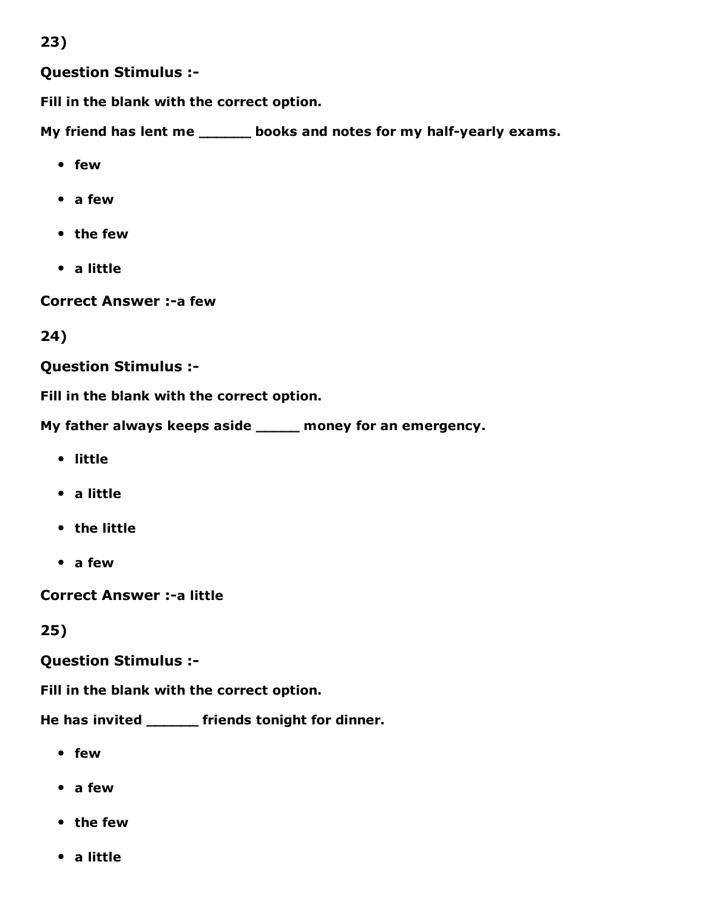23)

**Question Stimulus :-**

**Fill in the blank with the correct option.**

**My friend has lent me ______ books and notes for my half-yearly exams.**

- **few**
- **a few**
- **the few**
- **a little**

**Correct Answer :-a few**

24)

**Question Stimulus :-**

**Fill in the blank with the correct option.**

**My father always keeps aside _____ money for an emergency.**

- **little**
- **a little**
- **the little**
- **a few**

**Correct Answer :-a little**

25)

**Question Stimulus :-**

**Fill in the blank with the correct option.**

**He has invited ______ friends tonight for dinner.**

- **few**
- **a few**
- **the few**
- **a little**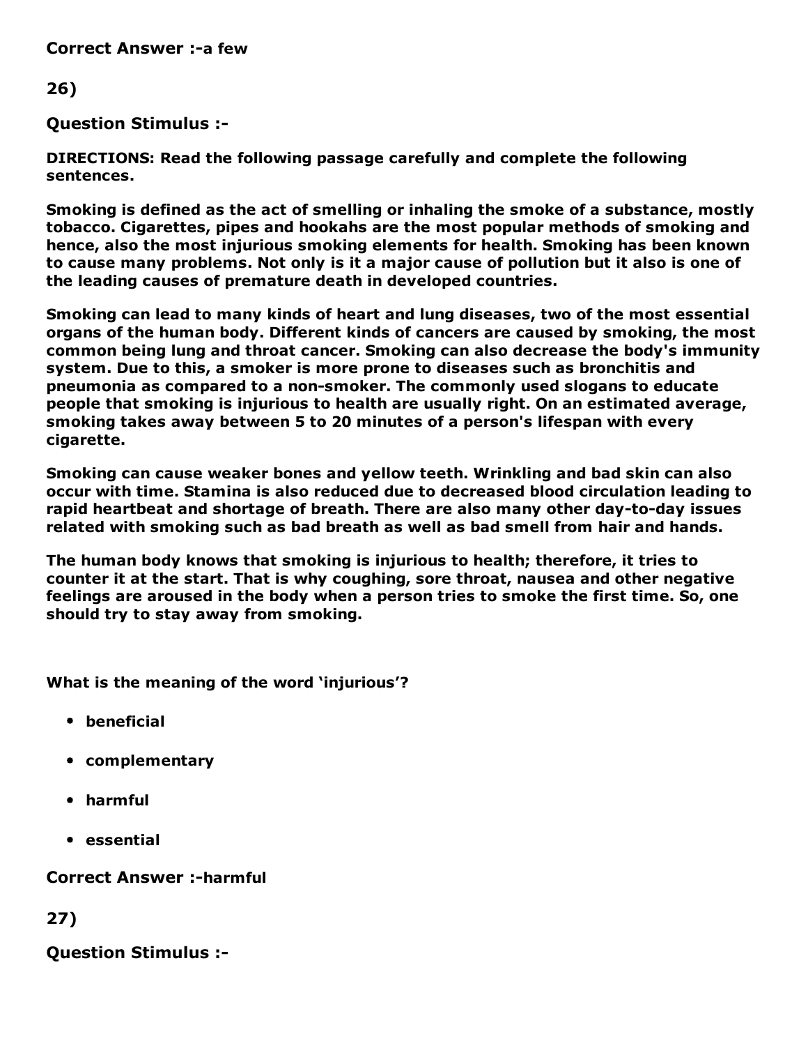**Correct Answer :-**a few

**26)**

**Question Stimulus :-**

**DIRECTIONS: Read the following passage carefully and complete the following sentences.**

**Smoking is defined as the act of smelling or inhaling the smoke of a substance, mostly tobacco. Cigarettes, pipes and hookahs are the most popular methods of smoking and hence, also the most injurious smoking elements for health. Smoking has been known to cause many problems. Not only is it a major cause of pollution but it also is one of the leading causes of premature death in developed countries.**

**Smoking can lead to many kinds of heart and lung diseases, two of the most essential organs of the human body. Different kinds of cancers are caused by smoking, the most common being lung and throat cancer. Smoking can also decrease the body's immunity system. Due to this, a smoker is more prone to diseases such as bronchitis and pneumonia as compared to a non-smoker. The commonly used slogans to educate people that smoking is injurious to health are usually right. On an estimated average, smoking takes away between 5 to 20 minutes of a person's lifespan with every cigarette.**

**Smoking can cause weaker bones and yellow teeth. Wrinkling and bad skin can also occur with time. Stamina is also reduced due to decreased blood circulation leading to rapid heartbeat and shortage of breath. There are also many other day-to-day issues related with smoking such as bad breath as well as bad smell from hair and hands.**

**The human body knows that smoking is injurious to health; therefore, it tries to counter it at the start. That is why coughing, sore throat, nausea and other negative feelings are aroused in the body when a person tries to smoke the first time. So, one should try to stay away from smoking.**

**What is the meaning of the word 'injurious'?**

- **beneficial**
- **complementary**
- **harmful**
- **essential**

**Correct Answer :-**harmful

**27)**

**Question Stimulus :-**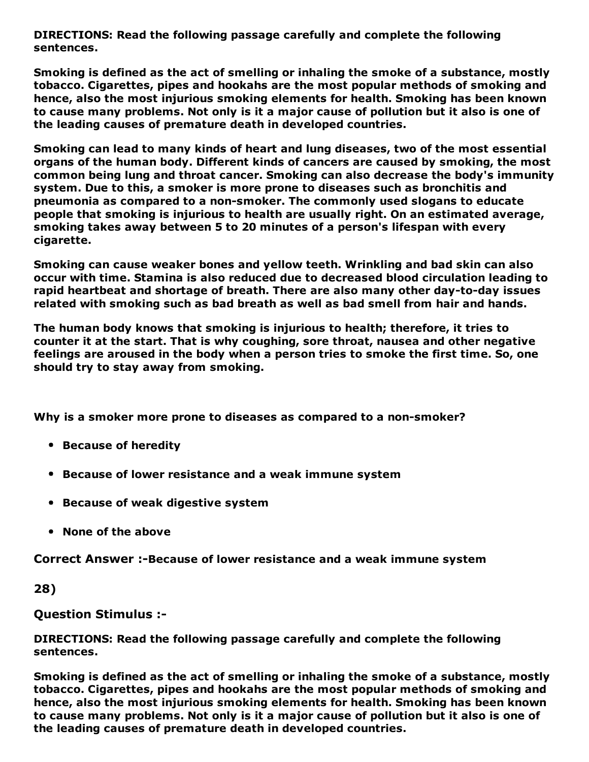**DIRECTIONS: Read the following passage carefully and complete the following sentences.**

**Smoking is defined as the act of smelling or inhaling the smoke of a substance, mostly tobacco. Cigarettes, pipes and hookahs are the most popular methods of smoking and hence, also the most injurious smoking elements for health. Smoking has been known to cause many problems. Not only is it a major cause of pollution but it also is one of the leading causes of premature death in developed countries.**

**Smoking can lead to many kinds of heart and lung diseases, two of the most essential organs of the human body. Different kinds of cancers are caused by smoking, the most common being lung and throat cancer. Smoking can also decrease the body's immunity system. Due to this, a smoker is more prone to diseases such as bronchitis and pneumonia as compared to a non-smoker. The commonly used slogans to educate people that smoking is injurious to health are usually right. On an estimated average, smoking takes away between 5 to 20 minutes of a person's lifespan with every cigarette.**

**Smoking can cause weaker bones and yellow teeth. Wrinkling and bad skin can also occur with time. Stamina is also reduced due to decreased blood circulation leading to rapid heartbeat and shortage of breath. There are also many other day-to-day issues related with smoking such as bad breath as well as bad smell from hair and hands.**

**The human body knows that smoking is injurious to health; therefore, it tries to counter it at the start. That is why coughing, sore throat, nausea and other negative feelings are aroused in the body when a person tries to smoke the first time. So, one should try to stay away from smoking.**

**Why is a smoker more prone to diseases as compared to a non-smoker?**

- **Because of heredity**
- **Because of lower resistance and a weak immune system**
- **Because of weak digestive system**
- **None of the above**

**Correct Answer :-Because of lower resistance and a weak immune system**

**28)**

**Question Stimulus :-**

**DIRECTIONS: Read the following passage carefully and complete the following sentences.**

**Smoking is defined as the act of smelling or inhaling the smoke of a substance, mostly tobacco. Cigarettes, pipes and hookahs are the most popular methods of smoking and hence, also the most injurious smoking elements for health. Smoking has been known to cause many problems. Not only is it a major cause of pollution but it also is one of the leading causes of premature death in developed countries.**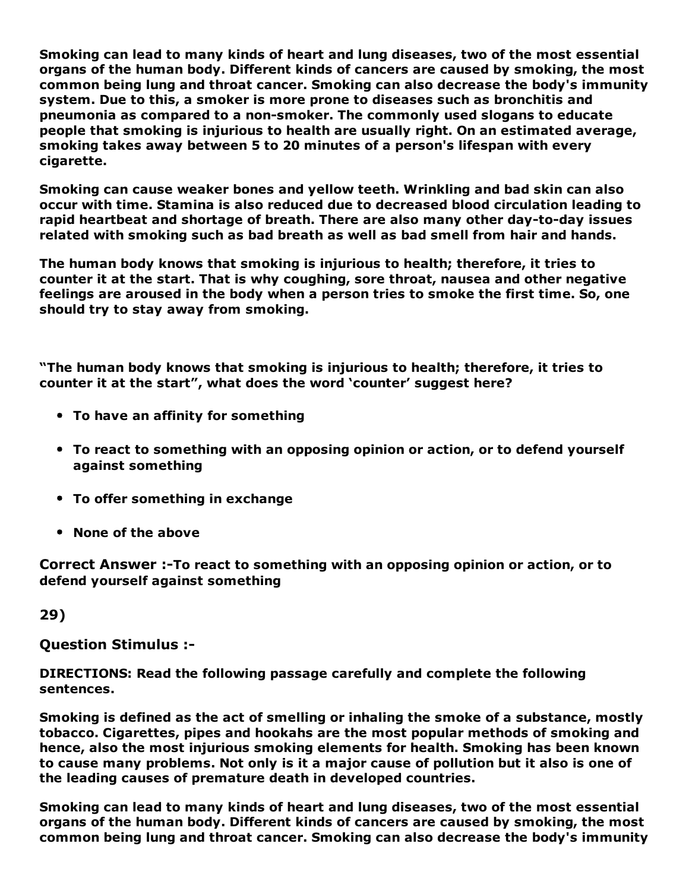**Smoking can lead to many kinds of heart and lung diseases, two of the most essential organs of the human body. Different kinds of cancers are caused by smoking, the most common being lung and throat cancer. Smoking can also decrease the body's immunity system. Due to this, a smoker is more prone to diseases such as bronchitis and pneumonia as compared to a non-smoker. The commonly used slogans to educate people that smoking is injurious to health are usually right. On an estimated average, smoking takes away between 5 to 20 minutes of a person's lifespan with every cigarette.**

**Smoking can cause weaker bones and yellow teeth. Wrinkling and bad skin can also occur with time. Stamina is also reduced due to decreased blood circulation leading to rapid heartbeat and shortage of breath. There are also many other day-to-day issues related with smoking such as bad breath as well as bad smell from hair and hands.**

**The human body knows that smoking is injurious to health; therefore, it tries to counter it at the start. That is why coughing, sore throat, nausea and other negative feelings are aroused in the body when a person tries to smoke the first time. So, one should try to stay away from smoking.**

**"The human body knows that smoking is injurious to health; therefore, it tries to counter it at the start", what does the word 'counter' suggest here?**

- **To have an affinity for something**
- **To react to something with an opposing opinion or action, or to defend yourself against something**
- **To offer something in exchange**
- **None of the above**

**Correct Answer :-To react to something with an opposing opinion or action, or to defend yourself against something**

**29)**

**Question Stimulus :-**

**DIRECTIONS: Read the following passage carefully and complete the following sentences.**

**Smoking is defined as the act of smelling or inhaling the smoke of a substance, mostly tobacco. Cigarettes, pipes and hookahs are the most popular methods of smoking and hence, also the most injurious smoking elements for health. Smoking has been known to cause many problems. Not only is it a major cause of pollution but it also is one of the leading causes of premature death in developed countries.**

**Smoking can lead to many kinds of heart and lung diseases, two of the most essential organs of the human body. Different kinds of cancers are caused by smoking, the most common being lung and throat cancer. Smoking can also decrease the body's immunity**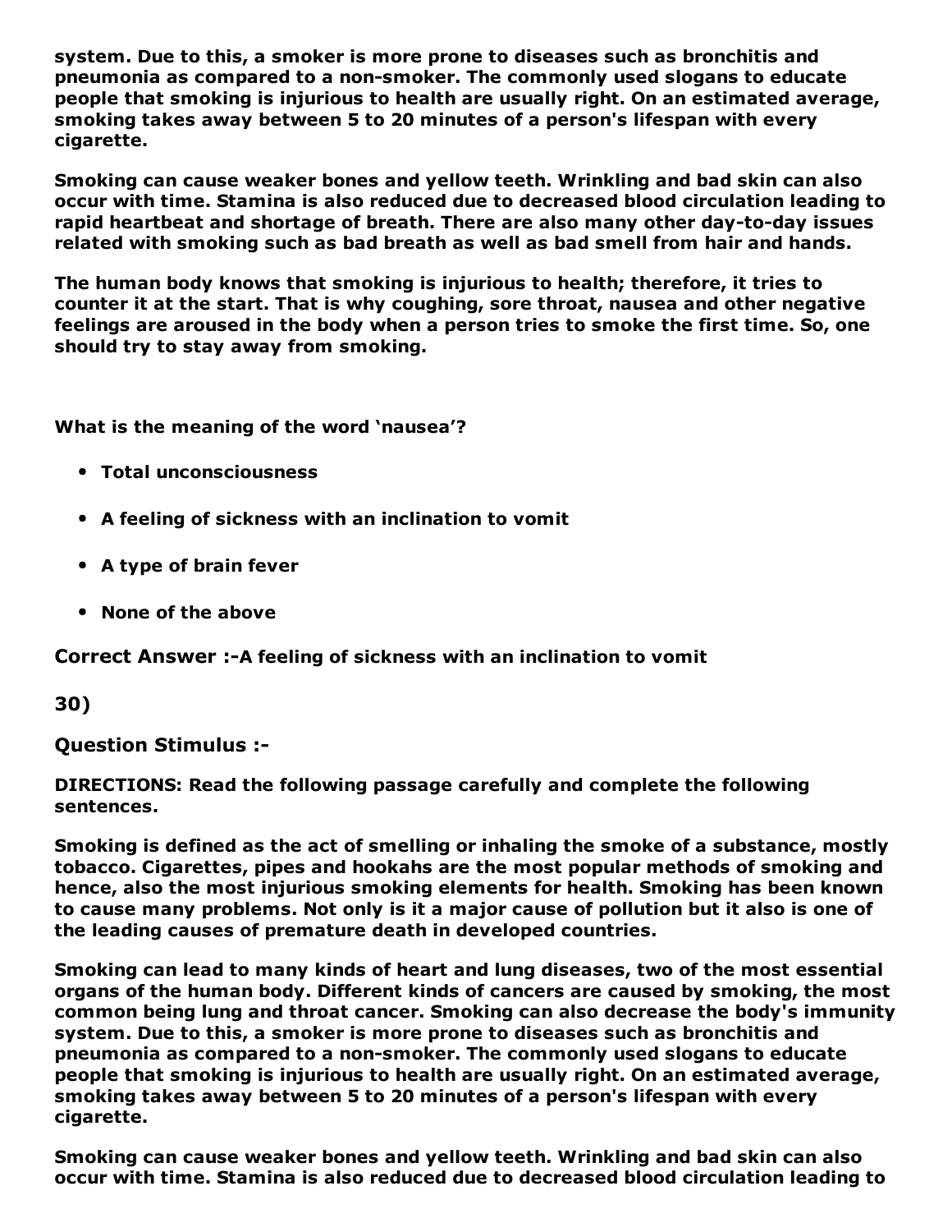**system. Due to this, a smoker is more prone to diseases such as bronchitis and pneumonia as compared to a non-smoker. The commonly used slogans to educate people that smoking is injurious to health are usually right. On an estimated average, smoking takes away between 5 to 20 minutes of a person's lifespan with every cigarette.**

**Smoking can cause weaker bones and yellow teeth. Wrinkling and bad skin can also occur with time. Stamina is also reduced due to decreased blood circulation leading to rapid heartbeat and shortage of breath. There are also many other day-to-day issues related with smoking such as bad breath as well as bad smell from hair and hands.**

**The human body knows that smoking is injurious to health; therefore, it tries to counter it at the start. That is why coughing, sore throat, nausea and other negative feelings are aroused in the body when a person tries to smoke the first time. So, one should try to stay away from smoking.**

**What is the meaning of the word 'nausea'?**

- **Total unconsciousness**
- **A feeling of sickness with an inclination to vomit**
- **A type of brain fever**
- **None of the above**

**Correct Answer :-A feeling of sickness with an inclination to vomit**

**30)**

**Question Stimulus :-**

**DIRECTIONS: Read the following passage carefully and complete the following sentences.**

**Smoking is defined as the act of smelling or inhaling the smoke of a substance, mostly tobacco. Cigarettes, pipes and hookahs are the most popular methods of smoking and hence, also the most injurious smoking elements for health. Smoking has been known to cause many problems. Not only is it a major cause of pollution but it also is one of the leading causes of premature death in developed countries.**

**Smoking can lead to many kinds of heart and lung diseases, two of the most essential organs of the human body. Different kinds of cancers are caused by smoking, the most common being lung and throat cancer. Smoking can also decrease the body's immunity system. Due to this, a smoker is more prone to diseases such as bronchitis and pneumonia as compared to a non-smoker. The commonly used slogans to educate people that smoking is injurious to health are usually right. On an estimated average, smoking takes away between 5 to 20 minutes of a person's lifespan with every cigarette.**

**Smoking can cause weaker bones and yellow teeth. Wrinkling and bad skin can also occur with time. Stamina is also reduced due to decreased blood circulation leading to**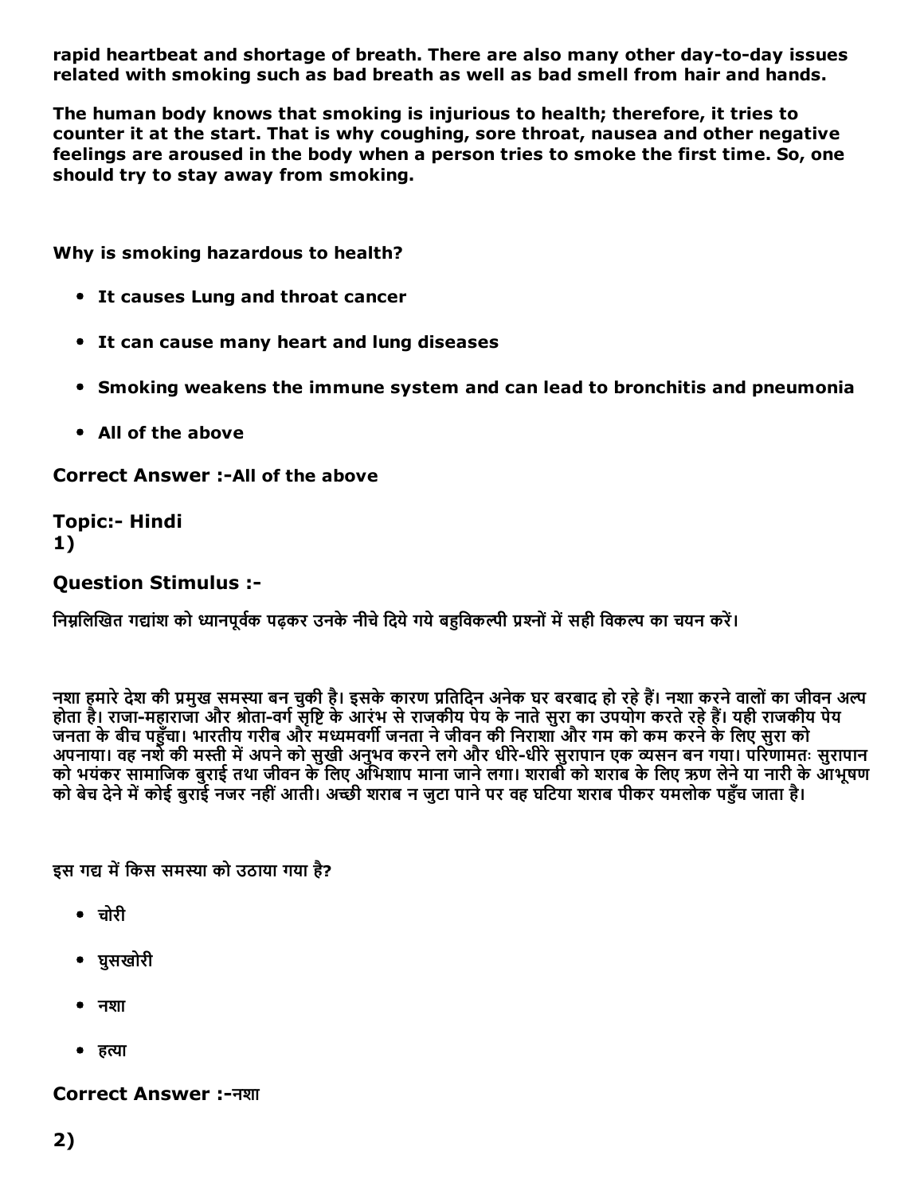**rapid heartbeat and shortage of breath. There are also many other day-to-day issues related with smoking such as bad breath as well as bad smell from hair and hands.**

**The human body knows that smoking is injurious to health; therefore, it tries to counter it at the start. That is why coughing, sore throat, nausea and other negative feelings are aroused in the body when a person tries to smoke the first time. So, one should try to stay away from smoking.**

**Why is smoking hazardous to health?**

- **It causes Lung and throat cancer**
- **It can cause many heart and lung diseases**
- **Smoking weakens the immune system and can lead to bronchitis and pneumonia**
- **All of the above**

**Correct Answer :-All of the above**

**Topic:- Hindi**
**1)**

**Question Stimulus :-**

निम्नलिखित गद्यांश को ध्यानपूर्वक पढ़कर उनके नीचे दिये गये बहुविकल्पी प्रश्नों में सही विकल्प का चयन करें।

नशा हमारे देश की प्रमुख समस्या बन चुकी है। इसके कारण प्रतिदिन अनेक घर बरबाद हो रहे हैं। नशा करने वालों का जीवन अल्प होता है। राजा-महाराजा और श्रोता-वर्ग सृष्टि के आरंभ से राजकीय पेय के नाते सुरा का उपयोग करते रहे हैं। यही राजकीय पेय जनता के बीच पहुँचा। भारतीय गरीब और मध्यमवर्गी जनता ने जीवन की निराशा और गम को कम करने के लिए सुरा को अपनाया। वह नशे की मस्ती में अपने को सुखी अनुभव करने लगे और धीरे-धीरे सुरापान एक व्यसन बन गया। परिणामतः सुरापान को भयंकर सामाजिक बुराई तथा जीवन के लिए अभिशाप माना जाने लगा। शराबी को शराब के लिए ऋण लेने या नारी के आभूषण को बेच देने में कोई बुराई नजर नहीं आती। अच्छी शराब न जुटा पाने पर वह घटिया शराब पीकर यमलोक पहुँच जाता है।

इस गद्य में किस समस्या को उठाया गया है?

- चोरी
- घुसखोरी
- नशा
- हत्या

**Correct Answer :-नशा**

**2)**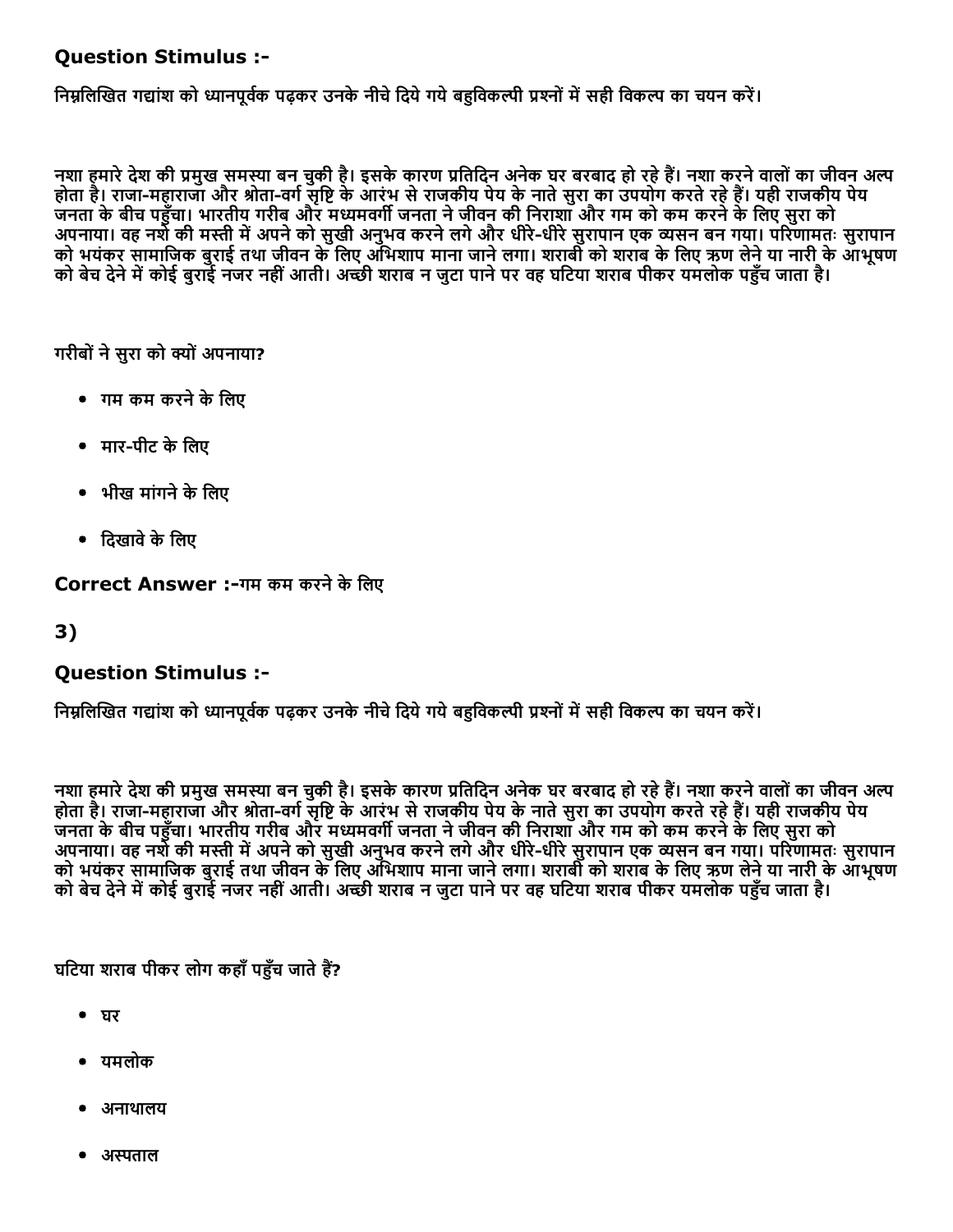## Question Stimulus :-

निम्नलिखित गद्यांश को ध्यानपूर्वक पढ़कर उनके नीचे दिये गये बहुविकल्पी प्रश्नों में सही विकल्प का चयन करें।

नशा हमारे देश की प्रमुख समस्या बन चुकी है। इसके कारण प्रतिदिन अनेक घर बरबाद हो रहे हैं। नशा करने वालों का जीवन अल्प होता है। राजा-महाराजा और श्रोता-वर्ग सृष्टि के आरंभ से राजकीय पेय के नाते सुरा का उपयोग करते रहे हैं। यही राजकीय पेय जनता के बीच पहुँचा। भारतीय गरीब और मध्यमवर्गी जनता ने जीवन की निराशा और गम को कम करने के लिए सुरा को अपनाया। वह नशे की मस्ती में अपने को सुखी अनुभव करने लगे और धीरे-धीरे सुरापान एक व्यसन बन गया। परिणामतः सुरापान को भयंकर सामाजिक बुराई तथा जीवन के लिए अभिशाप माना जाने लगा। शराबी को शराब के लिए ऋण लेने या नारी के आभूषण को बेच देने में कोई बुराई नजर नहीं आती। अच्छी शराब न जुटा पाने पर वह घटिया शराब पीकर यमलोक पहुँच जाता है।

गरीबों ने सुरा को क्यों अपनाया?

- गम कम करने के लिए
- मार-पीट के लिए
- भीख मांगने के लिए
- दिखावे के लिए

**Correct Answer :-**गम कम करने के लिए

## 3)

## Question Stimulus :-

निम्नलिखित गद्यांश को ध्यानपूर्वक पढ़कर उनके नीचे दिये गये बहुविकल्पी प्रश्नों में सही विकल्प का चयन करें।

नशा हमारे देश की प्रमुख समस्या बन चुकी है। इसके कारण प्रतिदिन अनेक घर बरबाद हो रहे हैं। नशा करने वालों का जीवन अल्प होता है। राजा-महाराजा और श्रोता-वर्ग सृष्टि के आरंभ से राजकीय पेय के नाते सुरा का उपयोग करते रहे हैं। यही राजकीय पेय जनता के बीच पहुँचा। भारतीय गरीब और मध्यमवर्गी जनता ने जीवन की निराशा और गम को कम करने के लिए सुरा को अपनाया। वह नशे की मस्ती में अपने को सुखी अनुभव करने लगे और धीरे-धीरे सुरापान एक व्यसन बन गया। परिणामतः सुरापान को भयंकर सामाजिक बुराई तथा जीवन के लिए अभिशाप माना जाने लगा। शराबी को शराब के लिए ऋण लेने या नारी के आभूषण को बेच देने में कोई बुराई नजर नहीं आती। अच्छी शराब न जुटा पाने पर वह घटिया शराब पीकर यमलोक पहुँच जाता है।

घटिया शराब पीकर लोग कहाँ पहुँच जाते हैं?

- घर
- यमलोक
- अनाथालय
- अस्पताल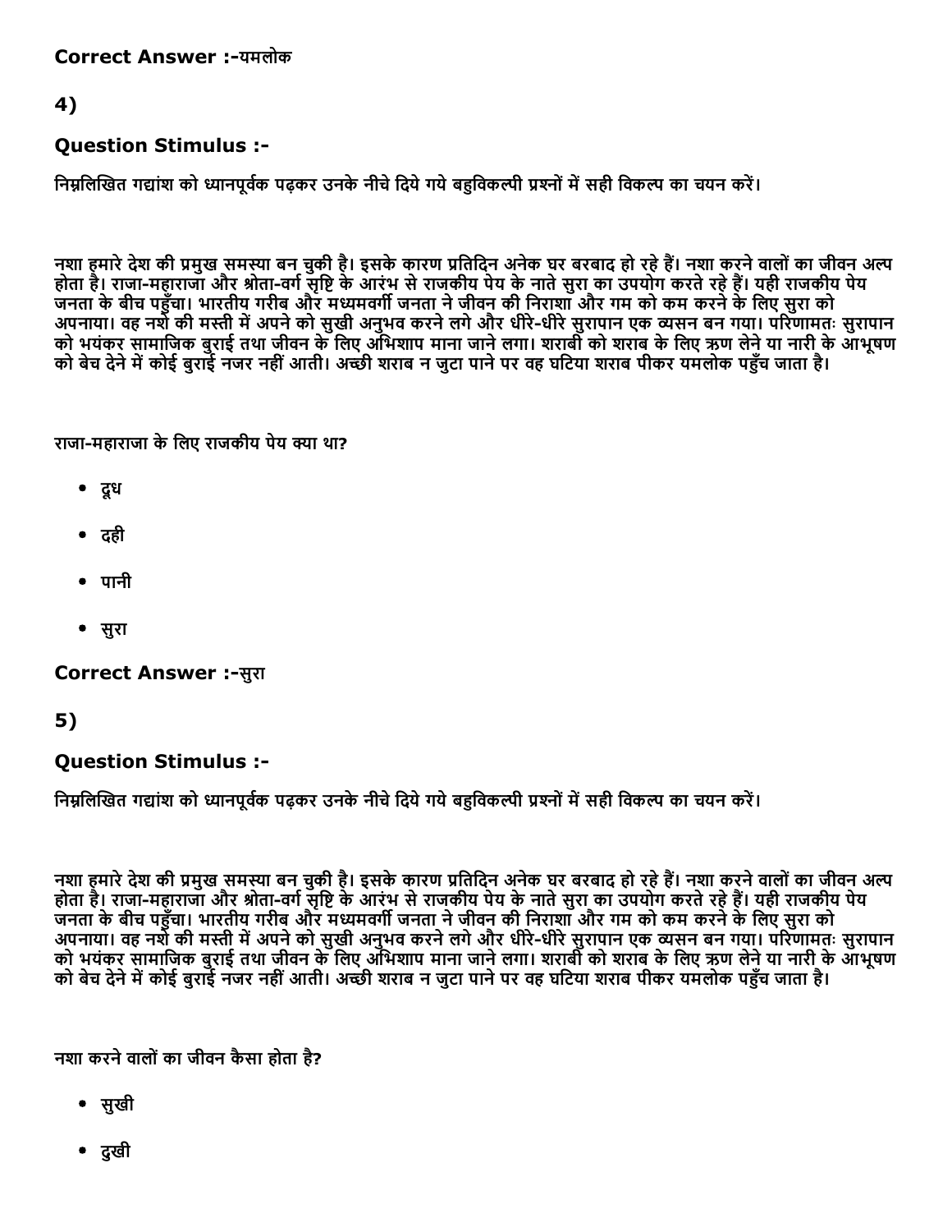**Correct Answer :-**यमलोक

## 4)

### Question Stimulus :-

निम्नलिखित गद्यांश को ध्यानपूर्वक पढ़कर उनके नीचे दिये गये बहुविकल्पी प्रश्नों में सही विकल्प का चयन करें।

नशा हमारे देश की प्रमुख समस्या बन चुकी है। इसके कारण प्रतिदिन अनेक घर बरबाद हो रहे हैं। नशा करने वालों का जीवन अल्प होता है। राजा-महाराजा और श्रोता-वर्ग सृष्टि के आरंभ से राजकीय पेय के नाते सुरा का उपयोग करते रहे हैं। यही राजकीय पेय जनता के बीच पहुँचा। भारतीय गरीब और मध्यमवर्गी जनता ने जीवन की निराशा और गम को कम करने के लिए सुरा को अपनाया। वह नशे की मस्ती में अपने को सुखी अनुभव करने लगे और धीरे-धीरे सुरापान एक व्यसन बन गया। परिणामतः सुरापान को भयंकर सामाजिक बुराई तथा जीवन के लिए अभिशाप माना जाने लगा। शराबी को शराब के लिए ऋण लेने या नारी के आभूषण को बेच देने में कोई बुराई नजर नहीं आती। अच्छी शराब न जुटा पाने पर वह घटिया शराब पीकर यमलोक पहुँच जाता है।

राजा-महाराजा के लिए राजकीय पेय क्या था?

- दूध
- दही
- पानी
- सुरा

**Correct Answer :-**सुरा

## 5)

### Question Stimulus :-

निम्नलिखित गद्यांश को ध्यानपूर्वक पढ़कर उनके नीचे दिये गये बहुविकल्पी प्रश्नों में सही विकल्प का चयन करें।

नशा हमारे देश की प्रमुख समस्या बन चुकी है। इसके कारण प्रतिदिन अनेक घर बरबाद हो रहे हैं। नशा करने वालों का जीवन अल्प होता है। राजा-महाराजा और श्रोता-वर्ग सृष्टि के आरंभ से राजकीय पेय के नाते सुरा का उपयोग करते रहे हैं। यही राजकीय पेय जनता के बीच पहुँचा। भारतीय गरीब और मध्यमवर्गी जनता ने जीवन की निराशा और गम को कम करने के लिए सुरा को अपनाया। वह नशे की मस्ती में अपने को सुखी अनुभव करने लगे और धीरे-धीरे सुरापान एक व्यसन बन गया। परिणामतः सुरापान को भयंकर सामाजिक बुराई तथा जीवन के लिए अभिशाप माना जाने लगा। शराबी को शराब के लिए ऋण लेने या नारी के आभूषण को बेच देने में कोई बुराई नजर नहीं आती। अच्छी शराब न जुटा पाने पर वह घटिया शराब पीकर यमलोक पहुँच जाता है।

नशा करने वालों का जीवन कैसा होता है?

- सुखी
- दुखी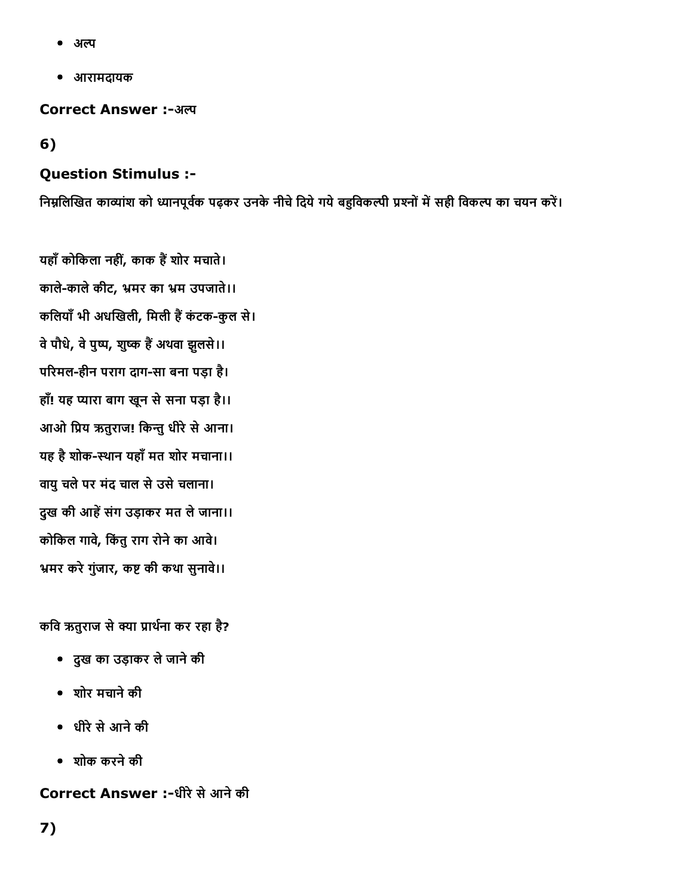- अल्प
- आरामदायक

**Correct Answer :-**अल्प

**6)**

### Question Stimulus :-

निम्नलिखित काव्यांश को ध्यानपूर्वक पढ़कर उनके नीचे दिये गये बहुविकल्पी प्रश्नों में सही विकल्प का चयन करें।

यहाँ कोकिला नहीं, काक हैं शोर मचाते।
काले-काले कीट, भ्रमर का भ्रम उपजाते।।
कलियाँ भी अधखिली, मिली हैं कंटक-कुल से।
वे पौधे, वे पुष्प, शुष्क हैं अथवा झुलसे।।
परिमल-हीन पराग दाग-सा बना पड़ा है।
हाँ! यह प्यारा बाग खून से सना पड़ा है।।
आओ प्रिय ऋतुराज! किन्तु धीरे से आना।
यह है शोक-स्थान यहाँ मत शोर मचाना।।
वायु चले पर मंद चाल से उसे चलाना।
दुख की आहें संग उड़ाकर मत ले जाना।।
कोकिल गावे, किंतु राग रोने का आवे।
भ्रमर करे गुंजार, कष्ट की कथा सुनावे।।

कवि ऋतुराज से क्या प्रार्थना कर रहा है?

- दुख का उड़ाकर ले जाने की
- शोर मचाने की
- धीरे से आने की
- शोक करने की

**Correct Answer :-**धीरे से आने की

**7)**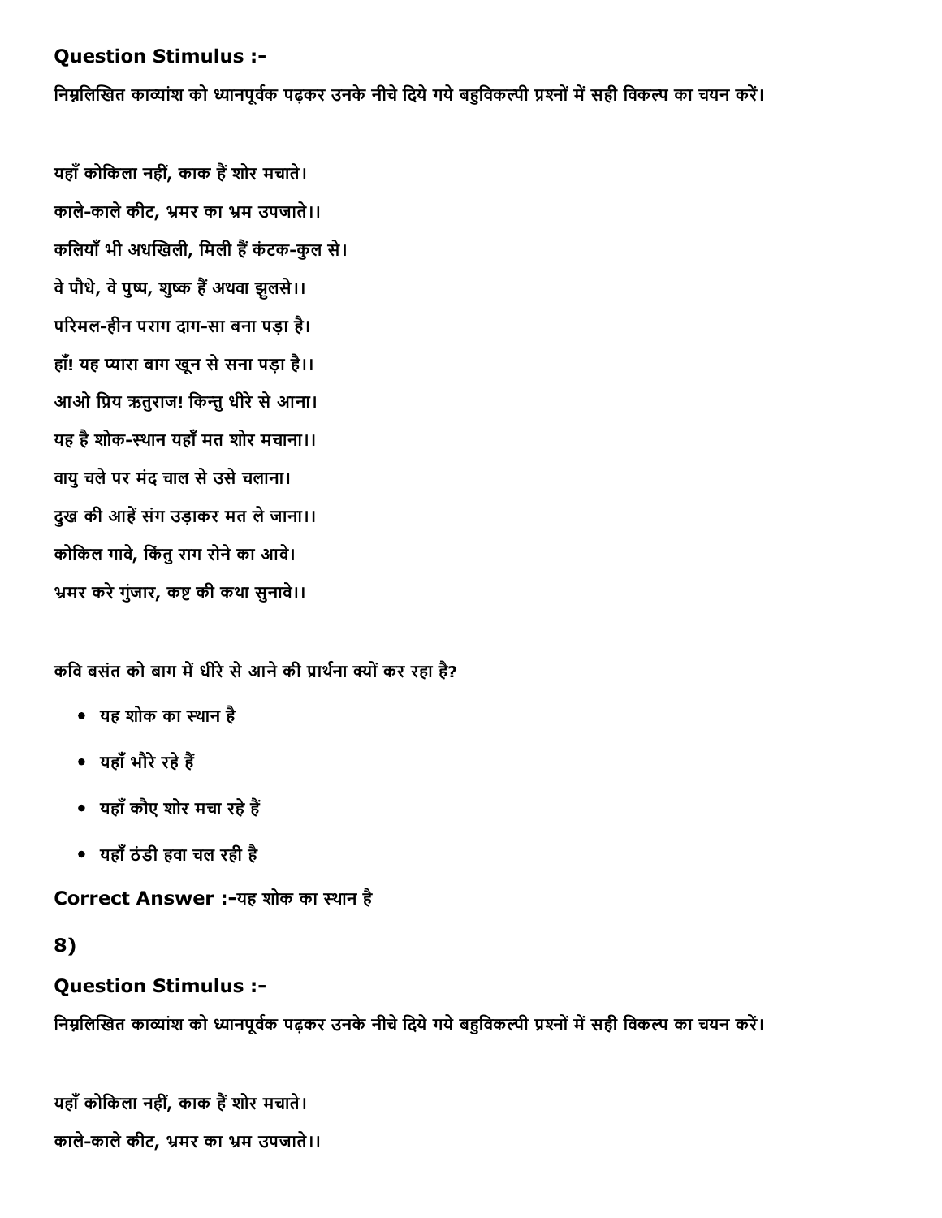### Question Stimulus :-

निम्नलिखित काव्यांश को ध्यानपूर्वक पढ़कर उनके नीचे दिये गये बहुविकल्पी प्रश्नों में सही विकल्प का चयन करें।

यहाँ कोकिला नहीं, काक हैं शोर मचाते।

काले-काले कीट, भ्रमर का भ्रम उपजाते।।

कलियाँ भी अधखिली, मिली हैं कंटक-कुल से।

वे पौधे, वे पुष्प, शुष्क हैं अथवा झुलसे।।

परिमल-हीन पराग दाग-सा बना पड़ा है।

हाँ! यह प्यारा बाग खून से सना पड़ा है।।

आओ प्रिय ऋतुराज! किन्तु धीरे से आना।

यह है शोक-स्थान यहाँ मत शोर मचाना।।

वायु चले पर मंद चाल से उसे चलाना।

दुख की आहें संग उड़ाकर मत ले जाना।।

कोकिल गावे, किंतु राग रोने का आवे।

भ्रमर करे गुंजार, कष्ट की कथा सुनावे।।

कवि बसंत को बाग में धीरे से आने की प्रार्थना क्यों कर रहा है?

- यह शोक का स्थान है
- यहाँ भौरे रहे हैं
- यहाँ कौए शोर मचा रहे हैं
- यहाँ ठंडी हवा चल रही है

**Correct Answer :-**यह शोक का स्थान है

### 8)

### Question Stimulus :-

निम्नलिखित काव्यांश को ध्यानपूर्वक पढ़कर उनके नीचे दिये गये बहुविकल्पी प्रश्नों में सही विकल्प का चयन करें।

यहाँ कोकिला नहीं, काक हैं शोर मचाते।

काले-काले कीट, भ्रमर का भ्रम उपजाते।।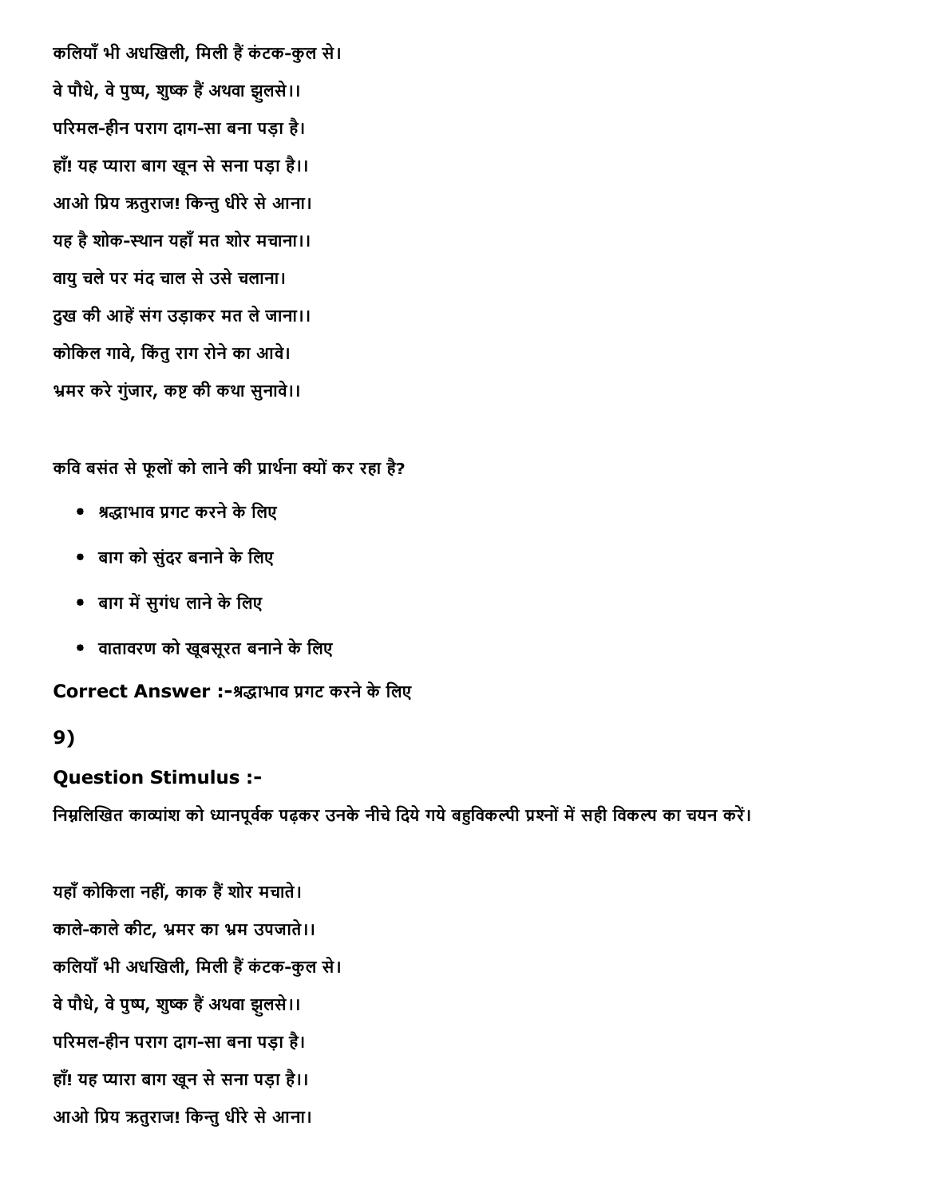कलियाँ भी अधखिली, मिली हैं कंटक-कुल से।

वे पौधे, वे पुष्प, शुष्क हैं अथवा झुलसे।।

परिमल-हीन पराग दाग-सा बना पड़ा है।

हाँ! यह प्यारा बाग खून से सना पड़ा है।।

आओ प्रिय ऋतुराज! किन्तु धीरे से आना।

यह है शोक-स्थान यहाँ मत शोर मचाना।।

वायु चले पर मंद चाल से उसे चलाना।

दुख की आहें संग उड़ाकर मत ले जाना।।

कोकिल गावे, किंतु राग रोने का आवे।

भ्रमर करे गुंजार, कष्ट की कथा सुनावे।।

कवि बसंत से फूलों को लाने की प्रार्थना क्यों कर रहा है?

- श्रद्धाभाव प्रगट करने के लिए
- बाग को सुंदर बनाने के लिए
- बाग में सुगंध लाने के लिए
- वातावरण को खूबसूरत बनाने के लिए

**Correct Answer :-**श्रद्धाभाव प्रगट करने के लिए

## 9)

**Question Stimulus :-**

निम्नलिखित काव्यांश को ध्यानपूर्वक पढ़कर उनके नीचे दिये गये बहुविकल्पी प्रश्नों में सही विकल्प का चयन करें।

यहाँ कोकिला नहीं, काक हैं शोर मचाते।

काले-काले कीट, भ्रमर का भ्रम उपजाते।।

कलियाँ भी अधखिली, मिली हैं कंटक-कुल से।

वे पौधे, वे पुष्प, शुष्क हैं अथवा झुलसे।।

परिमल-हीन पराग दाग-सा बना पड़ा है।

हाँ! यह प्यारा बाग खून से सना पड़ा है।।

आओ प्रिय ऋतुराज! किन्तु धीरे से आना।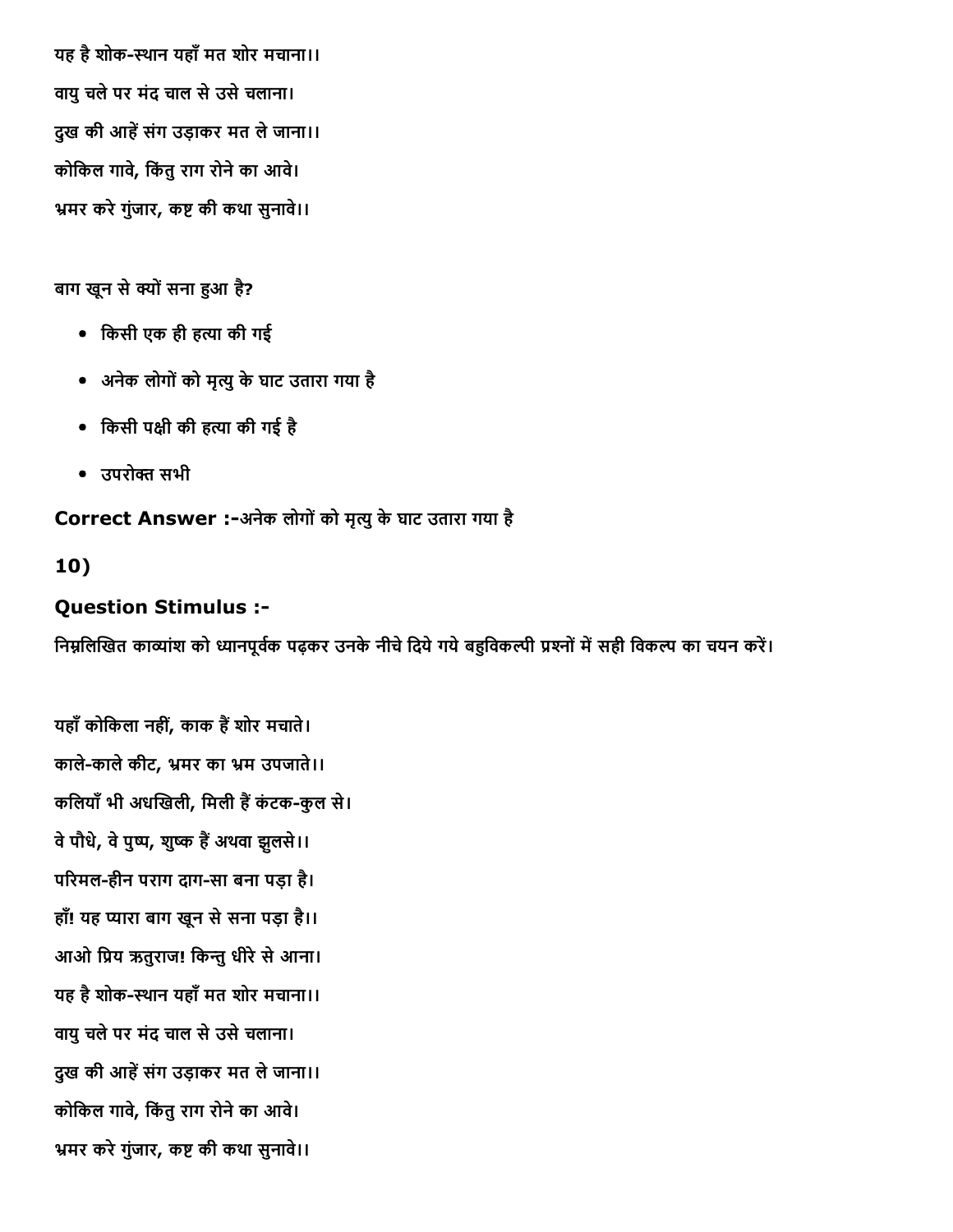यह है शोक-स्थान यहाँ मत शोर मचाना।।

वायु चले पर मंद चाल से उसे चलाना।

दुख की आहें संग उड़ाकर मत ले जाना।।

कोकिल गावे, किंतु राग रोने का आवे।

भ्रमर करे गुंजार, कष्ट की कथा सुनावे।।

बाग खून से क्यों सना हुआ है?

- किसी एक ही हत्या की गई
- अनेक लोगों को मृत्यु के घाट उतारा गया है
- किसी पक्षी की हत्या की गई है
- उपरोक्त सभी

**Correct Answer :-**अनेक लोगों को मृत्यु के घाट उतारा गया है

**10)**

**Question Stimulus :-**

निम्नलिखित काव्यांश को ध्यानपूर्वक पढ़कर उनके नीचे दिये गये बहुविकल्पी प्रश्नों में सही विकल्प का चयन करें।

यहाँ कोकिला नहीं, काक हैं शोर मचाते।

काले-काले कीट, भ्रमर का भ्रम उपजाते।।

कलियाँ भी अधखिली, मिली हैं कंटक-कुल से।

वे पौधे, वे पुष्प, शुष्क हैं अथवा झुलसे।।

परिमल-हीन पराग दाग-सा बना पड़ा है।

हाँ! यह प्यारा बाग खून से सना पड़ा है।।

आओ प्रिय ऋतुराज! किन्तु धीरे से आना।

यह है शोक-स्थान यहाँ मत शोर मचाना।।

वायु चले पर मंद चाल से उसे चलाना।

दुख की आहें संग उड़ाकर मत ले जाना।।

कोकिल गावे, किंतु राग रोने का आवे।

भ्रमर करे गुंजार, कष्ट की कथा सुनावे।।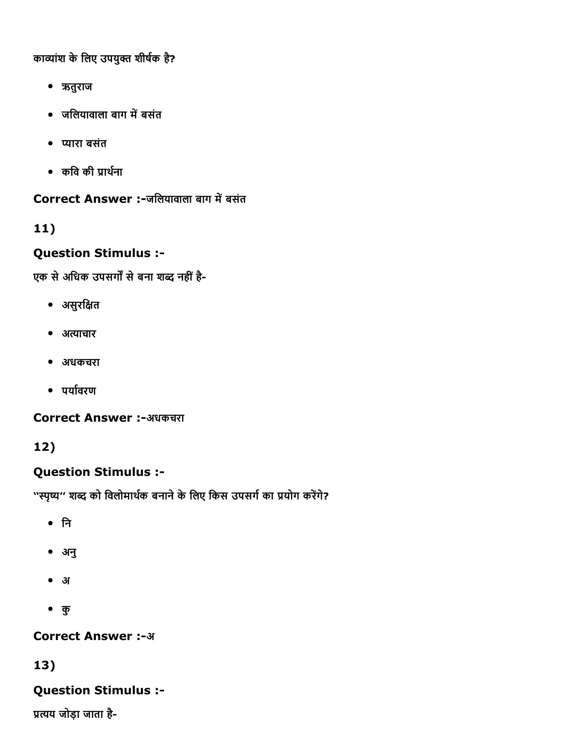काव्यांश के लिए उपयुक्त शीर्षक है?

- ऋतुराज
- जलियावाला बाग में बसंत
- प्यारा बसंत
- कवि की प्रार्थना

**Correct Answer :-**जलियावाला बाग में बसंत

## 11)

### Question Stimulus :-

एक से अधिक उपसर्गों से बना शब्द नहीं है-

- असुरक्षित
- अत्याचार
- अधकचरा
- पर्यावरण

**Correct Answer :-**अधकचरा

## 12)

### Question Stimulus :-

"स्पृष्य" शब्द को विलोमार्थक बनाने के लिए किस उपसर्ग का प्रयोग करेंगे?

- नि
- अनु
- अ
- कु

**Correct Answer :-**अ

## 13)

### Question Stimulus :-

प्रत्यय जोड़ा जाता है-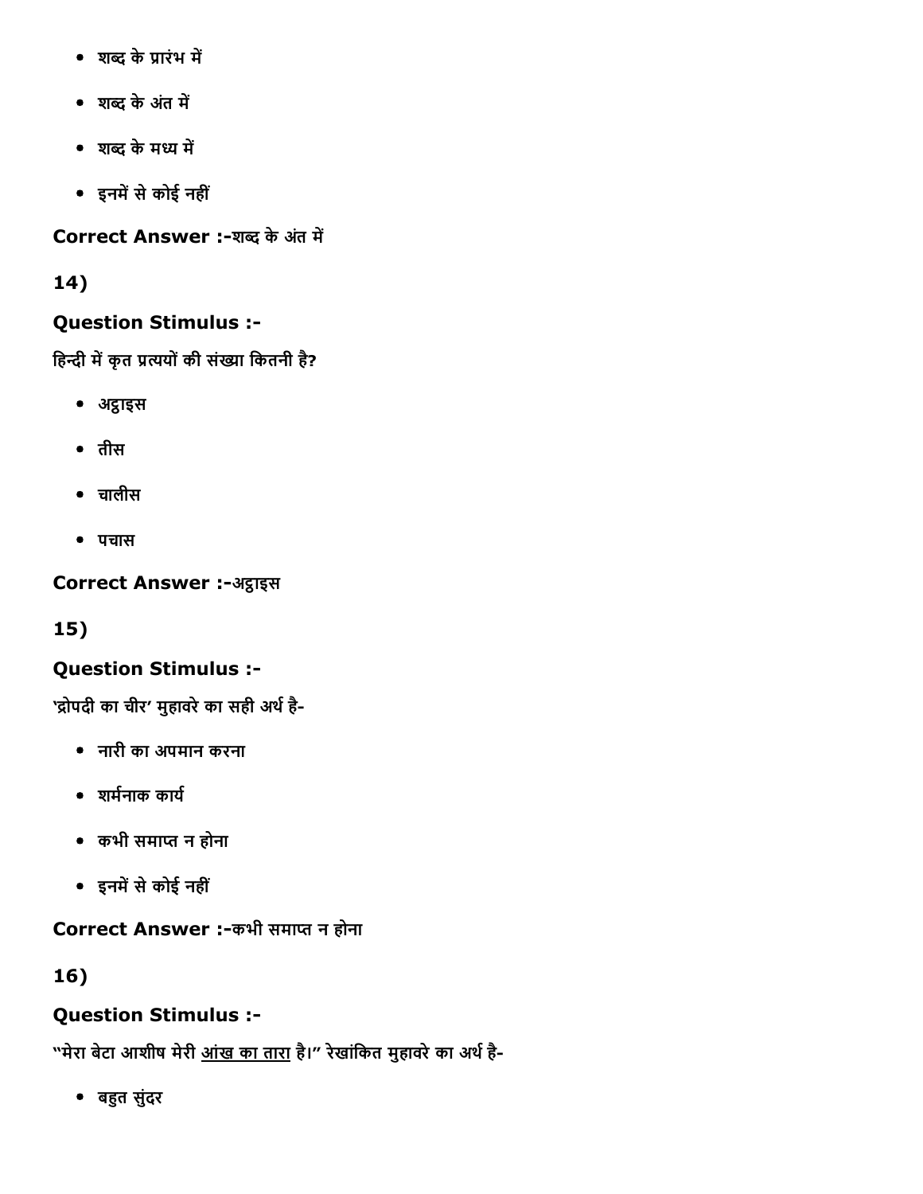- शब्द के प्रारंभ में
- शब्द के अंत में
- शब्द के मध्य में
- इनमें से कोई नहीं

**Correct Answer :-**शब्द के अंत में

**14)**

**Question Stimulus :-**

हिन्दी में कृत प्रत्ययों की संख्या कितनी है?

- अट्ठाइस
- तीस
- चालीस
- पचास

**Correct Answer :-**अट्ठाइस

**15)**

**Question Stimulus :-**

'द्रोपदी का चीर' मुहावरे का सही अर्थ है-

- नारी का अपमान करना
- शर्मनाक कार्य
- कभी समाप्त न होना
- इनमें से कोई नहीं

**Correct Answer :-**कभी समाप्त न होना

**16)**

**Question Stimulus :-**

"मेरा बेटा आशीष मेरी <u>आंख का तारा</u> है।" रेखांकित मुहावरे का अर्थ है-

- बहुत सुंदर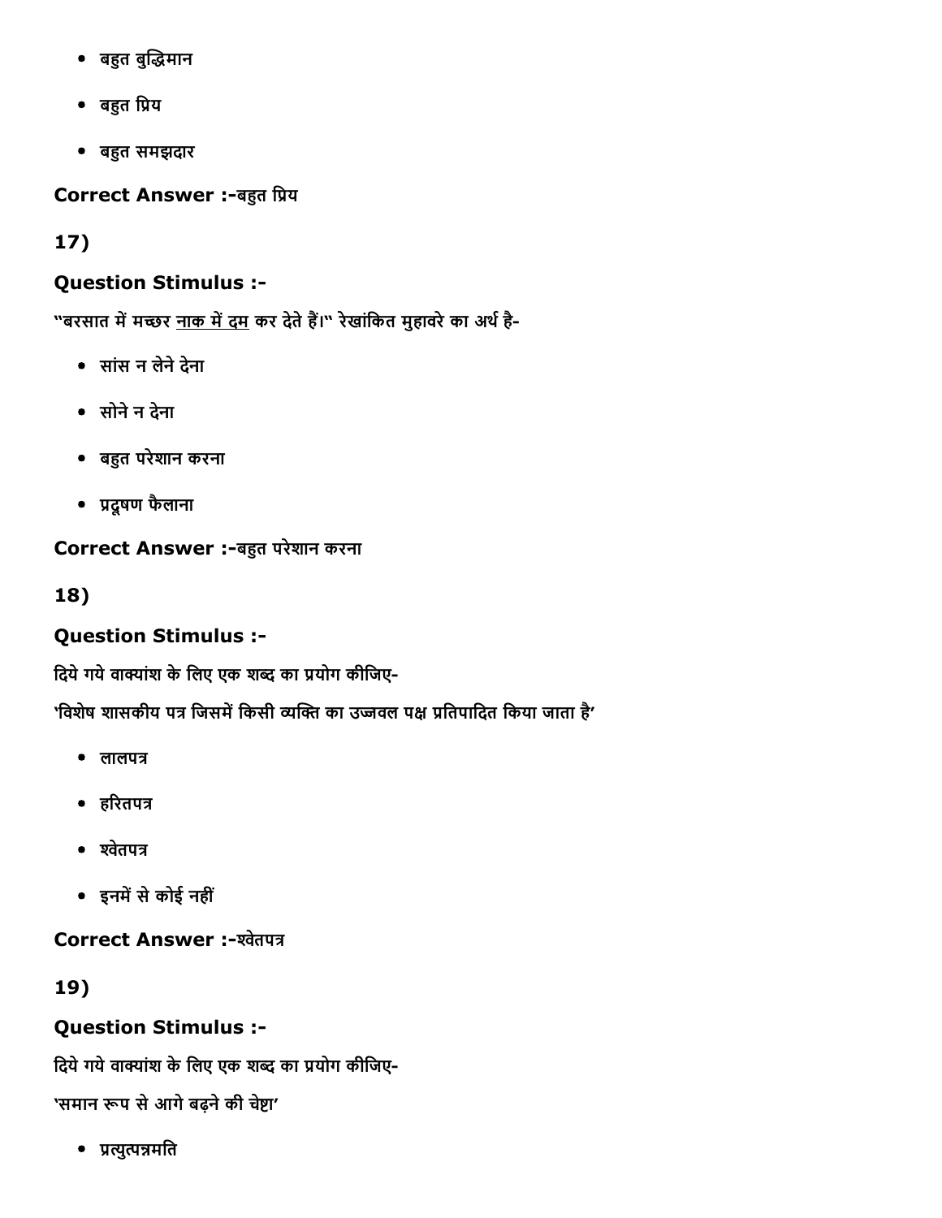- बहुत बुद्धिमान
- बहुत प्रिय
- बहुत समझदार

**Correct Answer :-**बहुत प्रिय

**17)**

### Question Stimulus :-

"बरसात में मच्छर <u>नाक में दम</u> कर देते हैं।" रेखांकित मुहावरे का अर्थ है-

- सांस न लेने देना
- सोने न देना
- बहुत परेशान करना
- प्रदूषण फैलाना

**Correct Answer :-**बहुत परेशान करना

**18)**

### Question Stimulus :-

दिये गये वाक्यांश के लिए एक शब्द का प्रयोग कीजिए-

'विशेष शासकीय पत्र जिसमें किसी व्यक्ति का उज्जवल पक्ष प्रतिपादित किया जाता है'

- लालपत्र
- हरितपत्र
- श्वेतपत्र
- इनमें से कोई नहीं

**Correct Answer :-**श्वेतपत्र

**19)**

### Question Stimulus :-

दिये गये वाक्यांश के लिए एक शब्द का प्रयोग कीजिए-

'समान रूप से आगे बढ़ने की चेष्टा'

- प्रत्युत्पन्नमति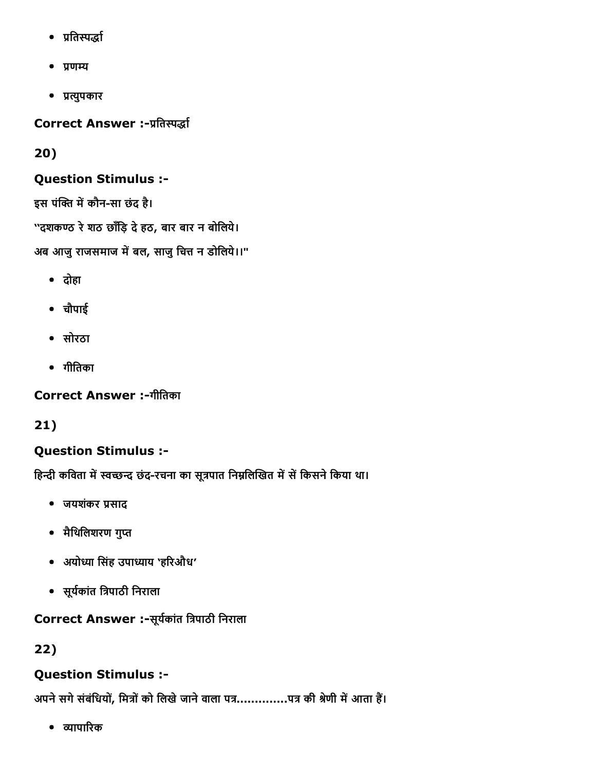- प्रतिस्पर्द्धा
- प्रणम्य
- प्रत्युपकार

**Correct Answer :-**प्रतिस्पर्द्धा

**20)**

**Question Stimulus :-**

इस पंक्ति में कौन-सा छंद है।

"दशकण्ठ रे शठ छाँड़ि दे हठ, बार बार न बोलिये।

अब आजु राजसमाज में बल, साजु चित्त न डोलिये।।"

- दोहा
- चौपाई
- सोरठा
- गीतिका

**Correct Answer :-**गीतिका

**21)**

**Question Stimulus :-**

हिन्दी कविता में स्वच्छन्द छंद-रचना का सूत्रपात निम्नलिखित में सें किसने किया था।

- जयशंकर प्रसाद
- मैथिलिशरण गुप्त
- अयोध्या सिंह उपाध्याय 'हरिऔध'
- सूर्यकांत त्रिपाठी निराला

**Correct Answer :-**सूर्यकांत त्रिपाठी निराला

**22)**

**Question Stimulus :-**

अपने सगे संबंधियों, मित्रों को लिखे जाने वाला पत्र.............पत्र की श्रेणी में आता हैं।

- व्यापारिक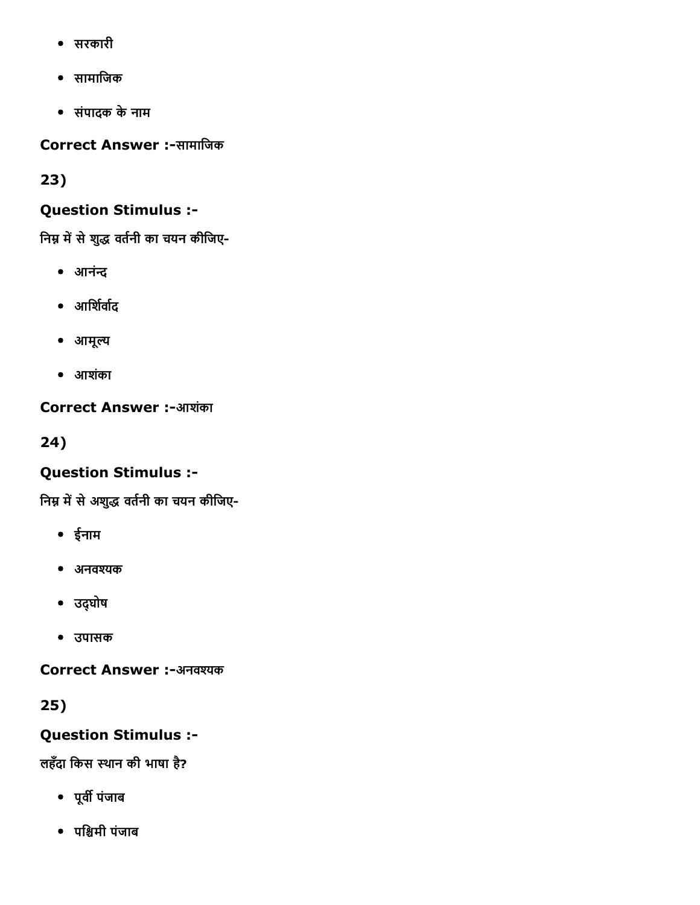- सरकारी
- सामाजिक
- संपादक के नाम

**Correct Answer :-**सामाजिक

**23)**

**Question Stimulus :-**

निम्न में से शुद्ध वर्तनी का चयन कीजिए-

- आनंन्द
- आर्शिर्वाद
- आमूल्य
- आशंका

**Correct Answer :-**आशंका

**24)**

**Question Stimulus :-**

निम्न में से अशुद्ध वर्तनी का चयन कीजिए-

- ईनाम
- अनवश्यक
- उद्घोष
- उपासक

**Correct Answer :-**अनवश्यक

**25)**

**Question Stimulus :-**

लहँदा किस स्थान की भाषा है?

- पूर्वी पंजाब
- पश्चिमी पंजाब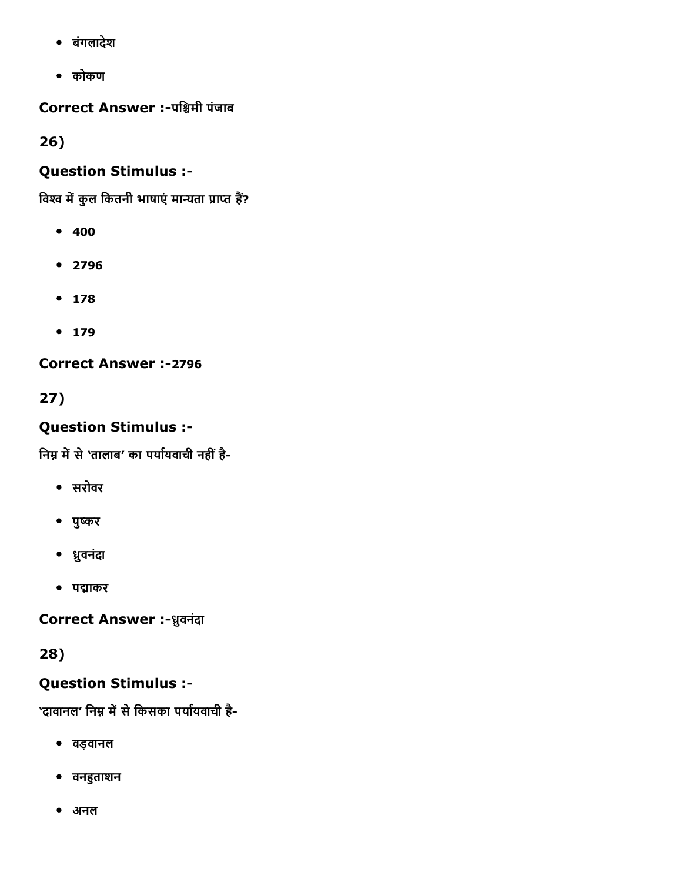- बंगलादेश
- कोकण

**Correct Answer :-**पश्चिमी पंजाब

**26)**

**Question Stimulus :-**

विश्व में कुल कितनी भाषाएं मान्यता प्राप्त हैं?

- 400
- 2796
- 178
- 179

**Correct Answer :-**2796

**27)**

**Question Stimulus :-**

निम्न में से 'तालाब' का पर्यायवाची नहीं है-

- सरोवर
- पुष्कर
- ध्रुवनंदा
- पद्माकर

**Correct Answer :-**ध्रुवनंदा

**28)**

**Question Stimulus :-**

'दावानल' निम्न में से किसका पर्यायवाची है-

- वड़वानल
- वनहुताशन
- अनल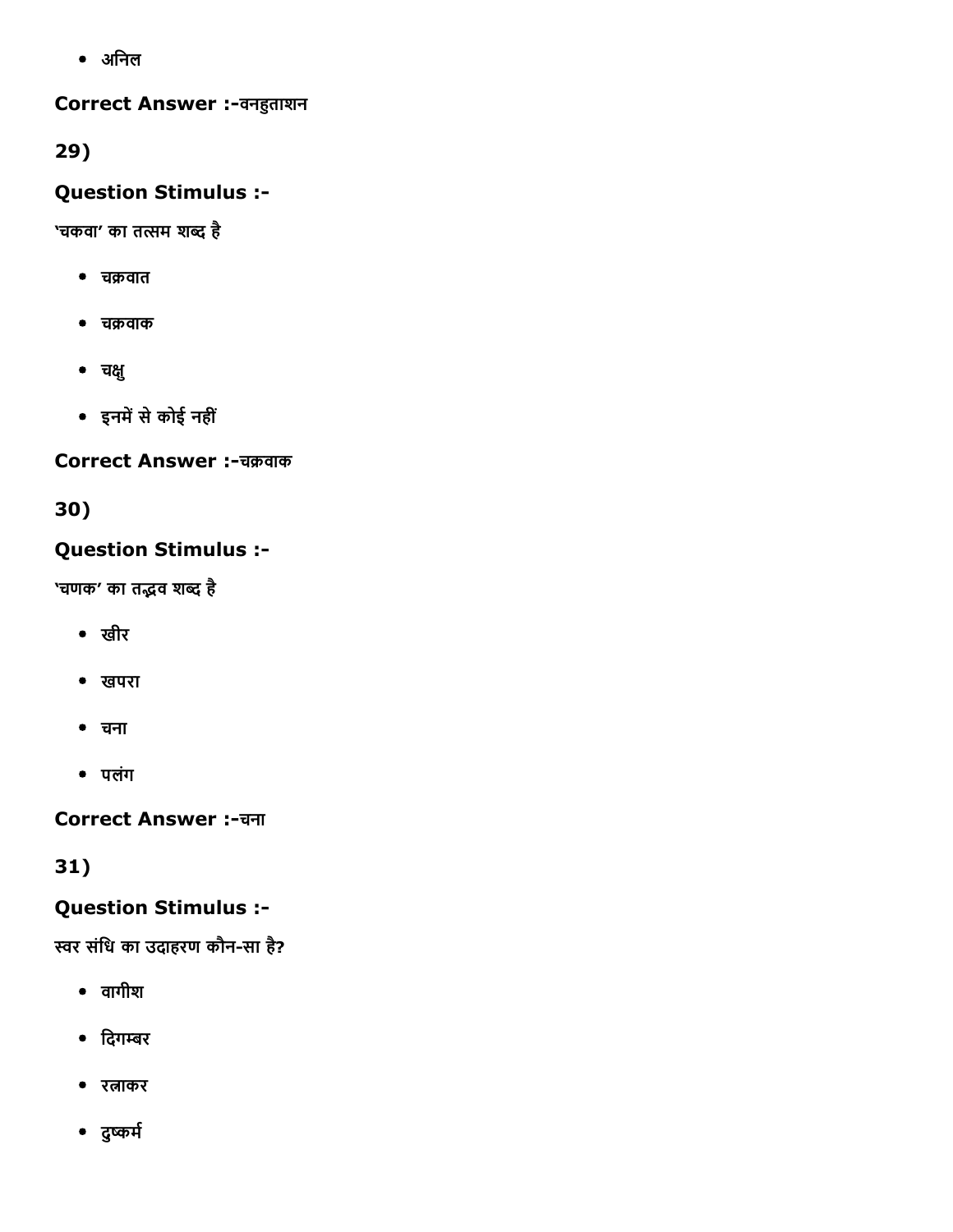- अनिल

**Correct Answer :-**वनहुताशन

**29)**

**Question Stimulus :-**

'चकवा' का तत्सम शब्द है

- चक्रवात
- चक्रवाक
- चक्षु
- इनमें से कोई नहीं

**Correct Answer :-**चक्रवाक

**30)**

**Question Stimulus :-**

'चणक' का तद्भव शब्द है

- खीर
- खपरा
- चना
- पलंग

**Correct Answer :-**चना

**31)**

**Question Stimulus :-**

स्वर संधि का उदाहरण कौन-सा है?

- वागीश
- दिगम्बर
- रत्नाकर
- दुष्कर्म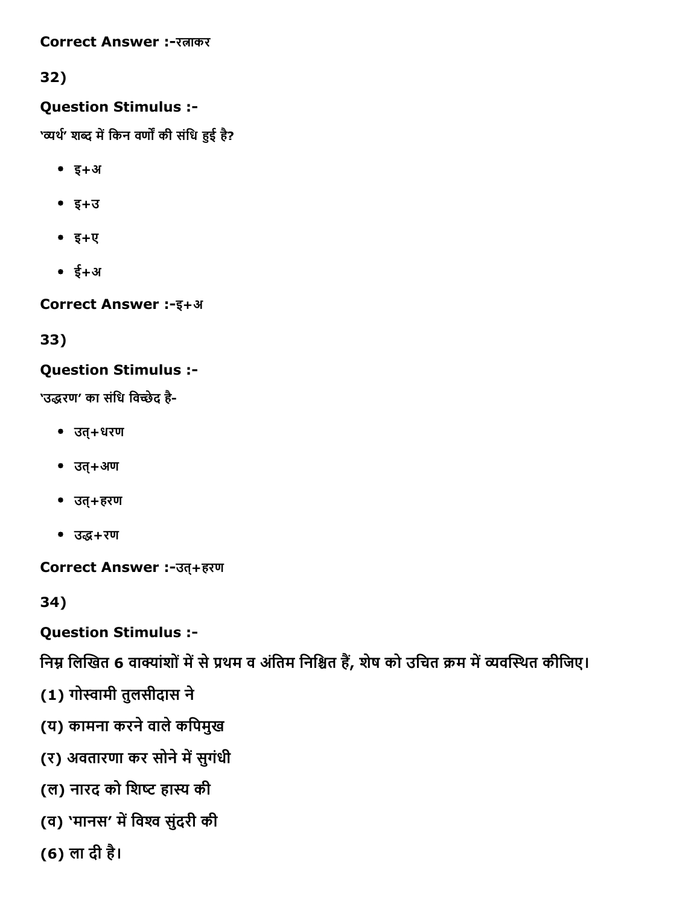**Correct Answer :-**रत्नाकर

32)

**Question Stimulus :-**

'व्यर्थ' शब्द में किन वर्णों की संधि हुई है?

- इ+अ
- इ+उ
- इ+ए
- ई+अ

**Correct Answer :-**इ+अ

33)

**Question Stimulus :-**

'उद्धरण' का संधि विच्छेद है-

- उत्+धरण
- उत्+अण
- उत्+हरण
- उद्ध+रण

**Correct Answer :-**उत्+हरण

34)

**Question Stimulus :-**

निम्न लिखित 6 वाक्यांशों में से प्रथम व अंतिम निश्चित हैं, शेष को उचित क्रम में व्यवस्थित कीजिए।

(1) गोस्वामी तुलसीदास ने

(य) कामना करने वाले कपिमुख

(र) अवतारणा कर सोने में सुगंधी

(ल) नारद को शिष्ट हास्य की

(व) 'मानस' में विश्व सुंदरी की

(6) ला दी है।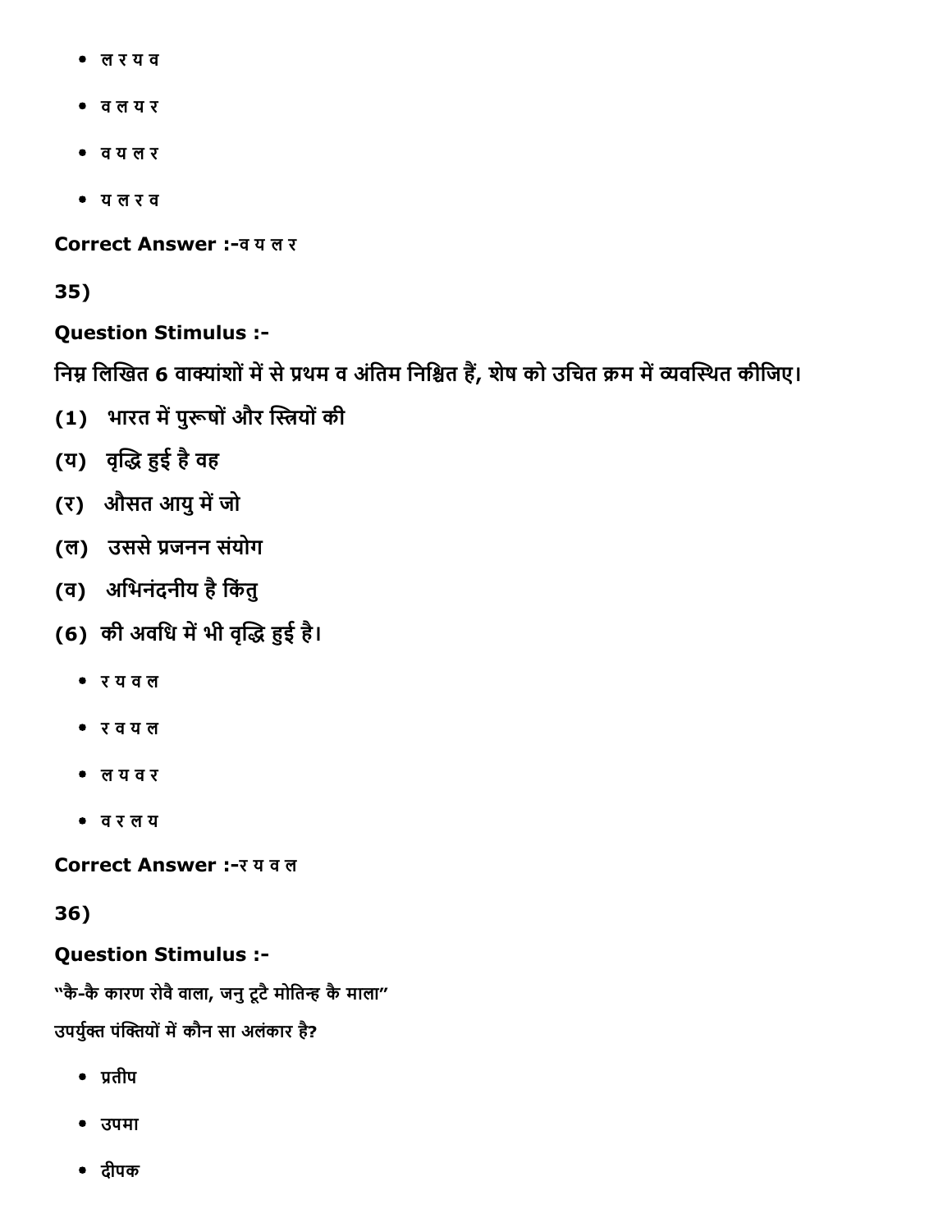- ल र य व
- व ल य र
- व य ल र
- य ल र व

**Correct Answer :-**व य ल र

**35)**

**Question Stimulus :-**

**निम्न लिखित 6 वाक्यांशों में से प्रथम व अंतिम निश्चित हैं, शेष को उचित क्रम में व्यवस्थित कीजिए।**

**(1) भारत में पुरूषों और स्त्रियों की**

**(य) वृद्धि हुई है वह**

**(र) औसत आयु में जो**

**(ल) उससे प्रजनन संयोग**

**(व) अभिनंदनीय है किंतु**

**(6) की अवधि में भी वृद्धि हुई है।**

- र य व ल
- र व य ल
- ल य व र
- व र ल य

**Correct Answer :-**र य व ल

**36)**

**Question Stimulus :-**

"कै-कै कारण रोवै वाला, जनु टूटै मोतिन्ह कै माला"

उपर्युक्त पंक्तियों में कौन सा अलंकार है?

- प्रतीप
- उपमा
- दीपक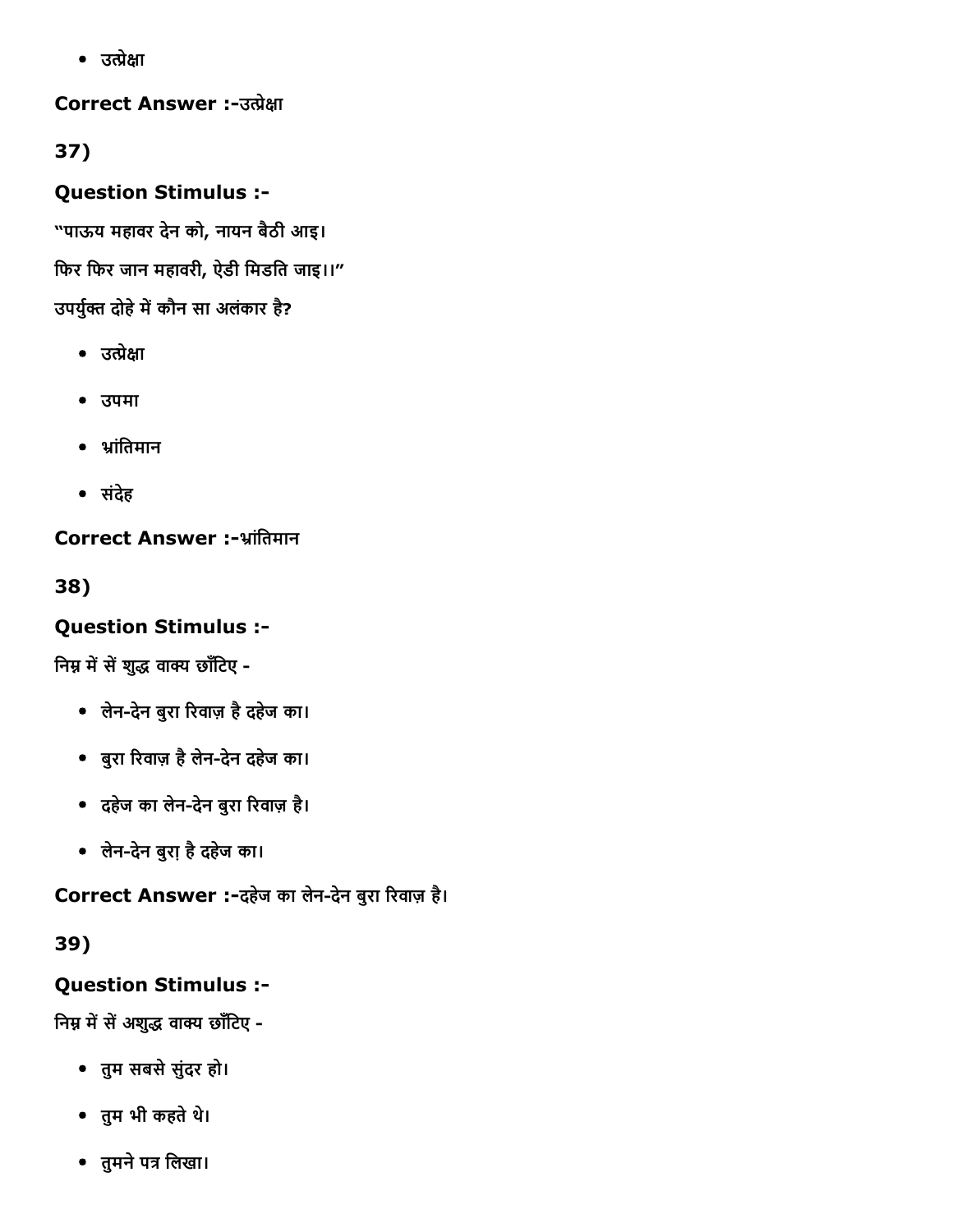- उत्प्रेक्षा

**Correct Answer :-**उत्प्रेक्षा

**37)**

**Question Stimulus :-**

"पाऊय महावर देन को, नायन बैठी आइ।

फिर फिर जान महावरी, ऐडी मिडति जाइ।।"

उपर्युक्त दोहे में कौन सा अलंकार है?

- उत्प्रेक्षा
- उपमा
- भ्रांतिमान
- संदेह

**Correct Answer :-**भ्रांतिमान

**38)**

**Question Stimulus :-**

निम्न में सें शुद्ध वाक्य छाँटिए -

- लेन-देन बुरा रिवाज़ है दहेज का।
- बुरा रिवाज़ है लेन-देन दहेज का।
- दहेज का लेन-देन बुरा रिवाज़ है।
- लेन-देन बुरा है दहेज का।

**Correct Answer :-**दहेज का लेन-देन बुरा रिवाज़ है।

**39)**

**Question Stimulus :-**

निम्न में सें अशुद्ध वाक्य छाँटिए -

- तुम सबसे सुंदर हो।
- तुम भी कहते थे।
- तुमने पत्र लिखा।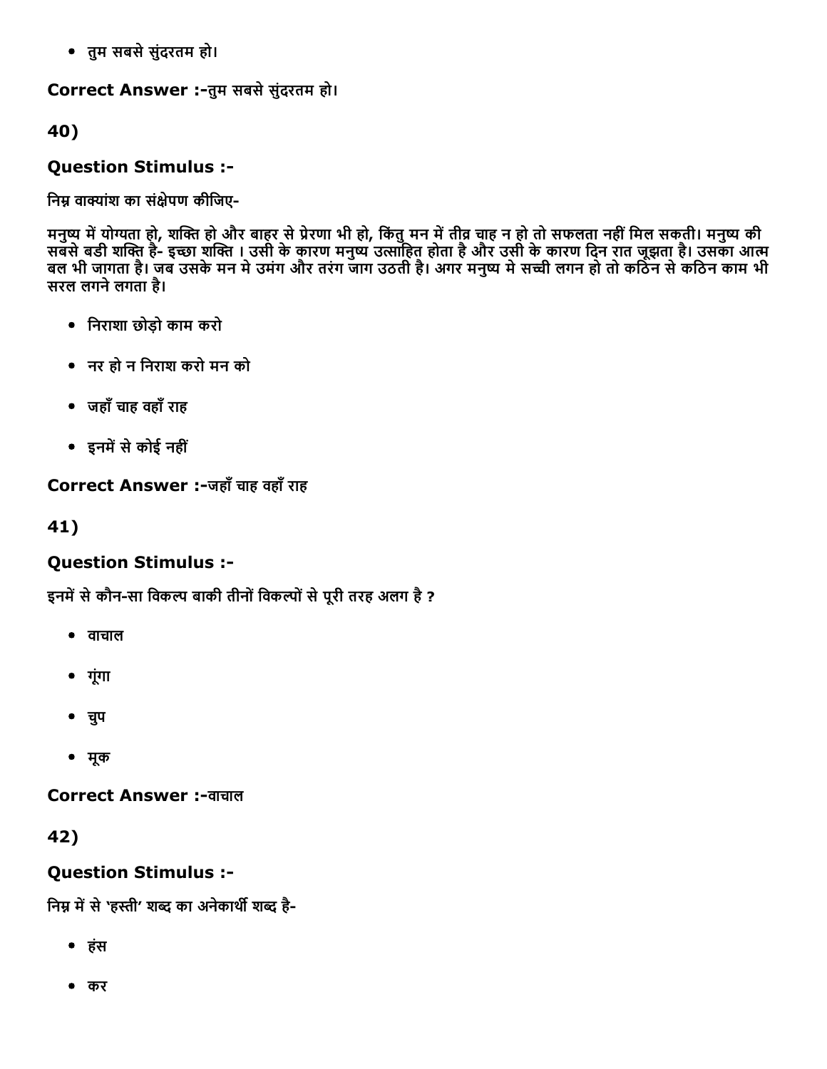- तुम सबसे सुंदरतम हो।

**Correct Answer :-**तुम सबसे सुंदरतम हो।

## 40)

### Question Stimulus :-

निम्न वाक्यांश का संक्षेपण कीजिए-

मनुष्य में योग्यता हो, शक्ति हो और बाहर से प्रेरणा भी हो, किंतु मन में तीव्र चाह न हो तो सफलता नहीं मिल सकती। मनुष्य की सबसे बडी शक्ति है- इच्छा शक्ति । उसी के कारण मनुष्य उत्साहित होता है और उसी के कारण दिन रात जूझता है। उसका आत्म बल भी जागता है। जब उसके मन मे उमंग और तरंग जाग उठती है। अगर मनुष्य मे सच्ची लगन हो तो कठिन से कठिन काम भी सरल लगने लगता है।

- निराशा छोड़ो काम करो
- नर हो न निराश करो मन को
- जहाँ चाह वहाँ राह
- इनमें से कोई नहीं

**Correct Answer :-**जहाँ चाह वहाँ राह

## 41)

### Question Stimulus :-

इनमें से कौन-सा विकल्प बाकी तीनों विकल्पों से पूरी तरह अलग है ?

- वाचाल
- गूंगा
- चुप
- मूक

**Correct Answer :-**वाचाल

## 42)

### Question Stimulus :-

निम्न में से 'हस्ती' शब्द का अनेकार्थी शब्द है-

- हंस
- कर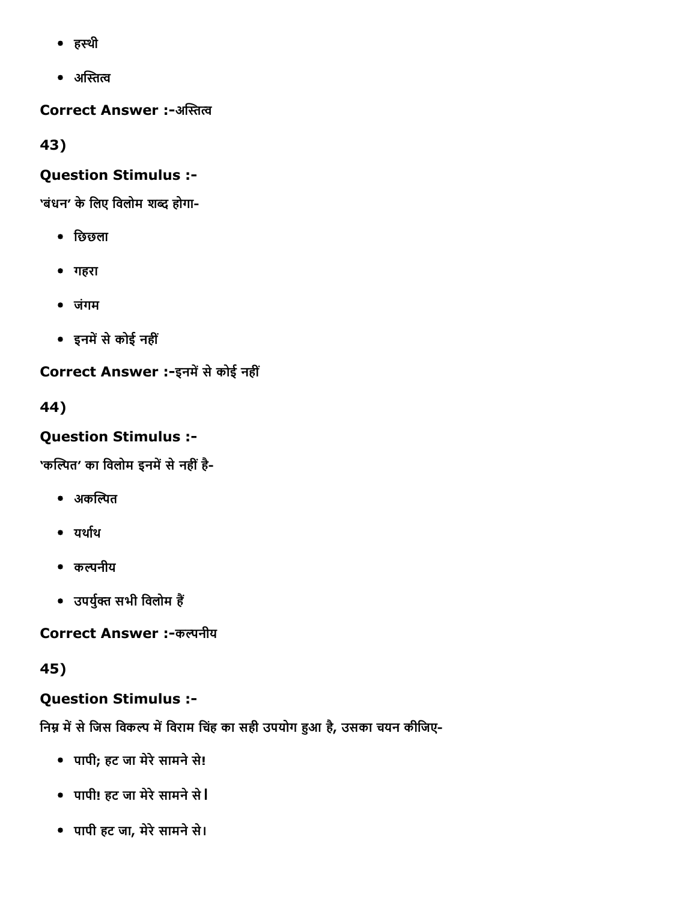- हस्थी
- अस्तित्व

**Correct Answer :-**अस्तित्व

**43)**

**Question Stimulus :-**

'बंधन' के लिए विलोम शब्द होगा-

- छिछला
- गहरा
- जंगम
- इनमें से कोई नहीं

**Correct Answer :-**इनमें से कोई नहीं

**44)**

**Question Stimulus :-**

'कल्पित' का विलोम इनमें से नहीं है-

- अकल्पित
- यर्थाथ
- कल्पनीय
- उपर्युक्त सभी विलोम हैं

**Correct Answer :-**कल्पनीय

**45)**

**Question Stimulus :-**

निम्न में से जिस विकल्प में विराम चिंह का सही उपयोग हुआ है, उसका चयन कीजिए-

- पापी; हट जा मेरे सामने से!
- पापी! हट जा मेरे सामने से।
- पापी हट जा, मेरे सामने से।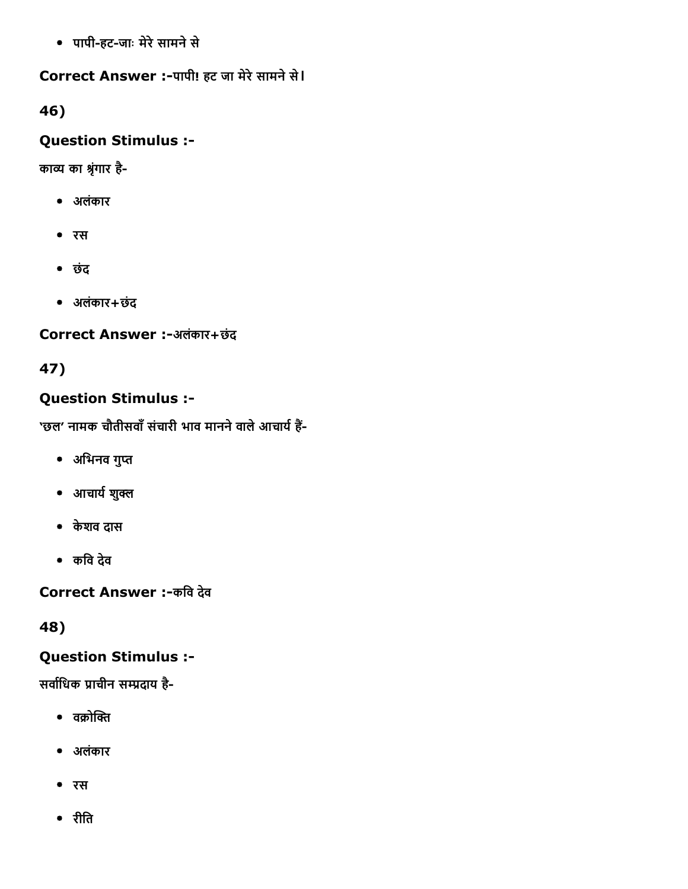- पापी-हट-जाः मेरे सामने से

**Correct Answer :-**पापी! हट जा मेरे सामने से।

**46)**

**Question Stimulus :-**

काव्य का श्रृंगार है-

- अलंकार
- रस
- छंद
- अलंकार+छंद

**Correct Answer :-**अलंकार+छंद

**47)**

**Question Stimulus :-**

'छल' नामक चौतीसवाँ संचारी भाव मानने वाले आचार्य हैं-

- अभिनव गुप्त
- आचार्य शुक्ल
- केशव दास
- कवि देव

**Correct Answer :-**कवि देव

**48)**

**Question Stimulus :-**

सर्वाधिक प्राचीन सम्प्रदाय है-

- वक्रोक्ति
- अलंकार
- रस
- रीति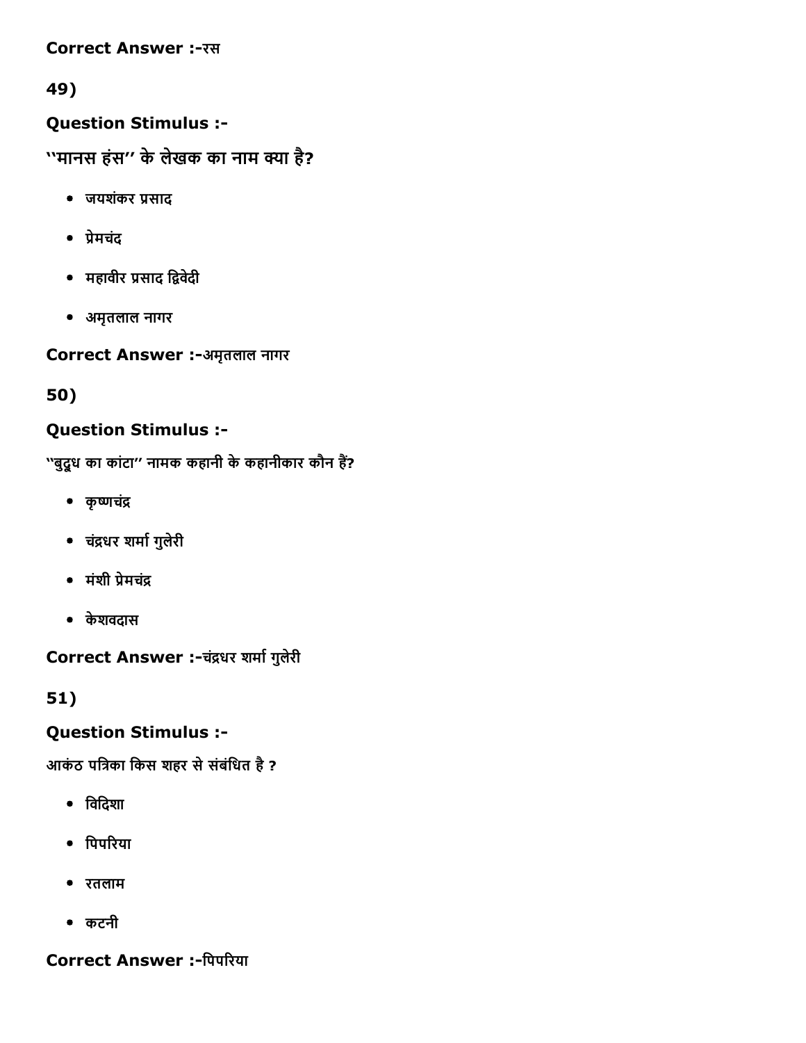**Correct Answer :-**रस

**49)**

**Question Stimulus :-**

**''मानस हंस'' के लेखक का नाम क्या है?**

- जयशंकर प्रसाद
- प्रेमचंद
- महावीर प्रसाद द्विवेदी
- अमृतलाल नागर

**Correct Answer :-**अमृतलाल नागर

**50)**

**Question Stimulus :-**

**''बुद्धू का कांटा'' नामक कहानी के कहानीकार कौन हैं?**

- कृष्णचंद्र
- चंद्रधर शर्मा गुलेरी
- मंशी प्रेमचंद्र
- केशवदास

**Correct Answer :-**चंद्रधर शर्मा गुलेरी

**51)**

**Question Stimulus :-**

**आकंठ पत्रिका किस शहर से संबंधित है ?**

- विदिशा
- पिपरिया
- रतलाम
- कटनी

**Correct Answer :-**पिपरिया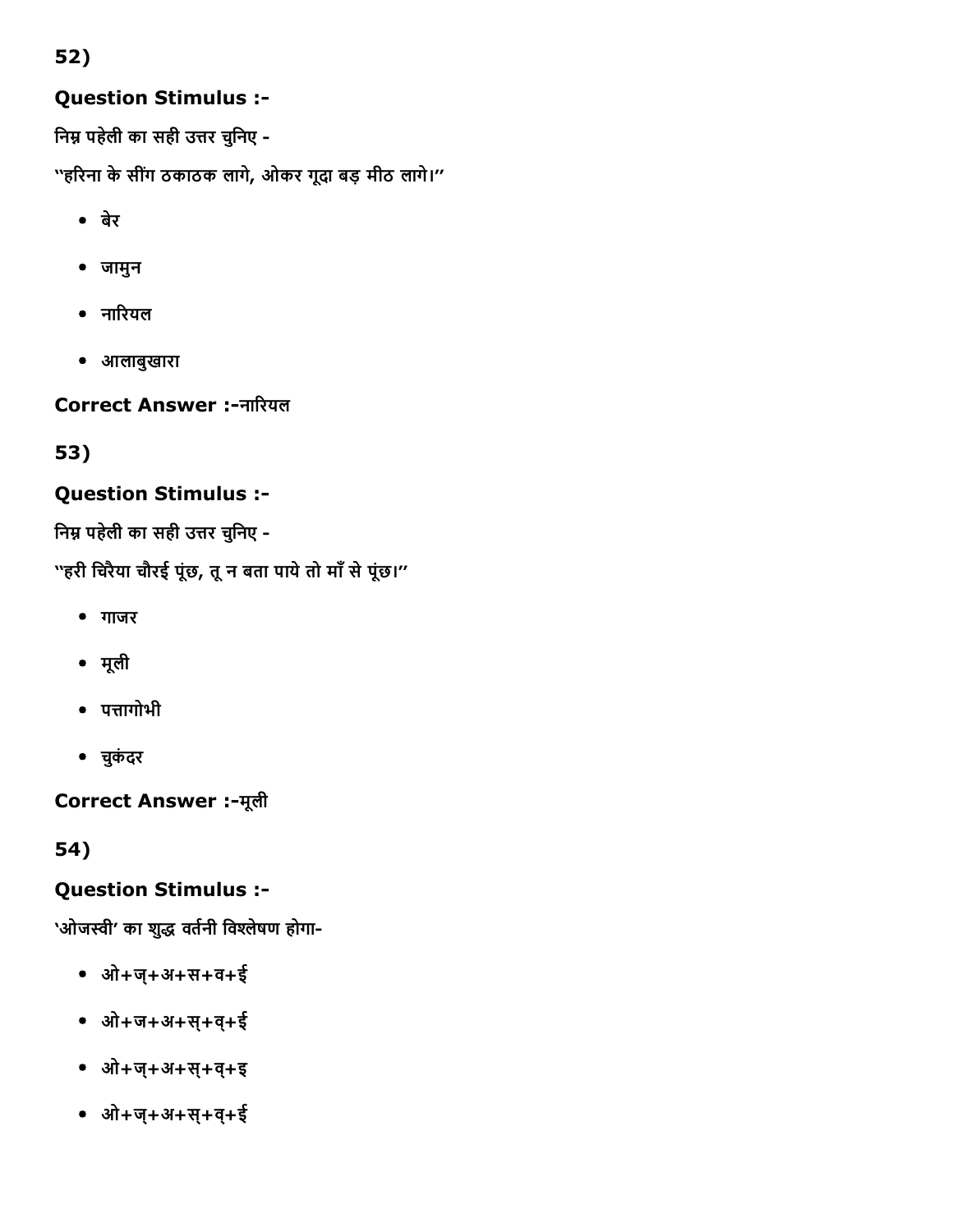52)

### Question Stimulus :-

निम्न पहेली का सही उत्तर चुनिए -

"हरिना के सींग ठकाठक लागे, ओकर गूदा बड़ मीठ लागे।"

- बेर
- जामुन
- नारियल
- आलाबुखारा

**Correct Answer :-**नारियल

53)

### Question Stimulus :-

निम्न पहेली का सही उत्तर चुनिए -

"हरी चिरैया चौरई पूंछ, तू न बता पाये तो माँ से पूंछ।"

- गाजर
- मूली
- पत्तागोभी
- चुकंदर

**Correct Answer :-**मूली

54)

### Question Stimulus :-

'ओजस्वी' का शुद्ध वर्तनी विश्लेषण होगा-

- ओ+ज्+अ+स+व+ई
- ओ+ज+अ+स्+व्+ई
- ओ+ज्+अ+स्+व्+इ
- ओ+ज्+अ+स्+व्+ई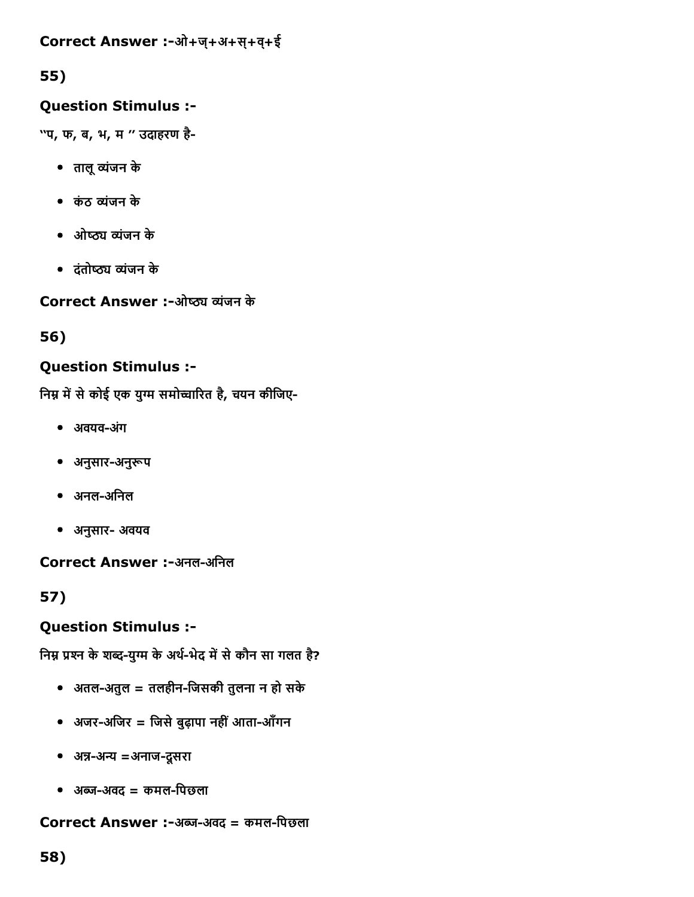**Correct Answer :-**ओ+ज्+अ+स्+व्+ई

**55)**

**Question Stimulus :-**

"प, फ, ब, भ, म " उदाहरण है-

- तालू व्यंजन के
- कंठ व्यंजन के
- ओष्ठ्य व्यंजन के
- दंतोष्ठ्य व्यंजन के

**Correct Answer :-**ओष्ठ्य व्यंजन के

**56)**

**Question Stimulus :-**

निम्न में से कोई एक युग्म समोच्चारित है, चयन कीजिए-

- अवयव-अंग
- अनुसार-अनुरूप
- अनल-अनिल
- अनुसार- अवयव

**Correct Answer :-**अनल-अनिल

**57)**

**Question Stimulus :-**

निम्न प्रश्न के शब्द-युग्म के अर्थ-भेद में से कौन सा गलत है?

- अतल-अतुल = तलहीन-जिसकी तुलना न हो सके
- अजर-अजिर = जिसे बुढ़ापा नहीं आता-आँगन
- अन्न-अन्य =अनाज-दूसरा
- अब्ज-अवद = कमल-पिछला

**Correct Answer :-**अब्ज-अवद = कमल-पिछला

**58)**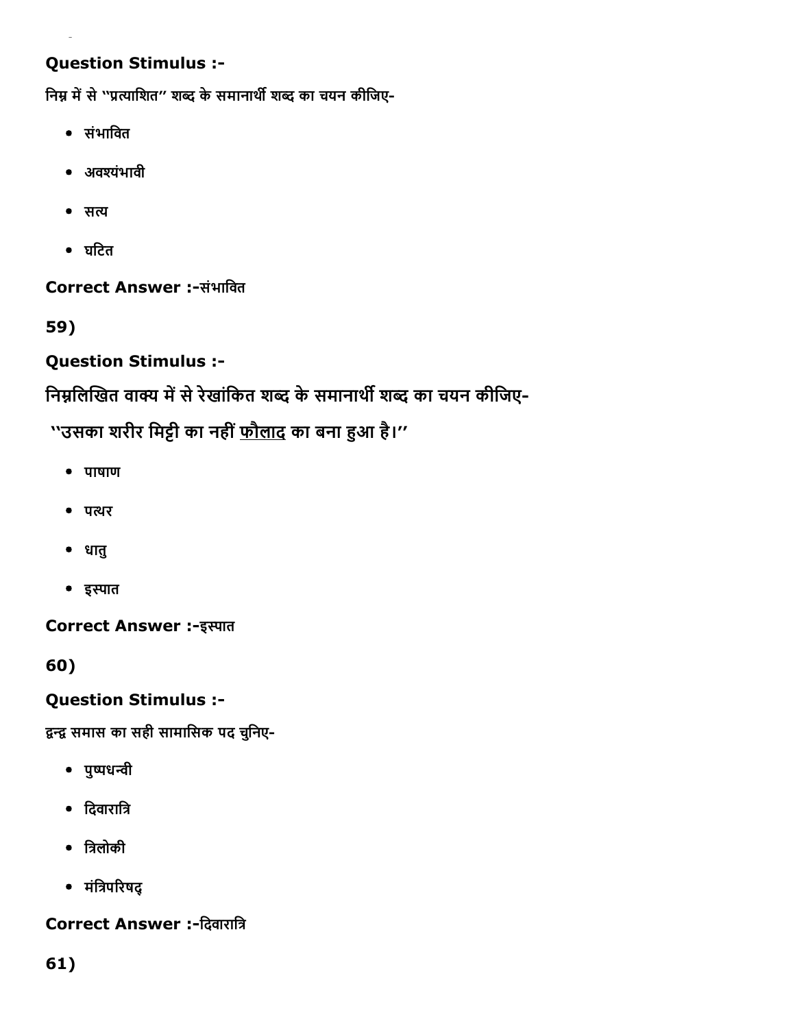**Question Stimulus :-**

निम्न में से ''प्रत्याशित'' शब्द के समानार्थी शब्द का चयन कीजिए-

- संभावित
- अवश्यंभावी
- सत्य
- घटित

**Correct Answer :-**संभावित

**59)**

**Question Stimulus :-**

**निम्नलिखित वाक्य में से रेखांकित शब्द के समानार्थी शब्द का चयन कीजिए-**

**''उसका शरीर मिट्टी का नहीं <u>फ़ौलाद</u> का बना हुआ है।''**

- पाषाण
- पत्थर
- धातु
- इस्पात

**Correct Answer :-**इस्पात

**60)**

**Question Stimulus :-**

द्वन्द्व समास का सही सामासिक पद चुनिए-

- पुष्पधन्वी
- दिवारात्रि
- त्रिलोकी
- मंत्रिपरिषद्

**Correct Answer :-**दिवारात्रि

**61)**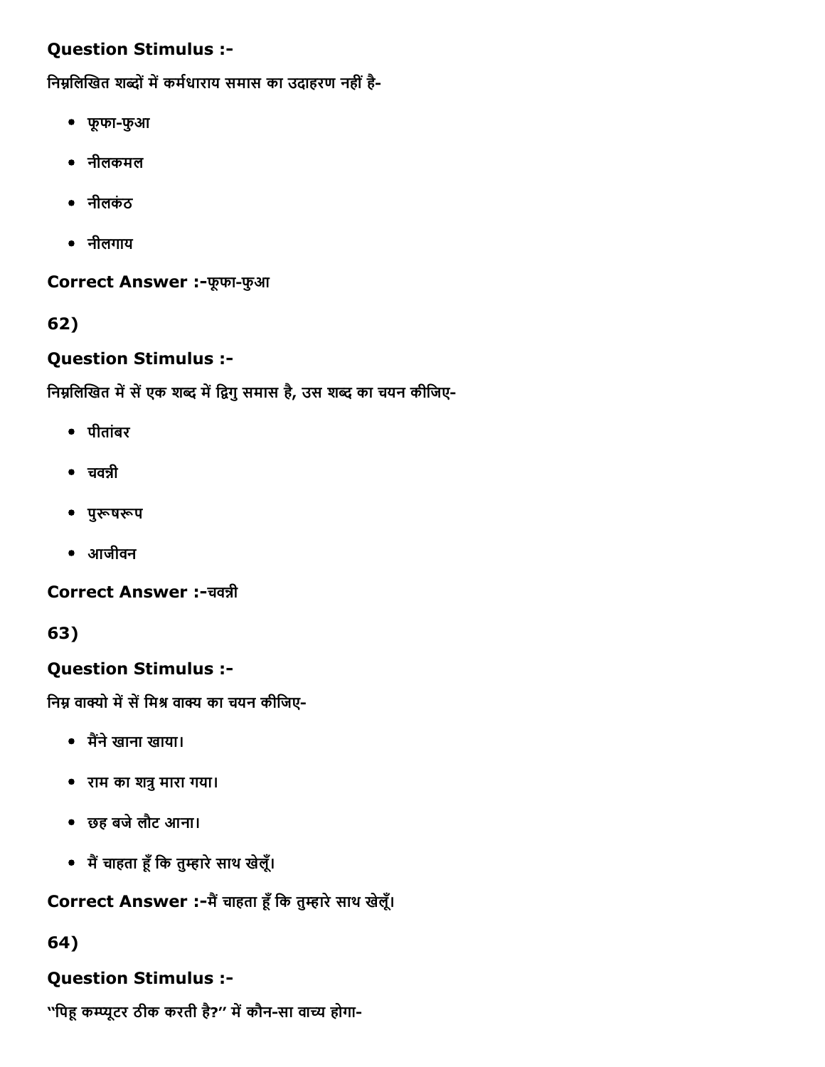**Question Stimulus :-**

निम्नलिखित शब्दों में कर्मधाराय समास का उदाहरण नहीं है-

- फूफा-फुआ
- नीलकमल
- नीलकंठ
- नीलगाय

**Correct Answer :-**फूफा-फुआ

**62)**

**Question Stimulus :-**

निम्नलिखित में सें एक शब्द में द्विगु समास है, उस शब्द का चयन कीजिए-

- पीतांबर
- चवन्नी
- पुरूषरूप
- आजीवन

**Correct Answer :-**चवन्नी

**63)**

**Question Stimulus :-**

निम्न वाक्यो में सें मिश्र वाक्य का चयन कीजिए-

- मैंने खाना खाया।
- राम का शत्रु मारा गया।
- छह बजे लौट आना।
- मैं चाहता हूँ कि तुम्हारे साथ खेलूँ।

**Correct Answer :-**मैं चाहता हूँ कि तुम्हारे साथ खेलूँ।

**64)**

**Question Stimulus :-**

"पिहू कम्प्यूटर ठीक करती है?" में कौन-सा वाच्य होगा-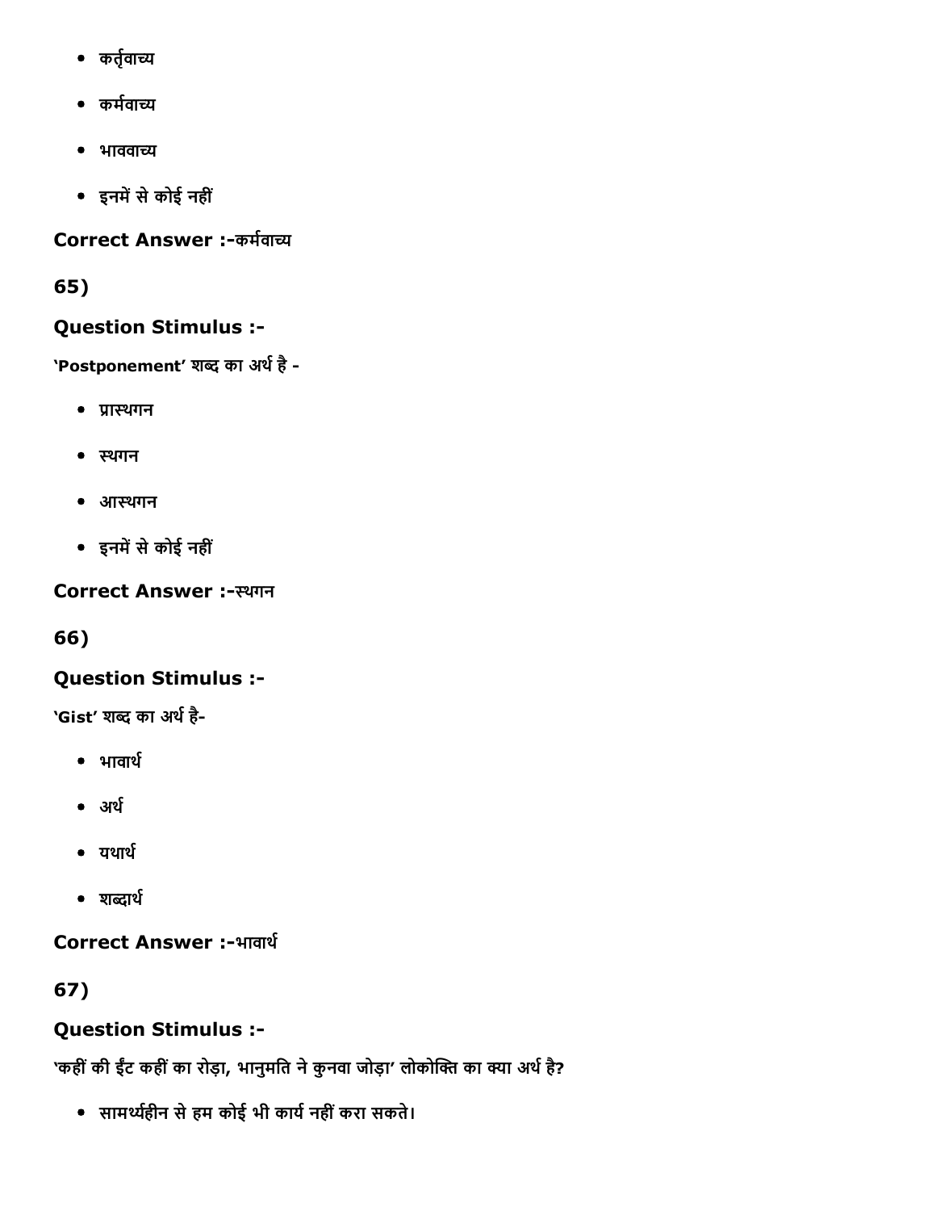- कर्तृवाच्य
- कर्मवाच्य
- भाववाच्य
- इनमें से कोई नहीं

**Correct Answer :-**कर्मवाच्य

**65)**

**Question Stimulus :-**

'Postponement' शब्द का अर्थ है -

- प्रास्थगन
- स्थगन
- आस्थगन
- इनमें से कोई नहीं

**Correct Answer :-**स्थगन

**66)**

**Question Stimulus :-**

'Gist' शब्द का अर्थ है-

- भावार्थ
- अर्थ
- यथार्थ
- शब्दार्थ

**Correct Answer :-**भावार्थ

**67)**

**Question Stimulus :-**

'कहीं की ईंट कहीं का रोड़ा, भानुमति ने कुनवा जोड़ा' लोकोक्ति का क्या अर्थ है?

- सामर्थ्यहीन से हम कोई भी कार्य नहीं करा सकते।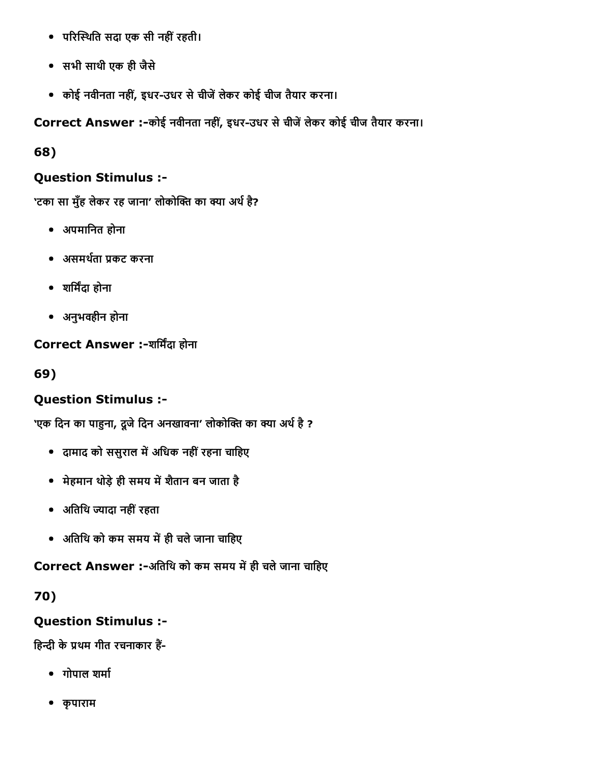- परिस्थिति सदा एक सी नहीं रहती।
- सभी साथी एक ही जैसे
- कोई नवीनता नहीं, इधर-उधर से चीजें लेकर कोई चीज तैयार करना।

**Correct Answer :-**कोई नवीनता नहीं, इधर-उधर से चीजें लेकर कोई चीज तैयार करना।

**68)**

**Question Stimulus :-**

'टका सा मुँह लेकर रह जाना' लोकोक्ति का क्या अर्थ है?

- अपमानित होना
- असमर्थता प्रकट करना
- शर्मिंदा होना
- अनुभवहीन होना

**Correct Answer :-**शर्मिंदा होना

**69)**

**Question Stimulus :-**

'एक दिन का पाहुना, दूजे दिन अनखावना' लोकोक्ति का क्या अर्थ है ?

- दामाद को ससुराल में अधिक नहीं रहना चाहिए
- मेहमान थोड़े ही समय में शैतान बन जाता है
- अतिथि ज्यादा नहीं रहता
- अतिथि को कम समय में ही चले जाना चाहिए

**Correct Answer :-**अतिथि को कम समय में ही चले जाना चाहिए

**70)**

**Question Stimulus :-**

हिन्दी के प्रथम गीत रचनाकार हैं-

- गोपाल शर्मा
- कृपाराम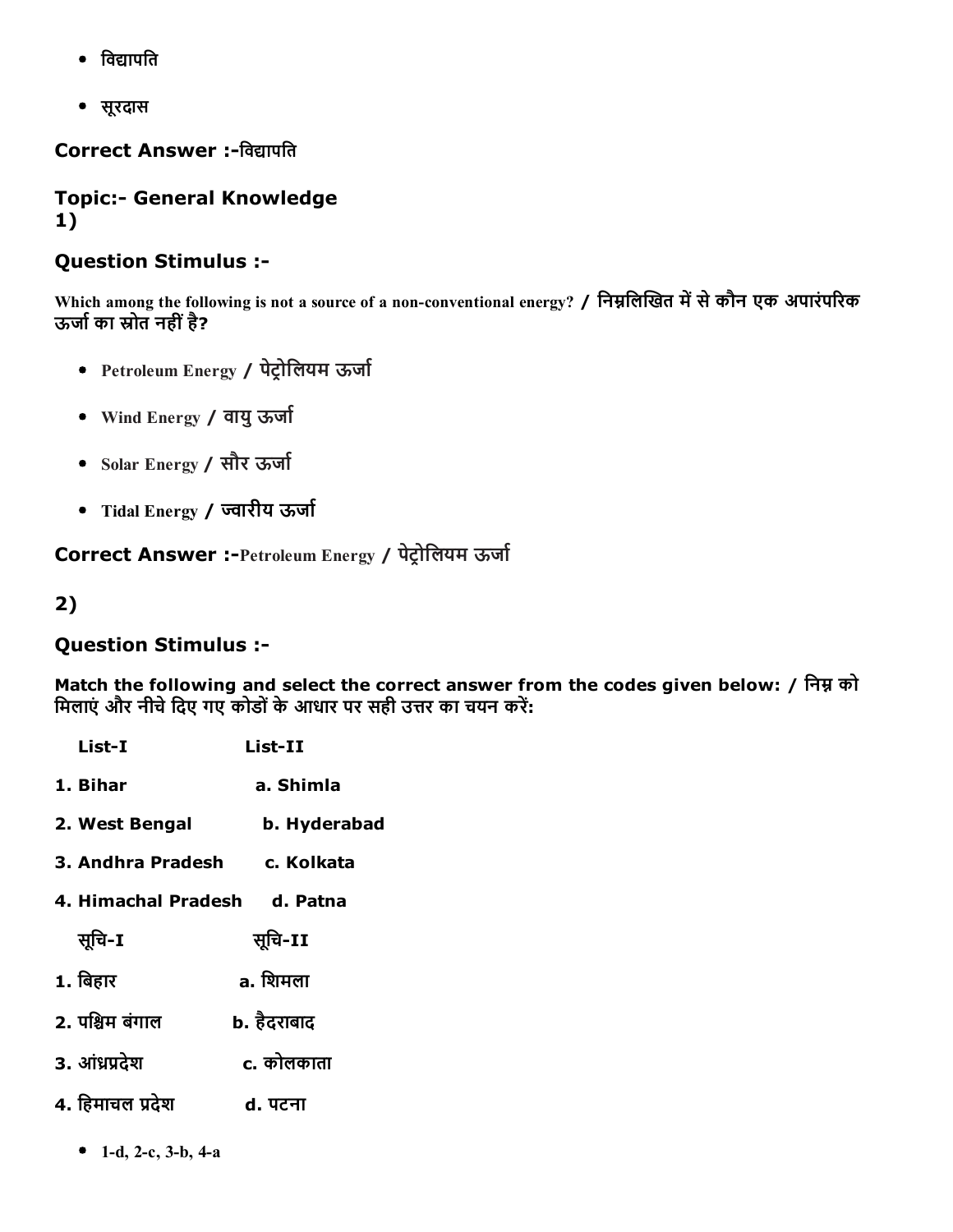- विद्यापति
- सूरदास

**Correct Answer :-**विद्यापति

### Topic:- General Knowledge

**1)**

### Question Stimulus :-

Which among the following is not a source of a non-conventional energy? / निम्नलिखित में से कौन एक अपारंपरिक ऊर्जा का स्रोत नहीं है?

- Petroleum Energy / पेट्रोलियम ऊर्जा
- Wind Energy / वायु ऊर्जा
- Solar Energy / सौर ऊर्जा
- Tidal Energy / ज्वारीय ऊर्जा

**Correct Answer :-**Petroleum Energy / पेट्रोलियम ऊर्जा

**2)**

### Question Stimulus :-

**Match the following and select the correct answer from the codes given below: / निम्न को मिलाएं और नीचे दिए गए कोडों के आधार पर सही उत्तर का चयन करें:**

| List-I | List-II |
|---|---|
| 1. Bihar | a. Shimla |
| 2. West Bengal | b. Hyderabad |
| 3. Andhra Pradesh | c. Kolkata |
| 4. Himachal Pradesh | d. Patna |

| सूचि-I | सूचि-II |
|---|---|
| 1. बिहार | a. शिमला |
| 2. पश्चिम बंगाल | b. हैदराबाद |
| 3. आंध्रप्रदेश | c. कोलकाता |
| 4. हिमाचल प्रदेश | d. पटना |

- 1-d, 2-c, 3-b, 4-a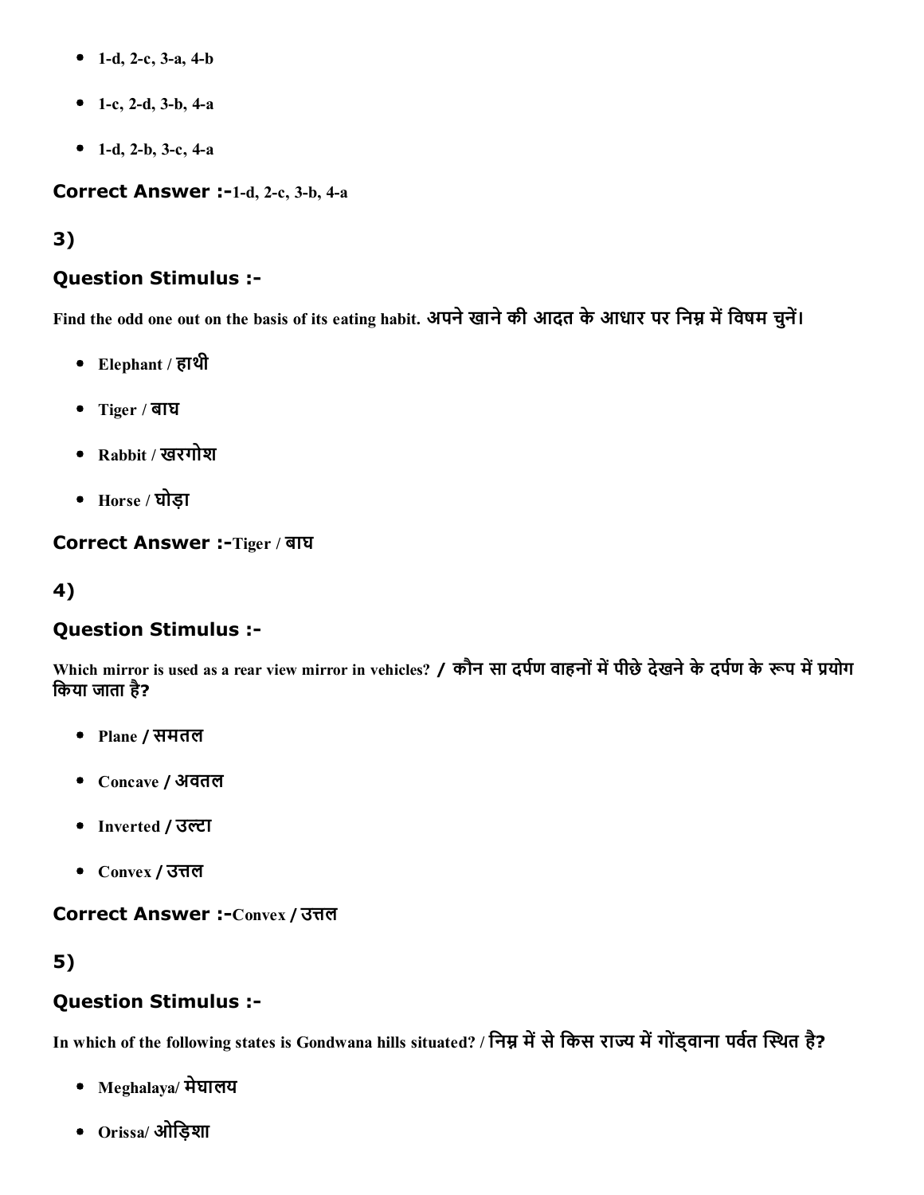- 1-d, 2-c, 3-a, 4-b
- 1-c, 2-d, 3-b, 4-a
- 1-d, 2-b, 3-c, 4-a

**Correct Answer :-**1-d, 2-c, 3-b, 4-a

## 3)

### Question Stimulus :-

Find the odd one out on the basis of its eating habit. अपने खाने की आदत के आधार पर निम्न में विषम चुनें।

- Elephant / हाथी
- Tiger / बाघ
- Rabbit / खरगोश
- Horse / घोड़ा

**Correct Answer :-**Tiger / बाघ

## 4)

### Question Stimulus :-

Which mirror is used as a rear view mirror in vehicles? / कौन सा दर्पण वाहनों में पीछे देखने के दर्पण के रूप में प्रयोग किया जाता है?

- Plane / समतल
- Concave / अवतल
- Inverted / उल्टा
- Convex / उत्तल

**Correct Answer :-**Convex / उत्तल

## 5)

### Question Stimulus :-

In which of the following states is Gondwana hills situated? / निम्न में से किस राज्य में गोंड्वाना पर्वत स्थित है?

- Meghalaya/ मेघालय
- Orissa/ ओड़िशा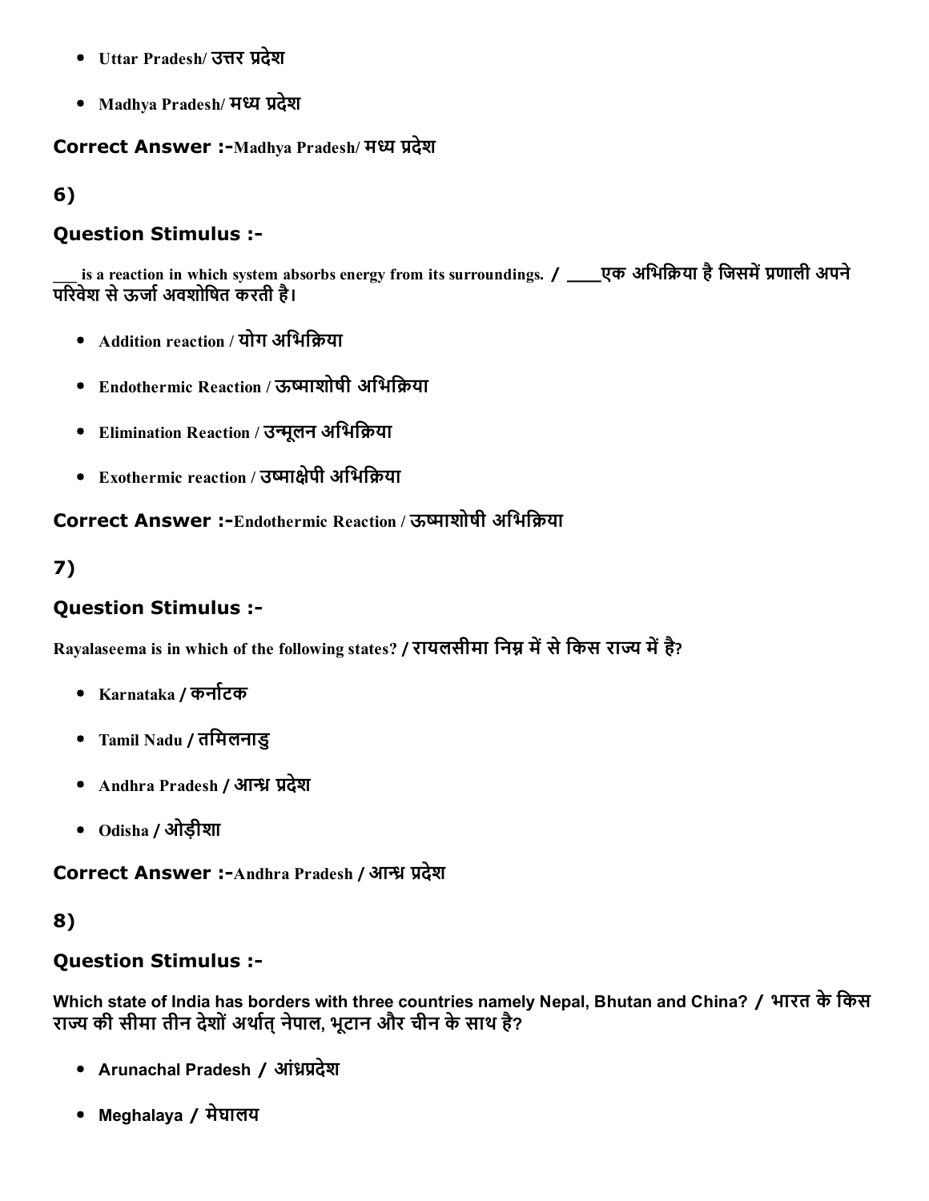- Uttar Pradesh/ उत्तर प्रदेश
- Madhya Pradesh/ मध्य प्रदेश

**Correct Answer :-**Madhya Pradesh/ मध्य प्रदेश

## 6)

### Question Stimulus :-

___ is a reaction in which system absorbs energy from its surroundings. / ____एक अभिक्रिया है जिसमें प्रणाली अपने परिवेश से ऊर्जा अवशोषित करती है।

- Addition reaction / योग अभिक्रिया
- Endothermic Reaction / ऊष्माशोषी अभिक्रिया
- Elimination Reaction / उन्मूलन अभिक्रिया
- Exothermic reaction / उष्माक्षेपी अभिक्रिया

**Correct Answer :-**Endothermic Reaction / ऊष्माशोषी अभिक्रिया

## 7)

### Question Stimulus :-

Rayalaseema is in which of the following states? / रायलसीमा निम्न में से किस राज्य में है?

- Karnataka / कर्नाटक
- Tamil Nadu / तमिलनाडु
- Andhra Pradesh / आन्ध्र प्रदेश
- Odisha / ओड़ीशा

**Correct Answer :-**Andhra Pradesh / आन्ध्र प्रदेश

## 8)

### Question Stimulus :-

Which state of India has borders with three countries namely Nepal, Bhutan and China? / भारत के किस राज्य की सीमा तीन देशों अर्थात् नेपाल, भूटान और चीन के साथ है?

- Arunachal Pradesh / आंध्रप्रदेश
- Meghalaya / मेघालय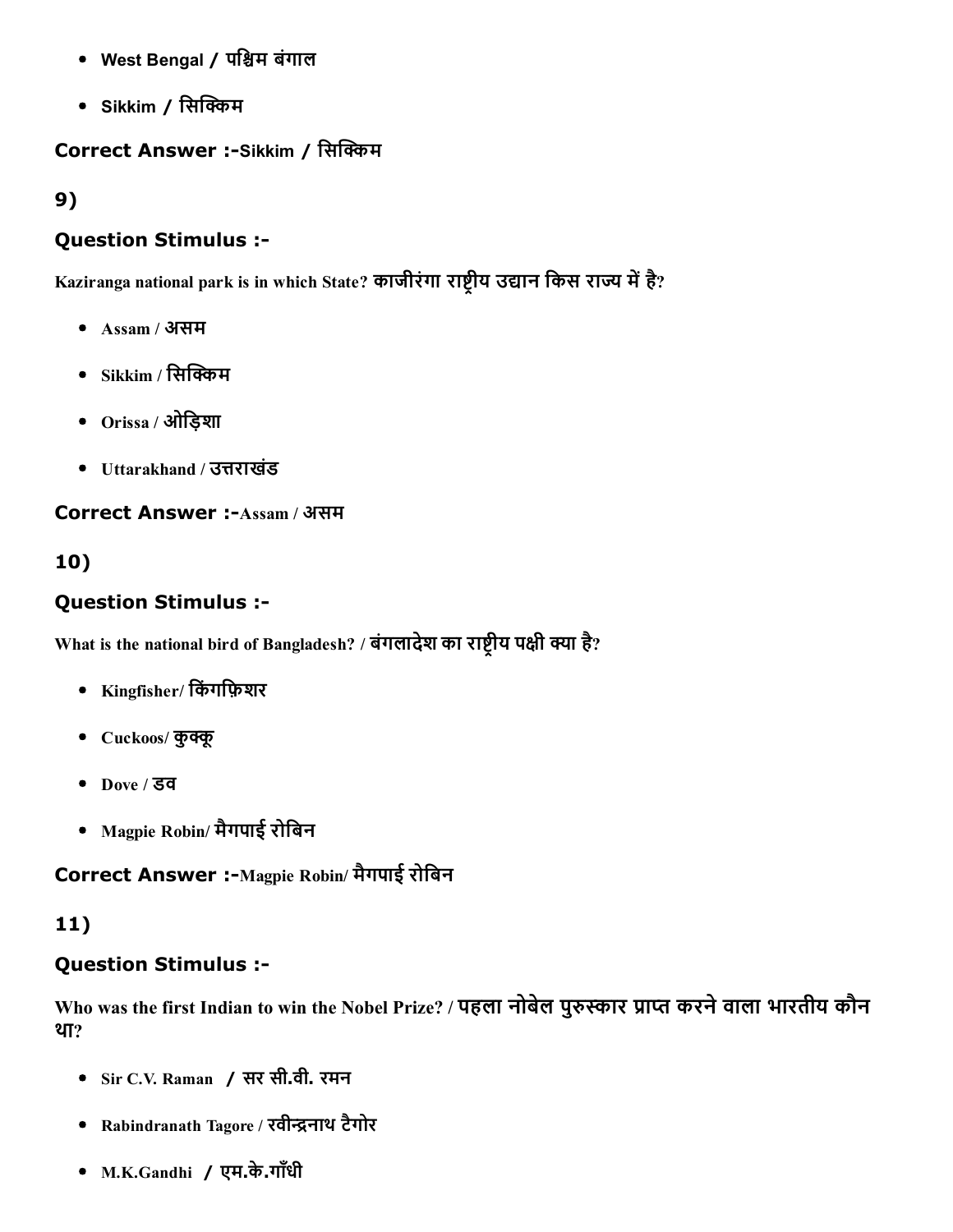- West Bengal / पश्चिम बंगाल
- Sikkim / सिक्किम

### Correct Answer :-Sikkim / सिक्किम

## 9)

### Question Stimulus :-

Kaziranga national park is in which State? काजीरंगा राष्ट्रीय उद्यान किस राज्य में है?

- Assam / असम
- Sikkim / सिक्किम
- Orissa / ओड़िशा
- Uttarakhand / उत्तराखंड

### Correct Answer :-Assam / असम

## 10)

### Question Stimulus :-

What is the national bird of Bangladesh? / बंगलादेश का राष्ट्रीय पक्षी क्या है?

- Kingfisher/ किंगफ़िशर
- Cuckoos/ कुक्कू
- Dove / डव
- Magpie Robin/ मैगपाई रोबिन

### Correct Answer :-Magpie Robin/ मैगपाई रोबिन

## 11)

### Question Stimulus :-

Who was the first Indian to win the Nobel Prize? / पहला नोबेल पुरुस्कार प्राप्त करने वाला भारतीय कौन था?

- Sir C.V. Raman / सर सी.वी. रमन
- Rabindranath Tagore / रवीन्द्रनाथ टैगोर
- M.K.Gandhi / एम.के.गाँधी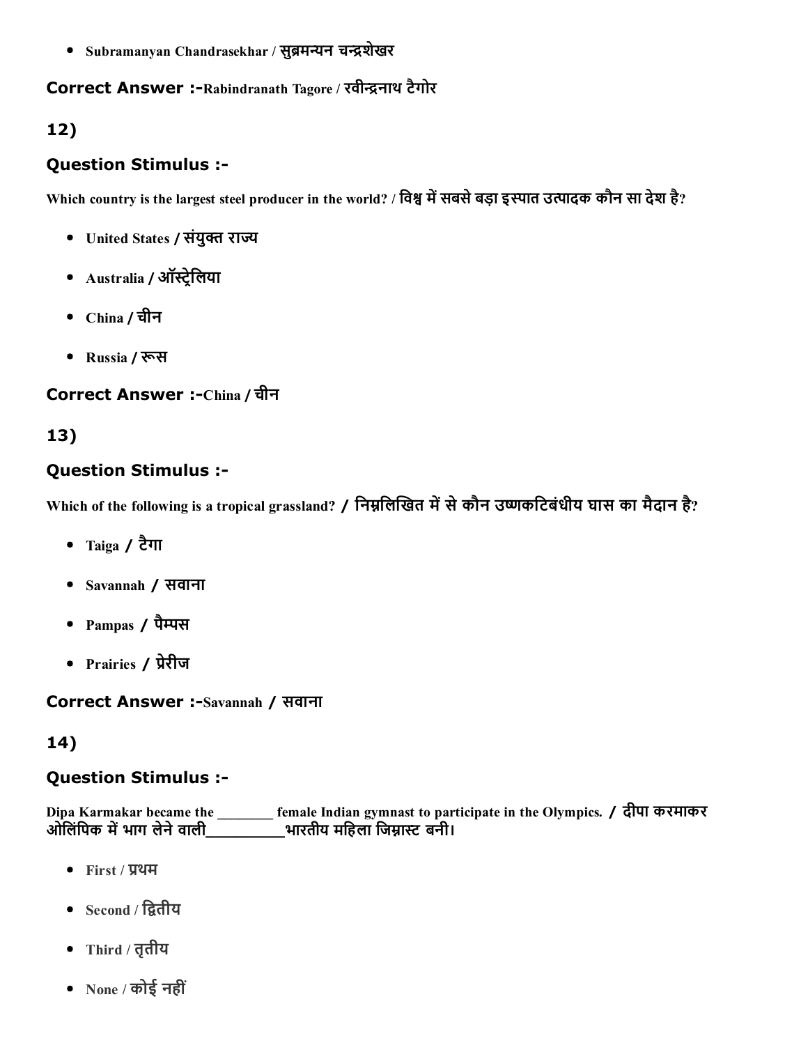- Subramanyan Chandrasekhar / सुब्रमन्यन चन्द्रशेखर

**Correct Answer :-**Rabindranath Tagore / रवीन्द्रनाथ टैगोर

## 12)

### Question Stimulus :-

Which country is the largest steel producer in the world? / विश्व में सबसे बड़ा इस्पात उत्पादक कौन सा देश है?

- United States / संयुक्त राज्य
- Australia / ऑस्ट्रेलिया
- China / चीन
- Russia / रूस

**Correct Answer :-**China / चीन

## 13)

### Question Stimulus :-

Which of the following is a tropical grassland? / निम्नलिखित में से कौन उष्णकटिबंधीय घास का मैदान है?

- Taiga / टैगा
- Savannah / सवाना
- Pampas / पैम्पस
- Prairies / प्रेरीज

**Correct Answer :-**Savannah / सवाना

## 14)

### Question Stimulus :-

Dipa Karmakar became the ________ female Indian gymnast to participate in the Olympics. / दीपा करमाकर ओलिंपिक में भाग लेने वाली_________भारतीय महिला जिम्नास्ट बनी।

- First / प्रथम
- Second / द्वितीय
- Third / तृतीय
- None / कोई नहीं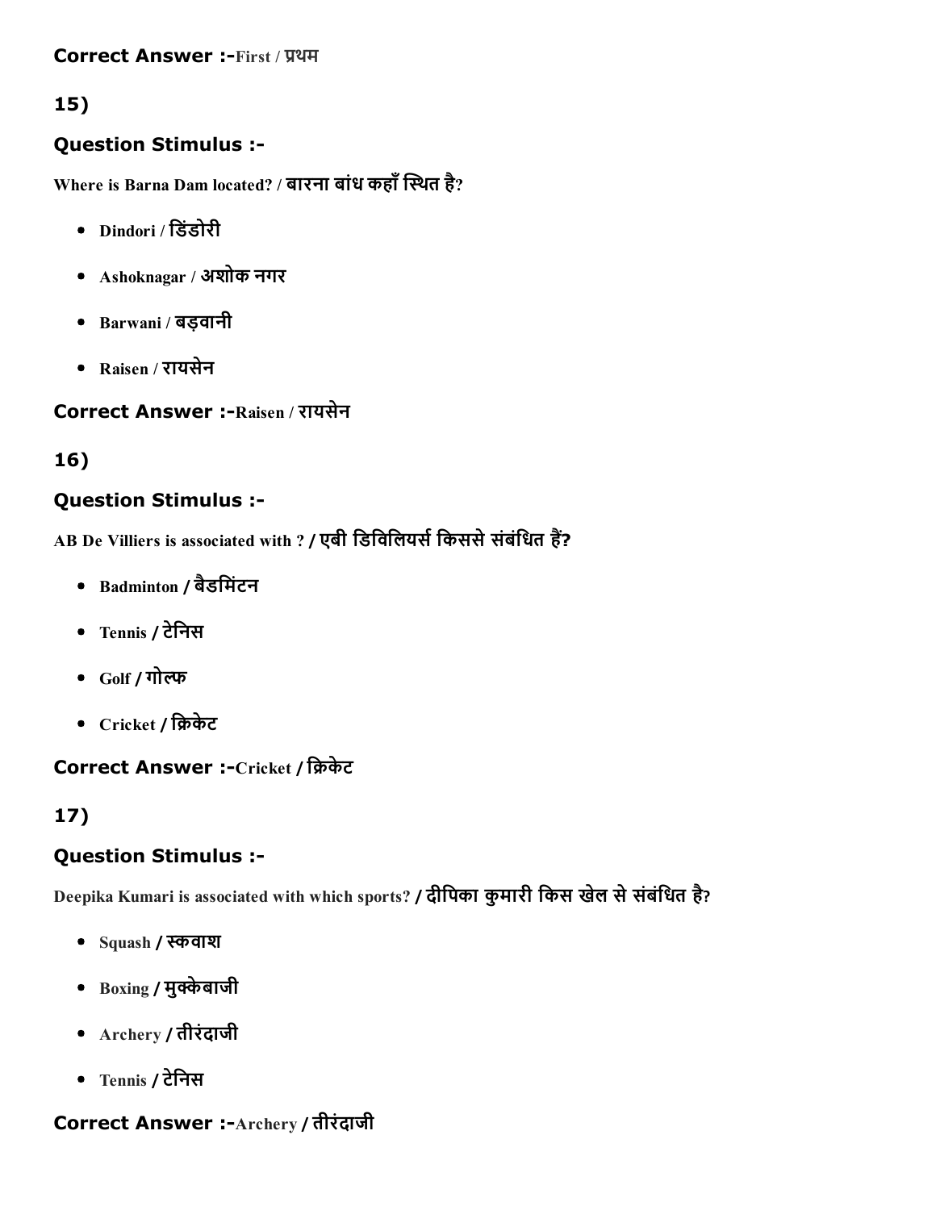**Correct Answer :-**First / प्रथम

## 15)

### Question Stimulus :-

Where is Barna Dam located? / बारना बांध कहाँ स्थित है?

- Dindori / डिंडोरी
- Ashoknagar / अशोक नगर
- Barwani / बड़वानी
- Raisen / रायसेन

**Correct Answer :-**Raisen / रायसेन

## 16)

### Question Stimulus :-

AB De Villiers is associated with ? / एबी डिविलियर्स किससे संबंधित हैं?

- Badminton / बैडमिंटन
- Tennis / टेनिस
- Golf / गोल्फ
- Cricket / क्रिकेट

**Correct Answer :-**Cricket / क्रिकेट

## 17)

### Question Stimulus :-

Deepika Kumari is associated with which sports? / दीपिका कुमारी किस खेल से संबंधित है?

- Squash / स्कवाश
- Boxing / मुक्केबाजी
- Archery / तीरंदाजी
- Tennis / टेनिस

**Correct Answer :-**Archery / तीरंदाजी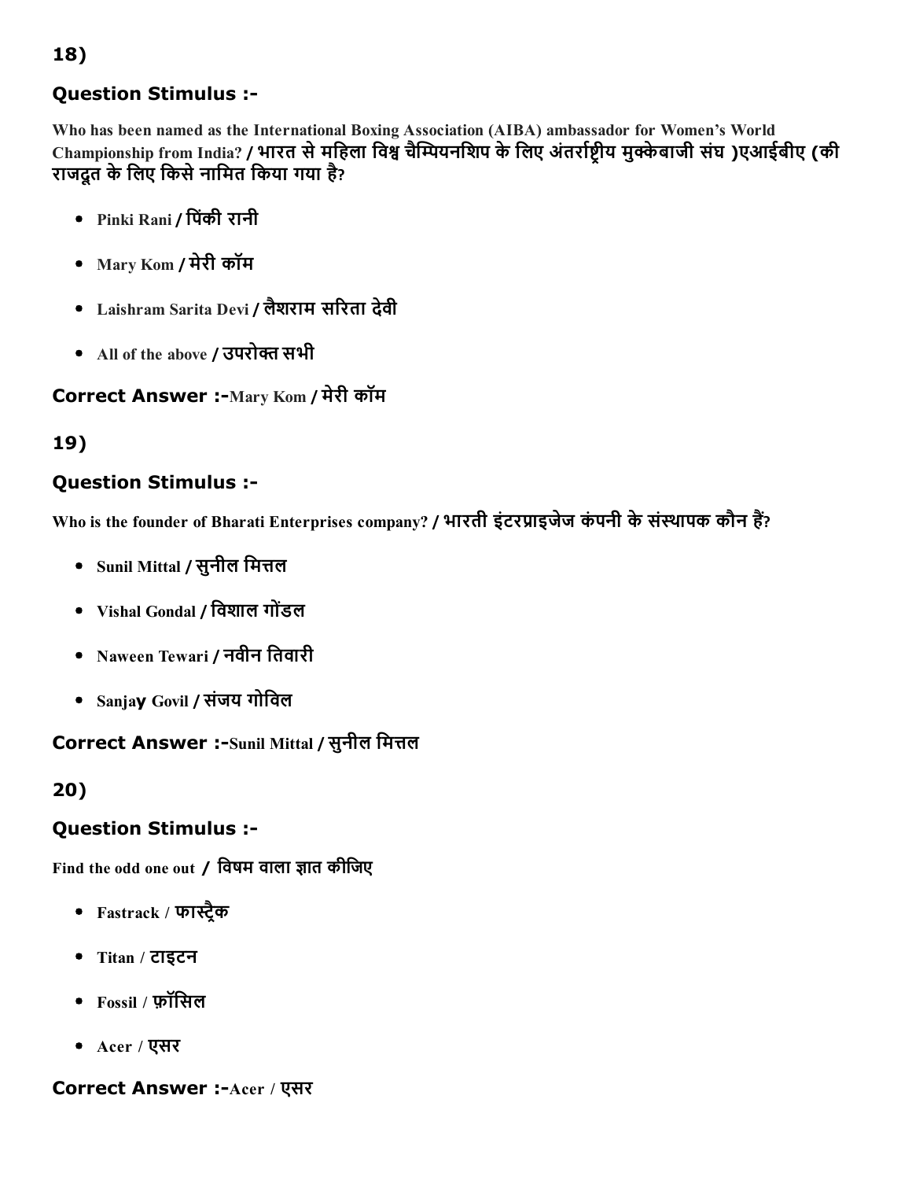## 18)

### Question Stimulus :-

Who has been named as the International Boxing Association (AIBA) ambassador for Women's World Championship from India? / भारत से महिला विश्व चैम्पियनशिप के लिए अंतर्राष्ट्रीय मुक्केबाजी संघ )एआईबीए (की राजदूत के लिए किसे नामित किया गया है?

- Pinki Rani / पिंकी रानी
- Mary Kom / मेरी कॉम
- Laishram Sarita Devi / लैशराम सरिता देवी
- All of the above / उपरोक्त सभी

**Correct Answer :-**Mary Kom / मेरी कॉम

## 19)

### Question Stimulus :-

Who is the founder of Bharati Enterprises company? / भारती इंटरप्राइजेज कंपनी के संस्थापक कौन हैं?

- Sunil Mittal / सुनील मित्तल
- Vishal Gondal / विशाल गोंडल
- Naween Tewari / नवीन तिवारी
- Sanjay Govil / संजय गोविल

**Correct Answer :-**Sunil Mittal / सुनील मित्तल

## 20)

### Question Stimulus :-

Find the odd one out / विषम वाला ज्ञात कीजिए

- Fastrack / फास्ट्रैक
- Titan / टाइटन
- Fossil / फ़ॉसिल
- Acer / एसर

**Correct Answer :-**Acer / एसर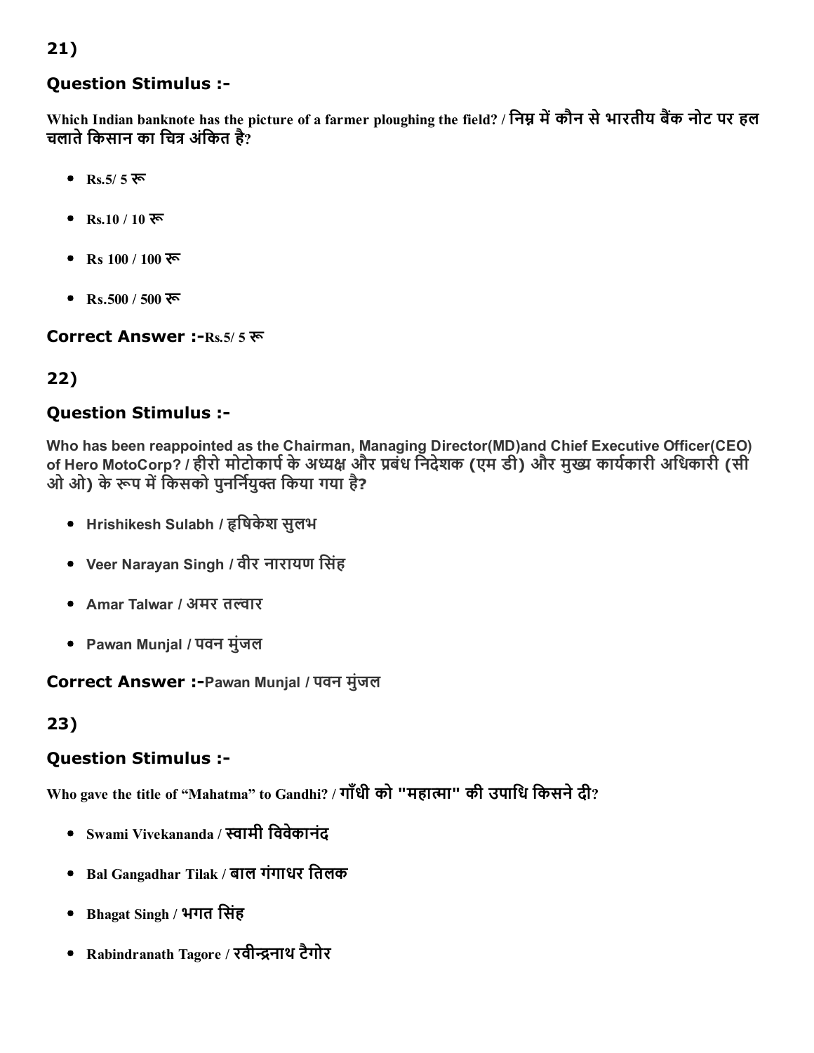## 21)

### Question Stimulus :-

**Which Indian banknote has the picture of a farmer ploughing the field? / निम्न में कौन से भारतीय बैंक नोट पर हल चलाते किसान का चित्र अंकित है?**

- **Rs.5/ 5 रू**
- **Rs.10 / 10 रू**
- **Rs 100 / 100 रू**
- **Rs.500 / 500 रू**

### Correct Answer :-Rs.5/ 5 रू

## 22)

### Question Stimulus :-

**Who has been reappointed as the Chairman, Managing Director(MD)and Chief Executive Officer(CEO) of Hero MotoCorp? / हीरो मोटोकार्प के अध्यक्ष और प्रबंध निदेशक (एम डी) और मुख्य कार्यकारी अधिकारी (सी ओ ओ) के रूप में किसको पुनर्नियुक्त किया गया है?**

- **Hrishikesh Sulabh / हृषिकेश सुलभ**
- **Veer Narayan Singh / वीर नारायण सिंह**
- **Amar Talwar / अमर तल्वार**
- **Pawan Munjal / पवन मुंजल**

### Correct Answer :-Pawan Munjal / पवन मुंजल

## 23)

### Question Stimulus :-

**Who gave the title of "Mahatma" to Gandhi? / गाँधी को "महात्मा" की उपाधि किसने दी?**

- **Swami Vivekananda / स्वामी विवेकानंद**
- **Bal Gangadhar Tilak / बाल गंगाधर तिलक**
- **Bhagat Singh / भगत सिंह**
- **Rabindranath Tagore / रवीन्द्रनाथ टैगोर**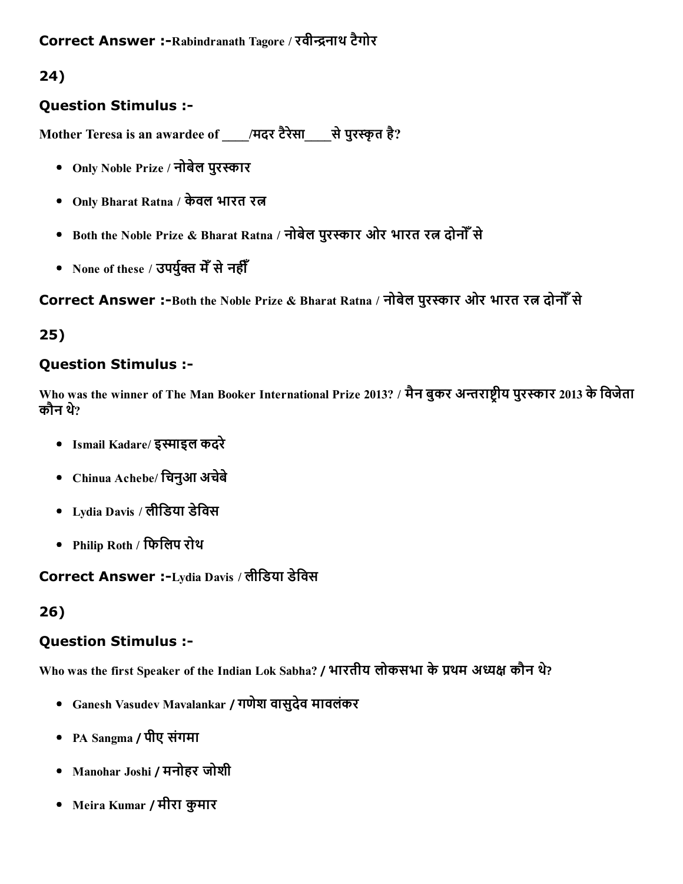**Correct Answer :-**Rabindranath Tagore / रवीन्द्रनाथ टैगोर

## 24)

### Question Stimulus :-

Mother Teresa is an awardee of ____/मदर टैरेसा____से पुरस्कृत है?

- Only Noble Prize / नोबेल पुरस्कार
- Only Bharat Ratna / केवल भारत रत्न
- Both the Noble Prize & Bharat Ratna / नोबेल पुरस्कार ओर भारत रत्न दोनोँ से
- None of these / उपर्युक्त मेँ से नहीँ

**Correct Answer :-**Both the Noble Prize & Bharat Ratna / नोबेल पुरस्कार ओर भारत रत्न दोनोँ से

## 25)

### Question Stimulus :-

Who was the winner of The Man Booker International Prize 2013? / मैन बुकर अन्तराष्ट्रीय पुरस्कार 2013 के विजेता कौन थे?

- Ismail Kadare/ इस्माइल कदरे
- Chinua Achebe/ चिनुआ अचेबे
- Lydia Davis / लीडिया डेविस
- Philip Roth / फिलिप रोथ

**Correct Answer :-**Lydia Davis / लीडिया डेविस

## 26)

### Question Stimulus :-

Who was the first Speaker of the Indian Lok Sabha? / भारतीय लोकसभा के प्रथम अध्यक्ष कौन थे?

- Ganesh Vasudev Mavalankar / गणेश वासुदेव मावलंकर
- PA Sangma / पीए संगमा
- Manohar Joshi / मनोहर जोशी
- Meira Kumar / मीरा कुमार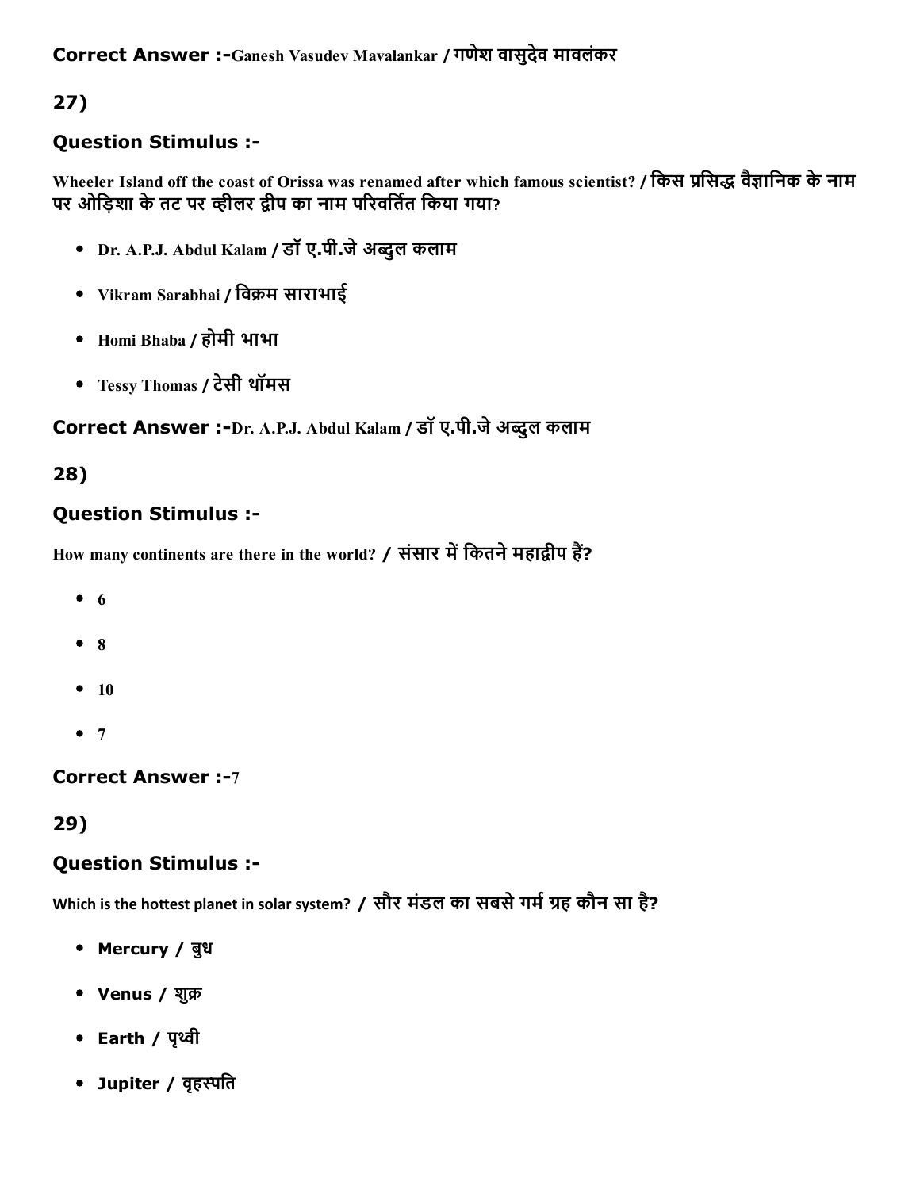**Correct Answer :-**Ganesh Vasudev Mavalankar / गणेश वासुदेव मावलंकर

## 27)

### Question Stimulus :-

Wheeler Island off the coast of Orissa was renamed after which famous scientist? / किस प्रसिद्ध वैज्ञानिक के नाम पर ओड़िशा के तट पर व्हीलर द्वीप का नाम परिवर्तित किया गया?

- Dr. A.P.J. Abdul Kalam / डॉ ए.पी.जे अब्दुल कलाम
- Vikram Sarabhai / विक्रम साराभाई
- Homi Bhaba / होमी भाभा
- Tessy Thomas / टेसी थॉमस

**Correct Answer :-**Dr. A.P.J. Abdul Kalam / डॉ ए.पी.जे अब्दुल कलाम

## 28)

### Question Stimulus :-

How many continents are there in the world? / संसार में कितने महाद्वीप हैं?

- 6
- 8
- 10
- 7

**Correct Answer :-**7

## 29)

### Question Stimulus :-

Which is the hottest planet in solar system? / सौर मंडल का सबसे गर्म ग्रह कौन सा है?

- Mercury / बुध
- Venus / शुक्र
- Earth / पृथ्वी
- Jupiter / वृहस्पति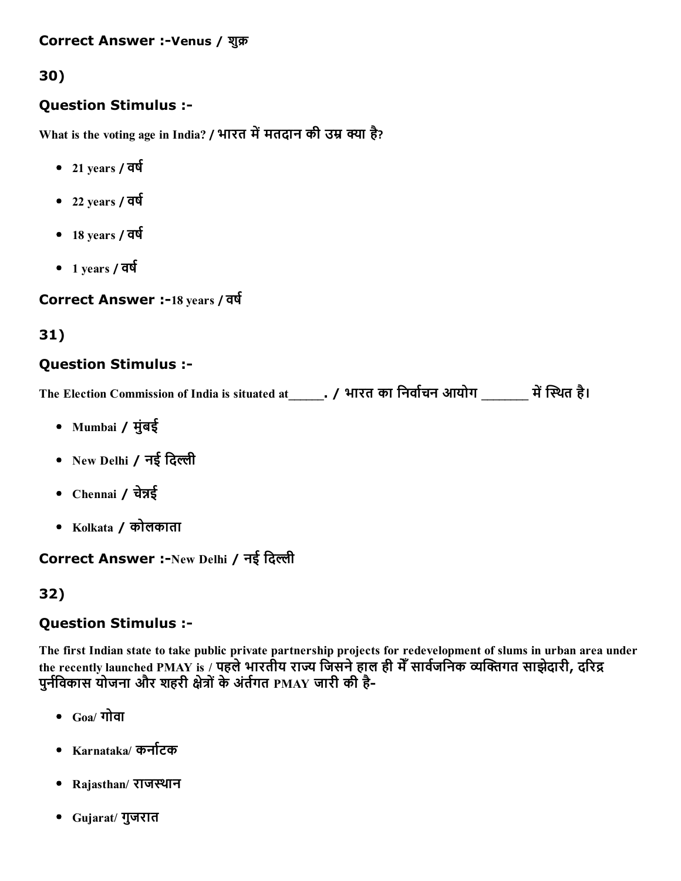**Correct Answer :-**Venus / शुक्र

## 30)

### Question Stimulus :-

What is the voting age in India? / भारत में मतदान की उम्र क्या है?

- 21 years / वर्ष
- 22 years / वर्ष
- 18 years / वर्ष
- 1 years / वर्ष

**Correct Answer :-**18 years / वर्ष

## 31)

### Question Stimulus :-

The Election Commission of India is situated at_____. / भारत का निर्वाचन आयोग _______ में स्थित है।

- Mumbai / मुंबई
- New Delhi / नई दिल्ली
- Chennai / चेन्नई
- Kolkata / कोलकाता

**Correct Answer :-**New Delhi / नई दिल्ली

## 32)

### Question Stimulus :-

The first Indian state to take public private partnership projects for redevelopment of slums in urban area under the recently launched PMAY is / पहले भारतीय राज्य जिसने हाल ही मेँ सार्वजनिक व्यक्तिगत साझेदारी, दरिद्र पुर्नविकास योजना और शहरी क्षेत्रों के अंर्तगत PMAY जारी की है-

- Goa/ गोवा
- Karnataka/ कर्नाटक
- Rajasthan/ राजस्थान
- Gujarat/ गुजरात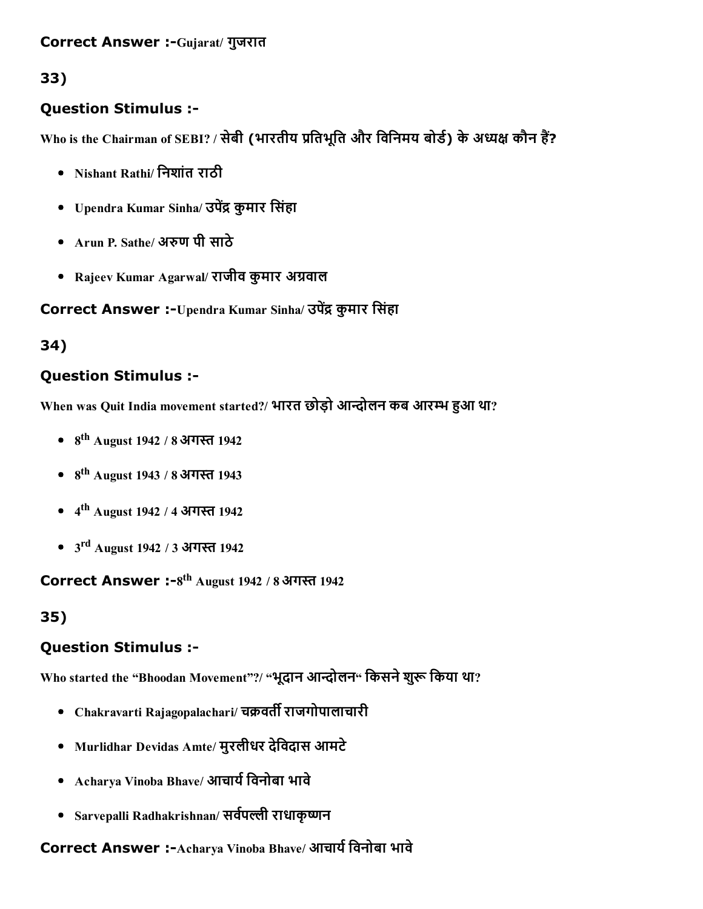**Correct Answer :-**Gujarat/ गुजरात

## 33)

### Question Stimulus :-

Who is the Chairman of SEBI? / सेबी (भारतीय प्रतिभूति और विनिमय बोर्ड) के अध्यक्ष कौन हैं?

- Nishant Rathi/ निशांत राठी
- Upendra Kumar Sinha/ उपेंद्र कुमार सिंहा
- Arun P. Sathe/ अरुण पी साठे
- Rajeev Kumar Agarwal/ राजीव कुमार अग्रवाल

**Correct Answer :-**Upendra Kumar Sinha/ उपेंद्र कुमार सिंहा

## 34)

### Question Stimulus :-

When was Quit India movement started?/ भारत छोड़ो आन्दोलन कब आरम्भ हुआ था?

- $8^{th}$ August 1942 / 8 अगस्त 1942
- $8^{th}$ August 1943 / 8 अगस्त 1943
- $4^{th}$ August 1942 / 4 अगस्त 1942
- $3^{rd}$ August 1942 / 3 अगस्त 1942

**Correct Answer :-**$8^{th}$ August 1942 / 8 अगस्त 1942

## 35)

### Question Stimulus :-

Who started the "Bhoodan Movement"?/ "भूदान आन्दोलन" किसने शुरू किया था?

- Chakravarti Rajagopalachari/ चक्रवर्ती राजगोपालाचारी
- Murlidhar Devidas Amte/ मुरलीधर देविदास आमटे
- Acharya Vinoba Bhave/ आचार्य विनोबा भावे
- Sarvepalli Radhakrishnan/ सर्वपल्ली राधाकृष्णन

**Correct Answer :-**Acharya Vinoba Bhave/ आचार्य विनोबा भावे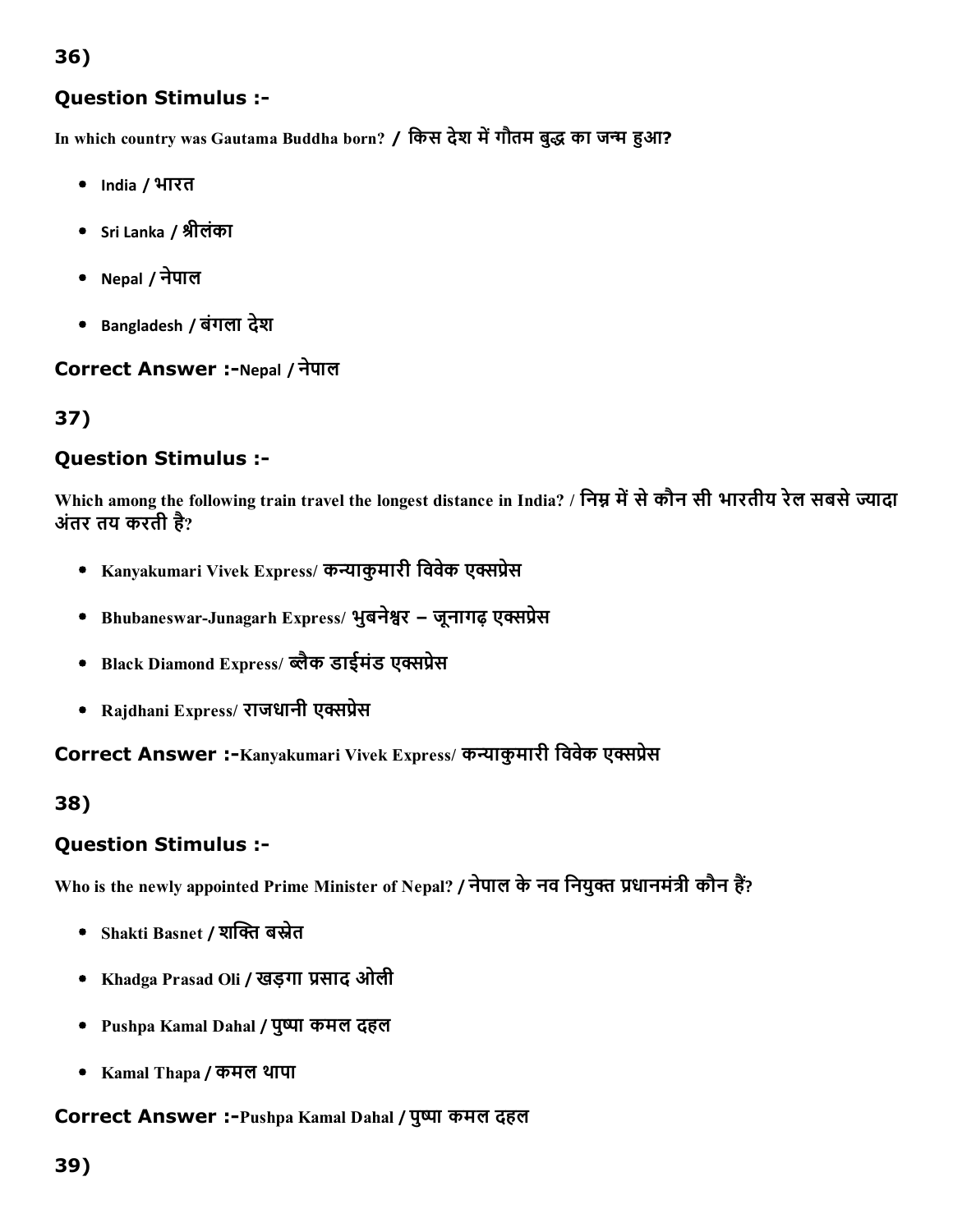## 36)

### Question Stimulus :-

In which country was Gautama Buddha born? / किस देश में गौतम बुद्ध का जन्म हुआ?

- India / भारत
- Sri Lanka / श्रीलंका
- Nepal / नेपाल
- Bangladesh / बंगला देश

**Correct Answer :-**Nepal / नेपाल

## 37)

### Question Stimulus :-

Which among the following train travel the longest distance in India? / निम्न में से कौन सी भारतीय रेल सबसे ज्यादा अंतर तय करती है?

- Kanyakumari Vivek Express/ कन्याकुमारी विवेक एक्सप्रेस
- Bhubaneswar-Junagarh Express/ भुबनेश्वर – जूनागढ़ एक्सप्रेस
- Black Diamond Express/ ब्लैक डाईमंड एक्सप्रेस
- Rajdhani Express/ राजधानी एक्सप्रेस

**Correct Answer :-**Kanyakumari Vivek Express/ कन्याकुमारी विवेक एक्सप्रेस

## 38)

### Question Stimulus :-

Who is the newly appointed Prime Minister of Nepal? / नेपाल के नव नियुक्त प्रधानमंत्री कौन हैं?

- Shakti Basnet / शक्ति बस्नेत
- Khadga Prasad Oli / खड़गा प्रसाद ओली
- Pushpa Kamal Dahal / पुष्पा कमल दहल
- Kamal Thapa / कमल थापा

**Correct Answer :-**Pushpa Kamal Dahal / पुष्पा कमल दहल

## 39)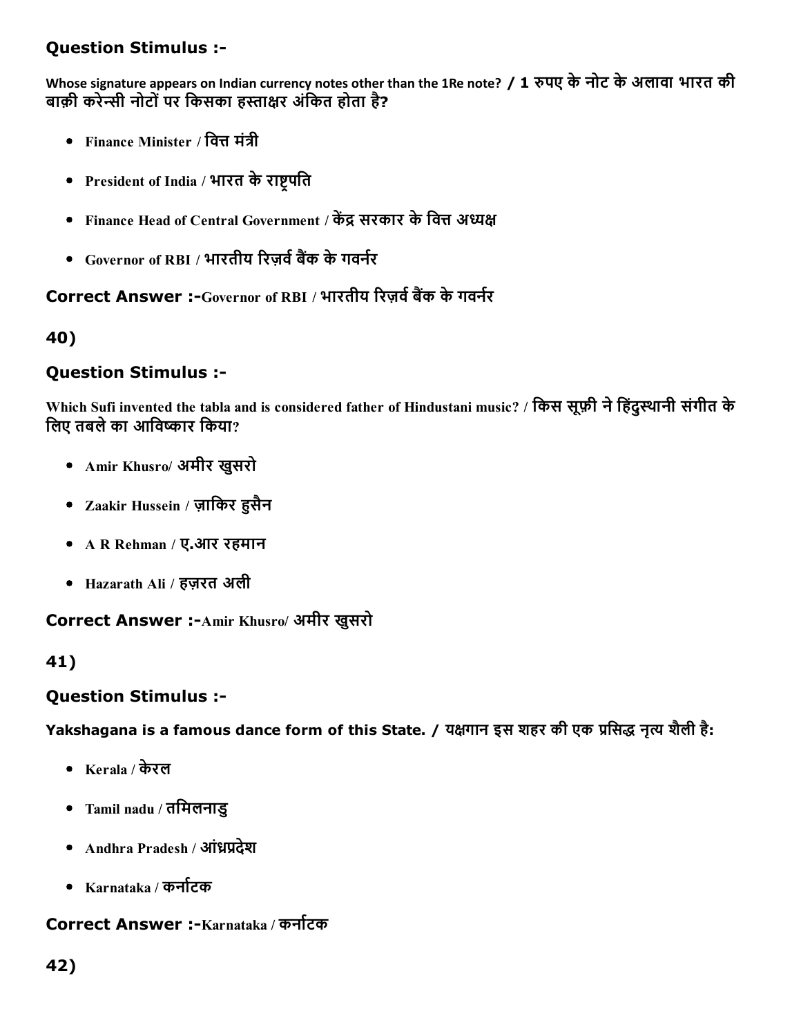## Question Stimulus :-

Whose signature appears on Indian currency notes other than the 1Re note? / 1 रुपए के नोट के अलावा भारत की बाक़ी करेन्सी नोटों पर किसका हस्ताक्षर अंकित होता है?

- Finance Minister / वित्त मंत्री
- President of India / भारत के राष्ट्रपति
- Finance Head of Central Government / केंद्र सरकार के वित्त अध्यक्ष
- Governor of RBI / भारतीय रिज़र्व बैंक के गवर्नर

**Correct Answer :-**Governor of RBI / भारतीय रिज़र्व बैंक के गवर्नर

## 40)

## Question Stimulus :-

Which Sufi invented the tabla and is considered father of Hindustani music? / किस सूफ़ी ने हिंदुस्थानी संगीत के लिए तबले का आविष्कार किया?

- Amir Khusro/ अमीर खुसरो
- Zaakir Hussein / ज़ाकिर हुसैन
- A R Rehman / ए.आर रहमान
- Hazarath Ali / हज़रत अली

**Correct Answer :-**Amir Khusro/ अमीर खुसरो

## 41)

## Question Stimulus :-

Yakshagana is a famous dance form of this State. / यक्षगान इस शहर की एक प्रसिद्ध नृत्य शैली है:

- Kerala / केरल
- Tamil nadu / तमिलनाडु
- Andhra Pradesh / आंध्रप्रदेश
- Karnataka / कर्नाटक

**Correct Answer :-**Karnataka / कर्नाटक

## 42)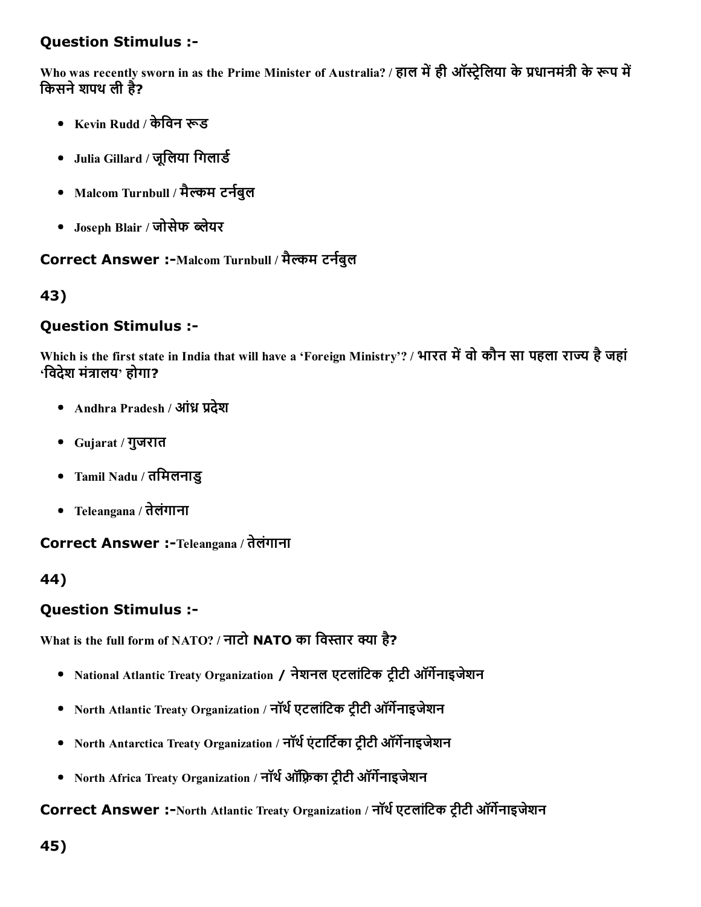### Question Stimulus :-

Who was recently sworn in as the Prime Minister of Australia? / हाल में ही ऑस्ट्रेलिया के प्रधानमंत्री के रूप में किसने शपथ ली है?

- Kevin Rudd / केविन रूड
- Julia Gillard / जूलिया गिलार्ड
- Malcom Turnbull / मैल्कम टर्नबुल
- Joseph Blair / जोसेफ ब्लेयर

**Correct Answer :-**Malcom Turnbull / मैल्कम टर्नबुल

### 43)

### Question Stimulus :-

Which is the first state in India that will have a 'Foreign Ministry'? / भारत में वो कौन सा पहला राज्य है जहां 'विदेश मंत्रालय' होगा?

- Andhra Pradesh / आंध्र प्रदेश
- Gujarat / गुजरात
- Tamil Nadu / तमिलनाडु
- Teleangana / तेलंगाना

**Correct Answer :-**Teleangana / तेलंगाना

### 44)

### Question Stimulus :-

What is the full form of NATO? / नाटो NATO का विस्तार क्या है?

- National Atlantic Treaty Organization / नेशनल एटलांटिक ट्रीटी ऑर्गेनाइजेशन
- North Atlantic Treaty Organization / नॉर्थ एटलांटिक ट्रीटी ऑर्गेनाइजेशन
- North Antarctica Treaty Organization / नॉर्थ एंटार्टिका ट्रीटी ऑर्गेनाइजेशन
- North Africa Treaty Organization / नॉर्थ ऑफ्रिका ट्रीटी ऑर्गेनाइजेशन

**Correct Answer :-**North Atlantic Treaty Organization / नॉर्थ एटलांटिक ट्रीटी ऑर्गेनाइजेशन

### 45)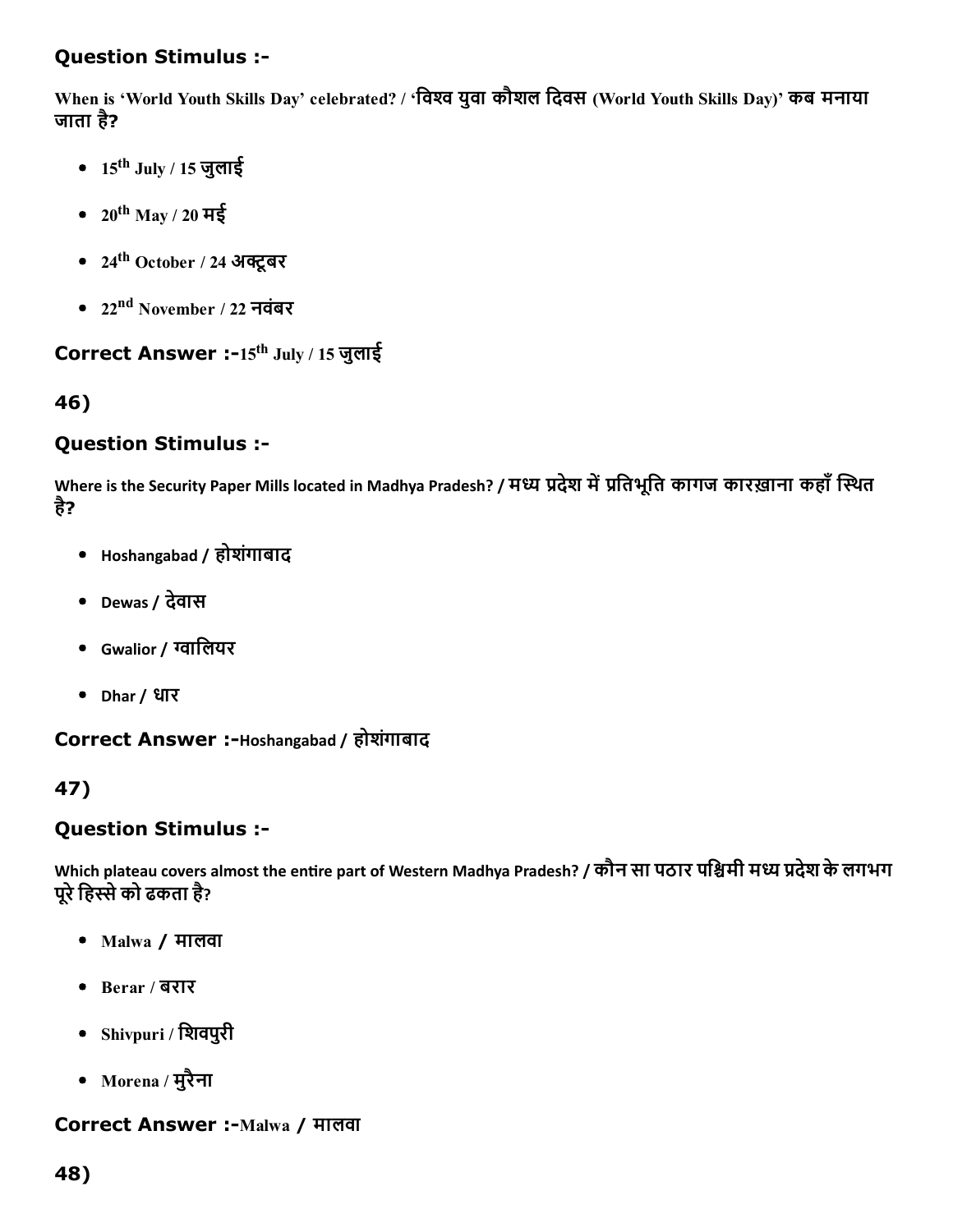### Question Stimulus :-

When is 'World Youth Skills Day' celebrated? / 'विश्व युवा कौशल दिवस (World Youth Skills Day)' कब मनाया जाता है?

- 15th July / 15 जुलाई
- 20th May / 20 मई
- 24th October / 24 अक्टूबर
- 22nd November / 22 नवंबर

**Correct Answer :-**15th July / 15 जुलाई

## 46)

### Question Stimulus :-

Where is the Security Paper Mills located in Madhya Pradesh? / मध्य प्रदेश में प्रतिभूति कागज कारख़ाना कहाँ स्थित है?

- Hoshangabad / होशंगाबाद
- Dewas / देवास
- Gwalior / ग्वालियर
- Dhar / धार

**Correct Answer :-**Hoshangabad / होशंगाबाद

## 47)

### Question Stimulus :-

Which plateau covers almost the entire part of Western Madhya Pradesh? / कौन सा पठार पश्चिमी मध्य प्रदेश के लगभग पूरे हिस्से को ढकता है?

- Malwa / मालवा
- Berar / बरार
- Shivpuri / शिवपुरी
- Morena / मुरैना

**Correct Answer :-**Malwa / मालवा

## 48)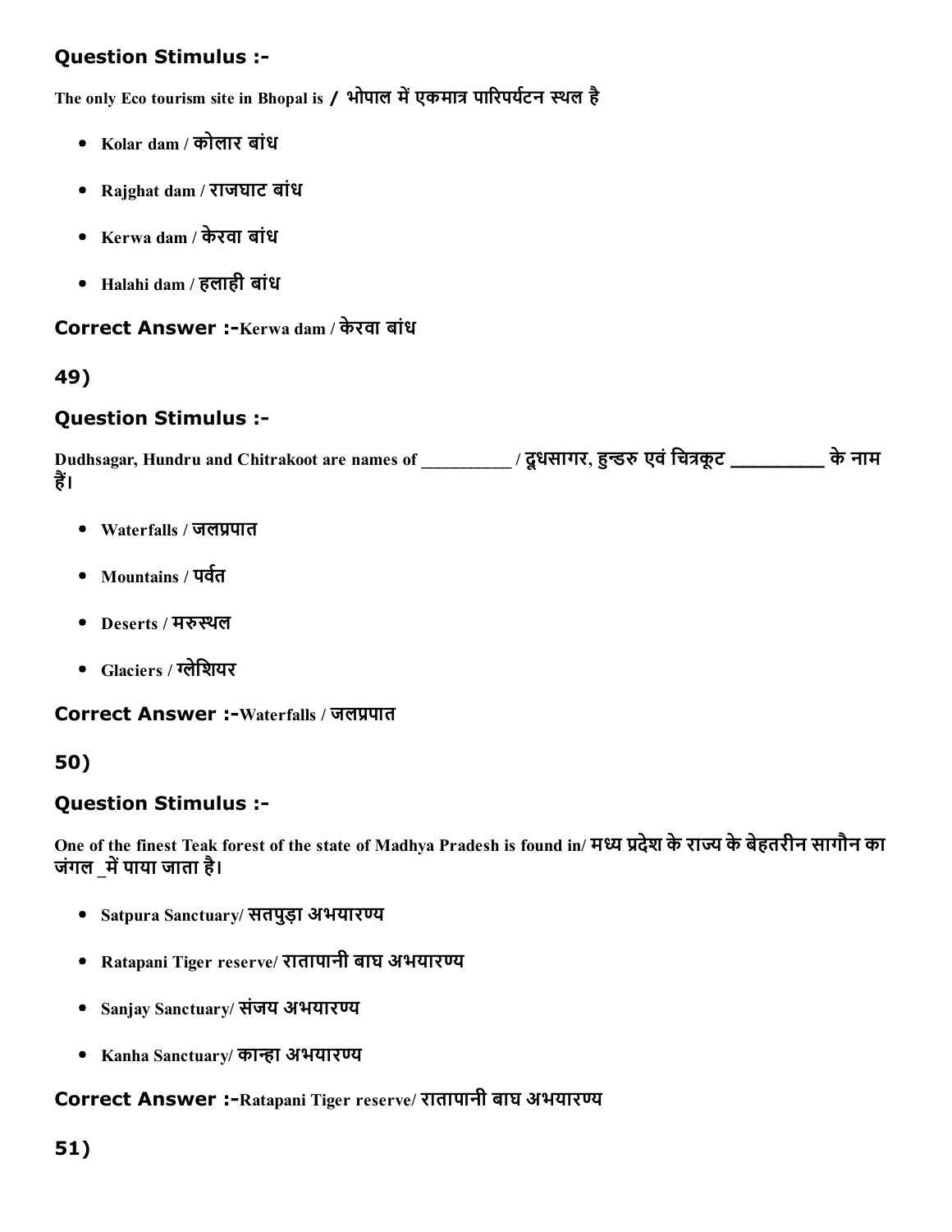### Question Stimulus :-

The only Eco tourism site in Bhopal is / भोपाल में एकमात्र पारिपर्यटन स्थल है

- Kolar dam / कोलार बांध
- Rajghat dam / राजघाट बांध
- Kerwa dam / केरवा बांध
- Halahi dam / हलाही बांध

**Correct Answer :-**Kerwa dam / केरवा बांध

49)

### Question Stimulus :-

Dudhsagar, Hundru and Chitrakoot are names of __________ / दूधसागर, हुन्डरु एवं चित्रकूट _________ के नाम हैं।

- Waterfalls / जलप्रपात
- Mountains / पर्वत
- Deserts / मरुस्थल
- Glaciers / ग्लेशियर

**Correct Answer :-**Waterfalls / जलप्रपात

50)

### Question Stimulus :-

One of the finest Teak forest of the state of Madhya Pradesh is found in/ मध्य प्रदेश के राज्य के बेहतरीन सागौन का जंगल _में पाया जाता है।

- Satpura Sanctuary/ सतपुड़ा अभयारण्य
- Ratapani Tiger reserve/ रातापानी बाघ अभयारण्य
- Sanjay Sanctuary/ संजय अभयारण्य
- Kanha Sanctuary/ कान्हा अभयारण्य

**Correct Answer :-**Ratapani Tiger reserve/ रातापानी बाघ अभयारण्य

51)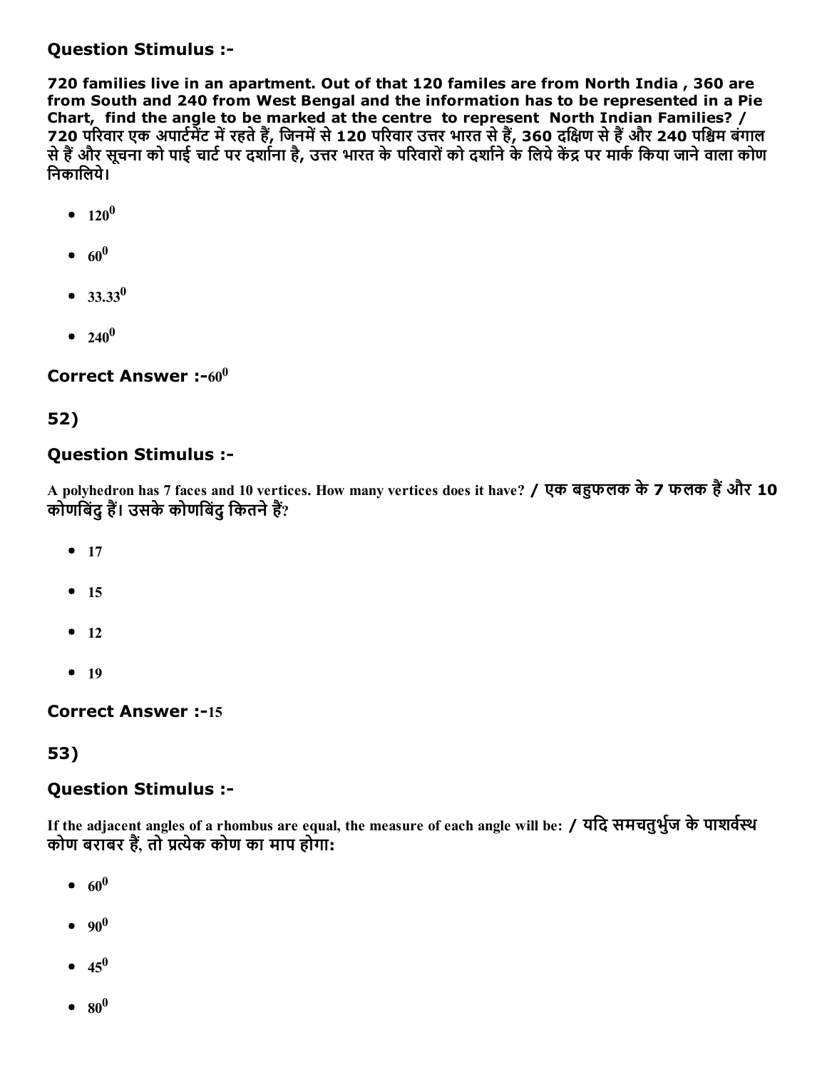## Question Stimulus :-

**720 families live in an apartment. Out of that 120 familes are from North India , 360 are from South and 240 from West Bengal and the information has to be represented in a Pie Chart, find the angle to be marked at the centre to represent North Indian Families? / 720 परिवार एक अपार्टमेंट में रहते हैं, जिनमें से 120 परिवार उत्तर भारत से हैं, 360 दक्षिण से हैं और 240 पश्चिम बंगाल से हैं और सूचना को पाई चार्ट पर दर्शाना है, उत्तर भारत के परिवारों को दर्शाने के लिये केंद्र पर मार्क किया जाने वाला कोण निकालिये।**

- $120^0$
- $60^0$
- $33.33^0$
- $240^0$

**Correct Answer :-** $60^0$

## 52)

## Question Stimulus :-

A polyhedron has 7 faces and 10 vertices. How many vertices does it have? / **एक बहुफलक के 7 फलक हैं और 10 कोणबिंदु हैं। उसके कोणबिंदु कितने हैं?**

- 17
- 15
- 12
- 19

**Correct Answer :-** 15

## 53)

## Question Stimulus :-

If the adjacent angles of a rhombus are equal, the measure of each angle will be: / **यदि समचतुर्भुज के पाशर्वस्थ कोण बराबर हैं, तो प्रत्येक कोण का माप होगा:**

- $60^0$
- $90^0$
- $45^0$
- $80^0$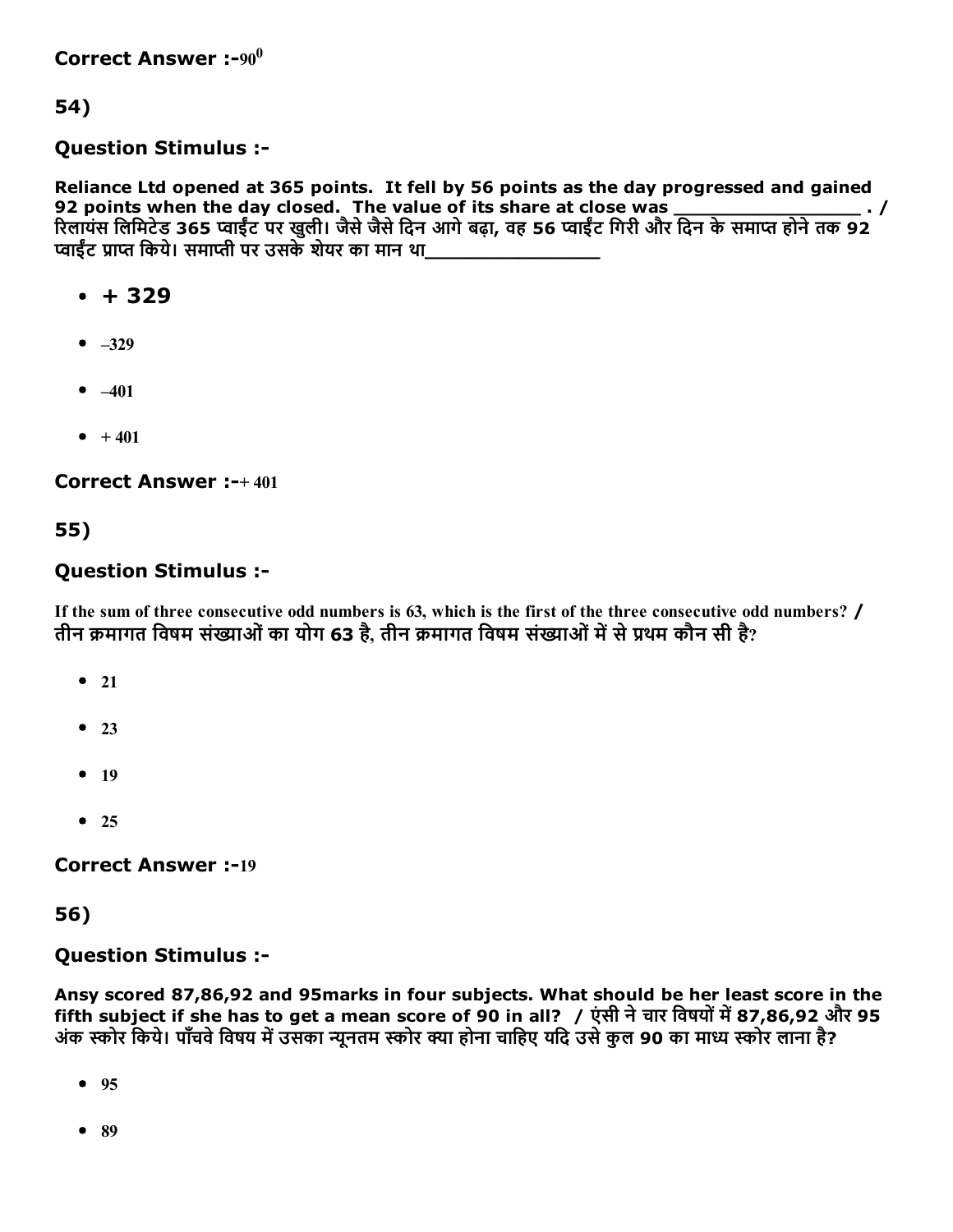**Correct Answer :-**$90^0$

## 54)

### Question Stimulus :-

**Reliance Ltd opened at 365 points. It fell by 56 points as the day progressed and gained 92 points when the day closed. The value of its share at close was _________________ . / रिलायंस लिमिटेड 365 प्वाईंट पर खुली। जैसे जैसे दिन आगे बढ़ा, वह 56 प्वाईंट गिरी और दिन के समाप्त होने तक 92 प्वाईंट प्राप्त किये। समाप्ती पर उसके शेयर का मान था_______________**

- **+ 329**
- –329
- –401
- + 401

**Correct Answer :-**+ 401

## 55)

### Question Stimulus :-

**If the sum of three consecutive odd numbers is 63, which is the first of the three consecutive odd numbers? / तीन क्रमागत विषम संख्याओं का योग 63 है, तीन क्रमागत विषम संख्याओं में से प्रथम कौन सी है?**

- 21
- 23
- 19
- 25

**Correct Answer :-**19

## 56)

### Question Stimulus :-

**Ansy scored 87,86,92 and 95marks in four subjects. What should be her least score in the fifth subject if she has to get a mean score of 90 in all? / एंसी ने चार विषयों में 87,86,92 और 95 अंक स्कोर किये। पाँचवे विषय में उसका न्यूनतम स्कोर क्या होना चाहिए यदि उसे कुल 90 का माध्य स्कोर लाना है?**

- 95
- 89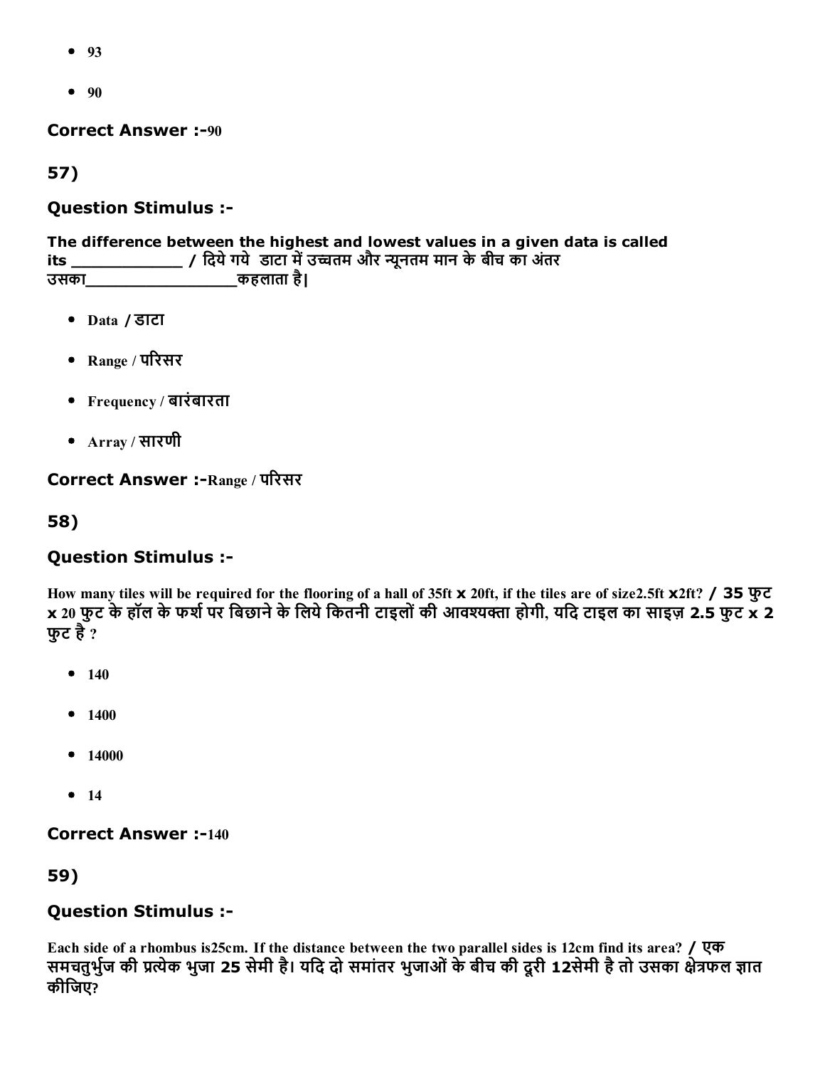- 93
- 90

**Correct Answer :-**90

**57)**

**Question Stimulus :-**

**The difference between the highest and lowest values in a given data is called its ___________ / दिये गये डाटा में उच्चतम और न्यूनतम मान के बीच का अंतर उसका_______________कहलाता है|**

- Data / डाटा
- Range / परिसर
- Frequency / बारंबारता
- Array / सारणी

**Correct Answer :-**Range / परिसर

**58)**

**Question Stimulus :-**

How many tiles will be required for the flooring of a hall of 35ft x 20ft, if the tiles are of size2.5ft x2ft? / 35 फुट x 20 फुट के हॉल के फर्श पर बिछाने के लिये कितनी टाइलों की आवश्यक्ता होगी, यदि टाइल का साइज़ 2.5 फुट x 2 फुट है ?

- 140
- 1400
- 14000
- 14

**Correct Answer :-**140

**59)**

**Question Stimulus :-**

Each side of a rhombus is25cm. If the distance between the two parallel sides is 12cm find its area? / एक समचतुर्भुज की प्रत्येक भुजा 25 सेमी है। यदि दो समांतर भुजाओं के बीच की दूरी 12सेमी है तो उसका क्षेत्रफल ज्ञात कीजिए?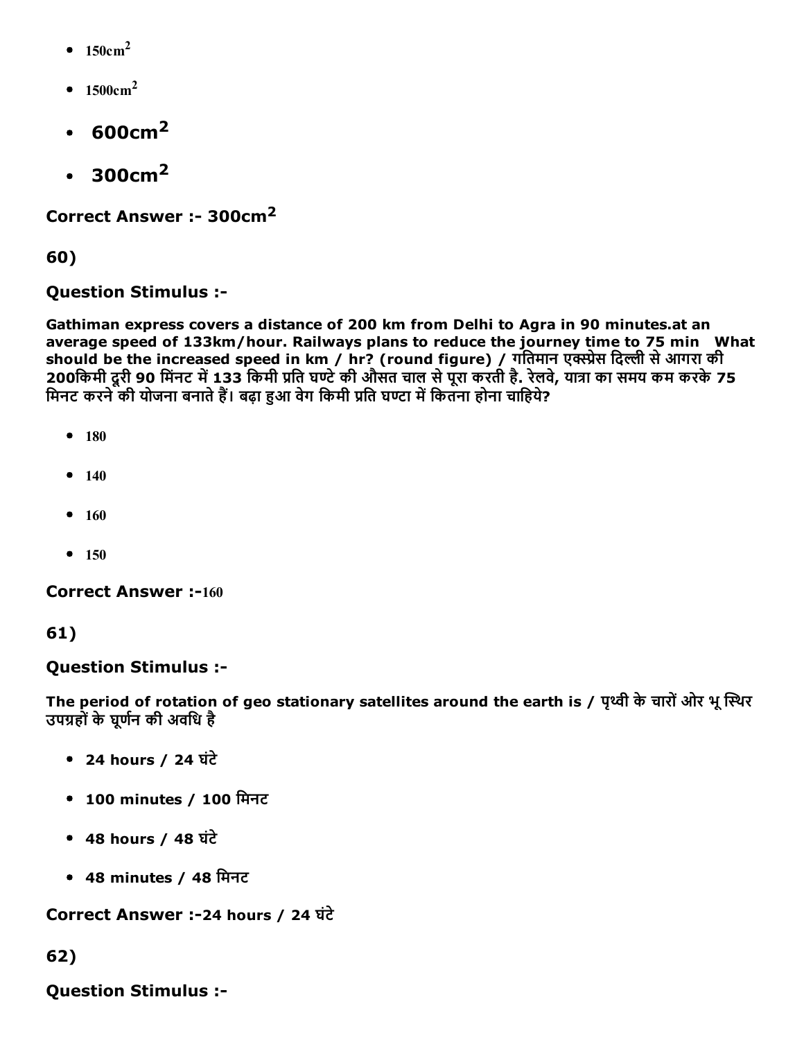- $150cm^2$
- $1500cm^2$
- $600cm^2$
- $300cm^2$

**Correct Answer :- $300cm^2$**

**60)**

**Question Stimulus :-**

**Gathiman express covers a distance of 200 km from Delhi to Agra in 90 minutes.at an average speed of 133km/hour. Railways plans to reduce the journey time to 75 min What should be the increased speed in km / hr? (round figure) / गतिमान एक्स्प्रेस दिल्ली से आगरा की 200किमी दूरी 90 मिंनट में 133 किमी प्रति घण्टे की औसत चाल से पूरा करती है. रेलवे, यात्रा का समय कम करके 75 मिनट करने की योजना बनाते हैं। बढ़ा हुआ वेग किमी प्रति घण्टा में कितना होना चाहिये?**

- 180
- 140
- 160
- 150

**Correct Answer :-**160

**61)**

**Question Stimulus :-**

**The period of rotation of geo stationary satellites around the earth is / पृथ्वी के चारों ओर भू स्थिर उपग्रहों के घूर्णन की अवधि है**

- 24 hours / 24 घंटे
- 100 minutes / 100 मिनट
- 48 hours / 48 घंटे
- 48 minutes / 48 मिनट

**Correct Answer :-24 hours / 24 घंटे**

**62)**

**Question Stimulus :-**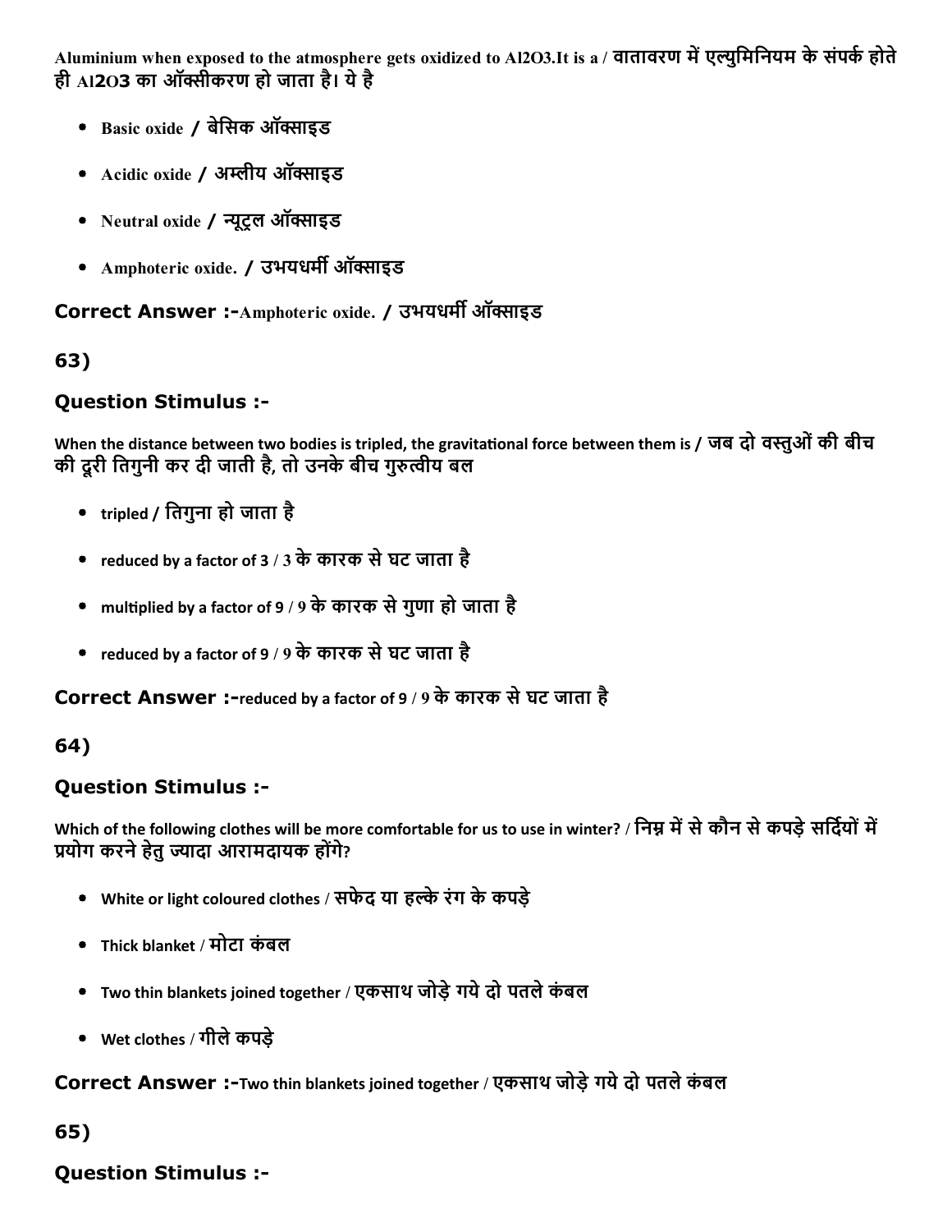Aluminium when exposed to the atmosphere gets oxidized to $Al_2O_3$.It is a / वातावरण में एल्युमिनियम के संपर्क होते ही $Al_2O_3$ का ऑक्सीकरण हो जाता है। ये है

- Basic oxide / बेसिक ऑक्साइड
- Acidic oxide / अम्लीय ऑक्साइड
- Neutral oxide / न्यूट्रल ऑक्साइड
- Amphoteric oxide. / उभयधर्मी ऑक्साइड

**Correct Answer :-**Amphoteric oxide. / उभयधर्मी ऑक्साइड

## 63)

### Question Stimulus :-

When the distance between two bodies is tripled, the gravitational force between them is / जब दो वस्तुओं की बीच की दूरी तिगुनी कर दी जाती है, तो उनके बीच गुरुत्वीय बल

- tripled / तिगुना हो जाता है
- reduced by a factor of 3 / 3 के कारक से घट जाता है
- multiplied by a factor of 9 / 9 के कारक से गुणा हो जाता है
- reduced by a factor of 9 / 9 के कारक से घट जाता है

**Correct Answer :-**reduced by a factor of 9 / 9 के कारक से घट जाता है

## 64)

### Question Stimulus :-

Which of the following clothes will be more comfortable for us to use in winter? / निम्न में से कौन से कपड़े सर्दियों में प्रयोग करने हेतु ज्यादा आरामदायक होंगे?

- White or light coloured clothes / सफेद या हल्के रंग के कपड़े
- Thick blanket / मोटा कंबल
- Two thin blankets joined together / एकसाथ जोड़े गये दो पतले कंबल
- Wet clothes / गीले कपड़े

**Correct Answer :-**Two thin blankets joined together / एकसाथ जोड़े गये दो पतले कंबल

## 65)

### Question Stimulus :-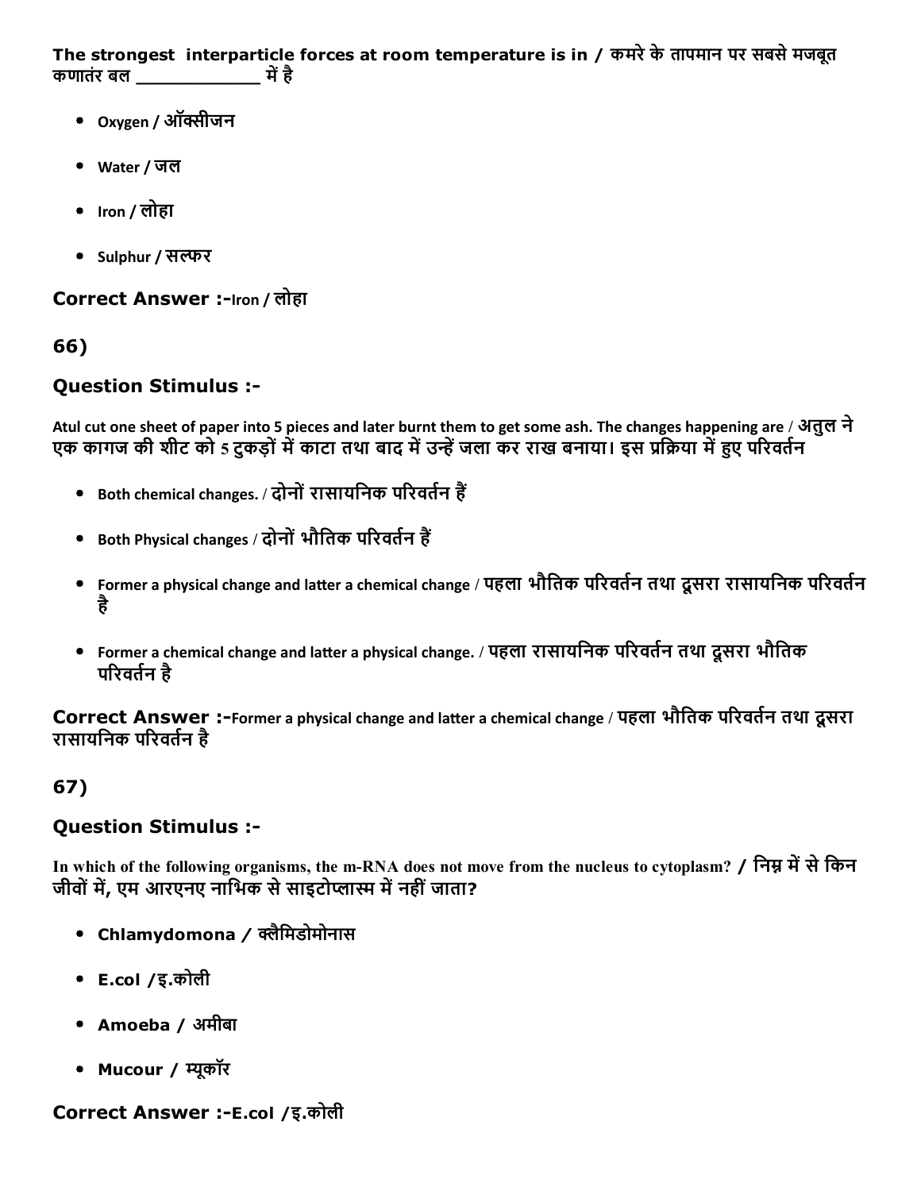**The strongest interparticle forces at room temperature is in / कमरे के तापमान पर सबसे मजबूत कणातंर बल ____________ में है**

- Oxygen / ऑक्सीजन
- Water / जल
- Iron / लोहा
- Sulphur / सल्फर

**Correct Answer :-**Iron / लोहा

## 66)

### Question Stimulus :-

**Atul cut one sheet of paper into 5 pieces and later burnt them to get some ash. The changes happening are / अतुल ने एक कागज की शीट को 5 टुकड़ों में काटा तथा बाद में उन्हें जला कर राख बनाया। इस प्रक्रिया में हुए परिवर्तन**

- Both chemical changes. / दोनों रासायनिक परिवर्तन हैं
- Both Physical changes / दोनों भौतिक परिवर्तन हैं
- Former a physical change and latter a chemical change / पहला भौतिक परिवर्तन तथा दूसरा रासायनिक परिवर्तन है
- Former a chemical change and latter a physical change. / पहला रासायनिक परिवर्तन तथा दूसरा भौतिक परिवर्तन है

**Correct Answer :-**Former a physical change and latter a chemical change / पहला भौतिक परिवर्तन तथा दूसरा रासायनिक परिवर्तन है

## 67)

### Question Stimulus :-

**In which of the following organisms, the m-RNA does not move from the nucleus to cytoplasm? / निम्न में से किन जीवों में, एम आरएनए नाभिक से साइटोप्लास्म में नहीं जाता?**

- Chlamydomona / क्लैमिडोमोनास
- E.col /इ.कोली
- Amoeba / अमीबा
- Mucour / म्यूकॉर

**Correct Answer :-**E.col /इ.कोली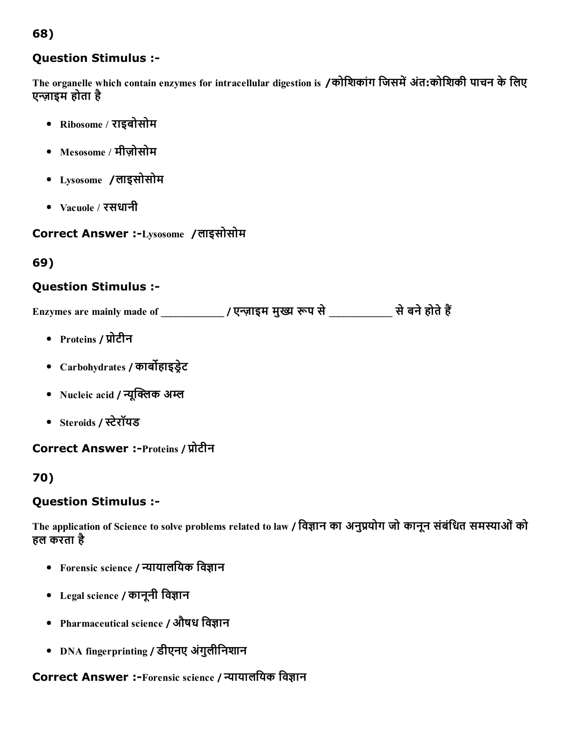## 68)

### Question Stimulus :-

The organelle which contain enzymes for intracellular digestion is /कोशिकांग जिसमें अंत:कोशिकी पाचन के लिए एन्ज़ाइम होता है

- Ribosome / राइबोसोम
- Mesosome / मीज़ोसोम
- Lysosome /लाइसोसोम
- Vacuole / रसधानी

**Correct Answer :-**Lysosome /लाइसोसोम

## 69)

### Question Stimulus :-

Enzymes are mainly made of ___________ / एन्ज़ाइम मुख्य रूप से ___________ से बने होते हैं

- Proteins / प्रोटीन
- Carbohydrates / कार्बोहाइड्रेट
- Nucleic acid / न्यूक्लिक अम्ल
- Steroids / स्टेरॉयड

**Correct Answer :-**Proteins / प्रोटीन

## 70)

### Question Stimulus :-

The application of Science to solve problems related to law / विज्ञान का अनुप्रयोग जो कानून संबंधित समस्याओं को हल करता है

- Forensic science / न्यायालयिक विज्ञान
- Legal science / कानूनी विज्ञान
- Pharmaceutical science / औषध विज्ञान
- DNA fingerprinting / डीएनए अंगुलीनिशान

**Correct Answer :-**Forensic science / न्यायालयिक विज्ञान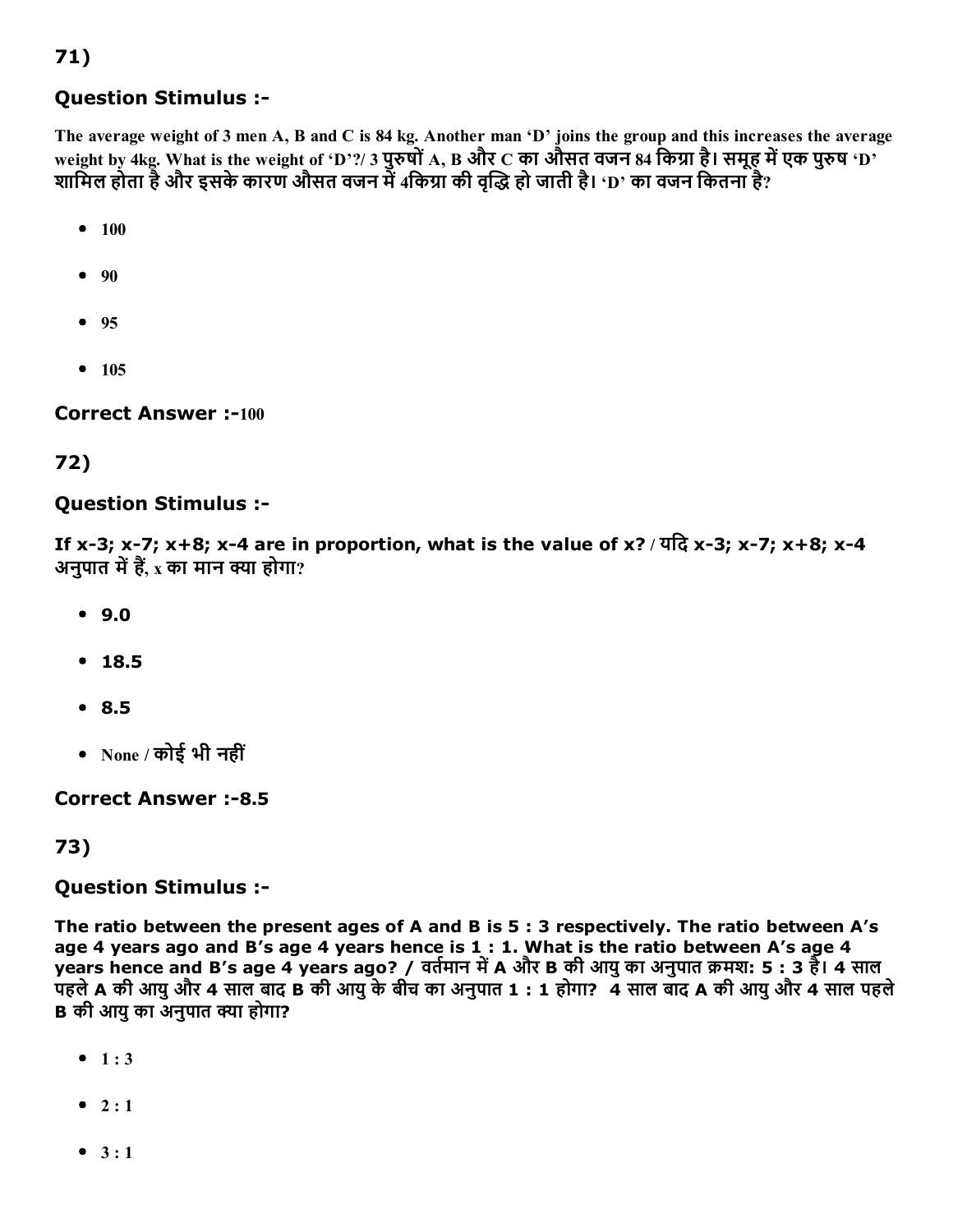71)

### Question Stimulus :-

**The average weight of 3 men A, B and C is 84 kg. Another man 'D' joins the group and this increases the average weight by 4kg. What is the weight of 'D'?/ 3 पुरुषों A, B और C का औसत वजन 84 किग्रा है। समूह में एक पुरुष 'D' शामिल होता है और इसके कारण औसत वजन में 4किग्रा की वृद्धि हो जाती है। 'D' का वजन कितना है?**

- 100
- 90
- 95
- 105

**Correct Answer :-100**

72)

### Question Stimulus :-

**If x-3; x-7; x+8; x-4 are in proportion, what is the value of x? / यदि x-3; x-7; x+8; x-4 अनुपात में हैं, x का मान क्या होगा?**

- 9.0
- 18.5
- 8.5
- None / कोई भी नहीं

**Correct Answer :-8.5**

73)

### Question Stimulus :-

**The ratio between the present ages of A and B is 5 : 3 respectively. The ratio between A's age 4 years ago and B's age 4 years hence is 1 : 1. What is the ratio between A's age 4 years hence and B's age 4 years ago? / वर्तमान में A और B की आयु का अनुपात क्रमशः 5 : 3 है। 4 साल पहले A की आयु और 4 साल बाद B की आयु के बीच का अनुपात 1 : 1 होगा? 4 साल बाद A की आयु और 4 साल पहले B की आयु का अनुपात क्या होगा?**

- 1 : 3
- 2 : 1
- 3 : 1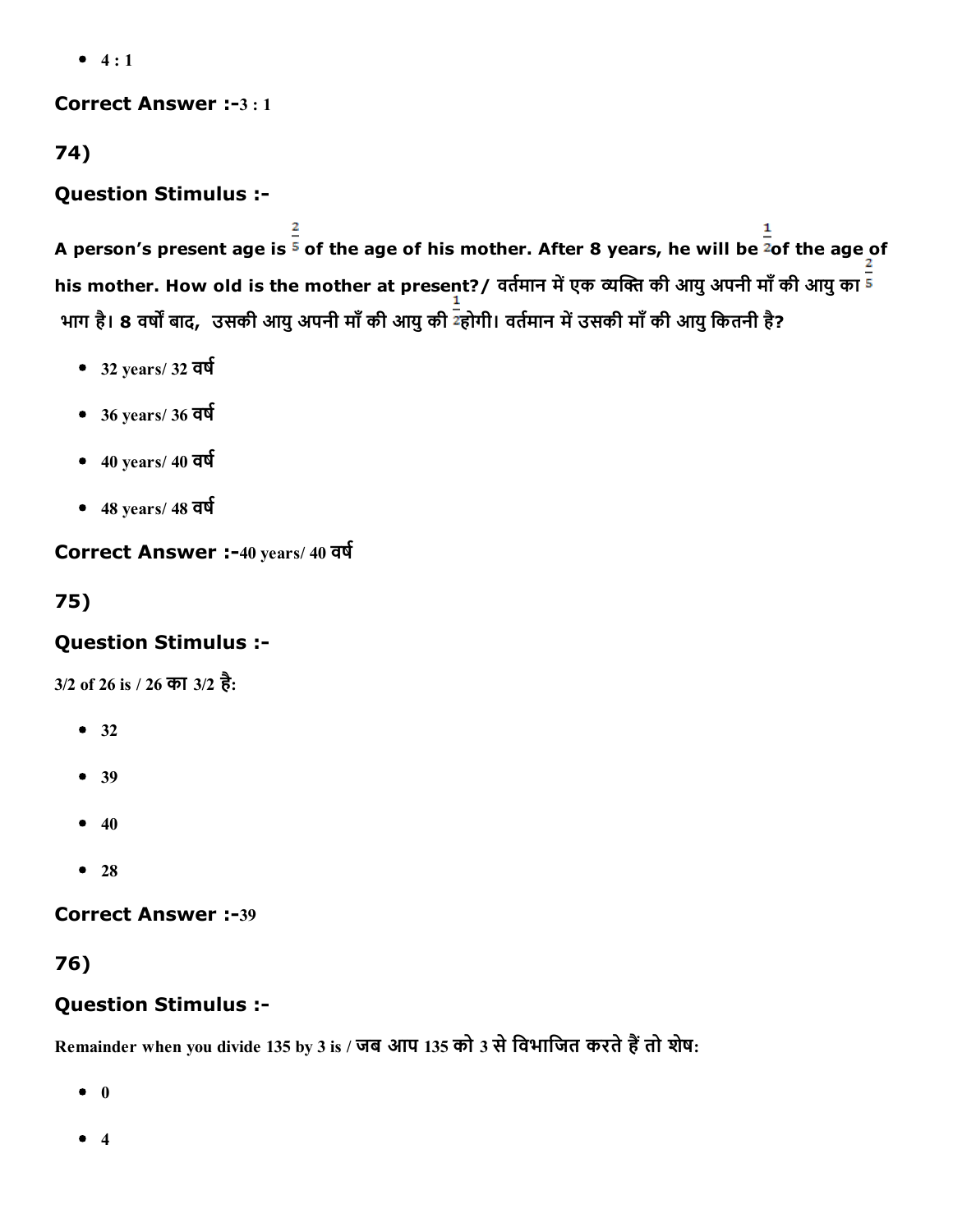- 4 : 1

**Correct Answer :-**3 : 1

## 74)

### Question Stimulus :-

**A person's present age is $\frac{2}{5}$ of the age of his mother. After 8 years, he will be $\frac{1}{2}$of the age of his mother. How old is the mother at present?/ वर्तमान में एक व्यक्ति की आयु अपनी माँ की आयु का $\frac{2}{5}$ भाग है। 8 वर्षों बाद, उसकी आयु अपनी माँ की आयु की $\frac{1}{2}$होगी। वर्तमान में उसकी माँ की आयु कितनी है?**

- 32 years/ 32 वर्ष
- 36 years/ 36 वर्ष
- 40 years/ 40 वर्ष
- 48 years/ 48 वर्ष

**Correct Answer :-**40 years/ 40 वर्ष

## 75)

### Question Stimulus :-

3/2 of 26 is / 26 का 3/2 है:

- 32
- 39
- 40
- 28

**Correct Answer :-**39

## 76)

### Question Stimulus :-

Remainder when you divide 135 by 3 is / जब आप 135 को 3 से विभाजित करते हैं तो शेष:

- 0
- 4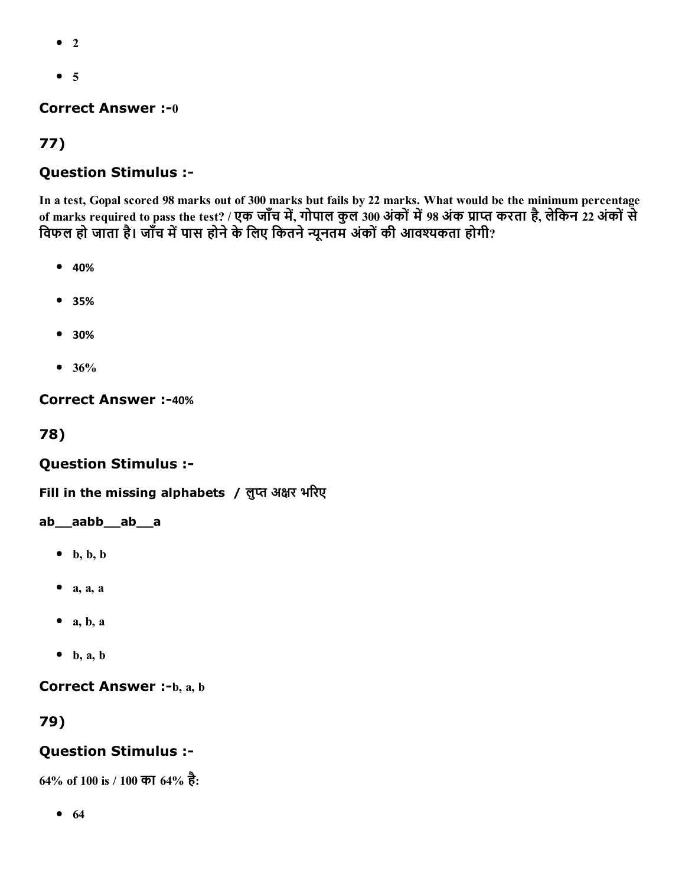- 2
- 5

**Correct Answer :-**0

## 77)

### Question Stimulus :-

In a test, Gopal scored 98 marks out of 300 marks but fails by 22 marks. What would be the minimum percentage of marks required to pass the test? / एक जाँच में, गोपाल कुल 300 अंकों में 98 अंक प्राप्त करता है, लेकिन 22 अंकों से विफल हो जाता है। जाँच में पास होने के लिए कितने न्यूनतम अंकों की आवश्यकता होगी?

- 40%
- 35%
- 30%
- 36%

**Correct Answer :-**40%

## 78)

### Question Stimulus :-

Fill in the missing alphabets / लुप्त अक्षर भरिए

ab__aabb__ab__a

- b, b, b
- a, a, a
- a, b, a
- b, a, b

**Correct Answer :-**b, a, b

## 79)

### Question Stimulus :-

64% of 100 is / 100 का 64% है:

- 64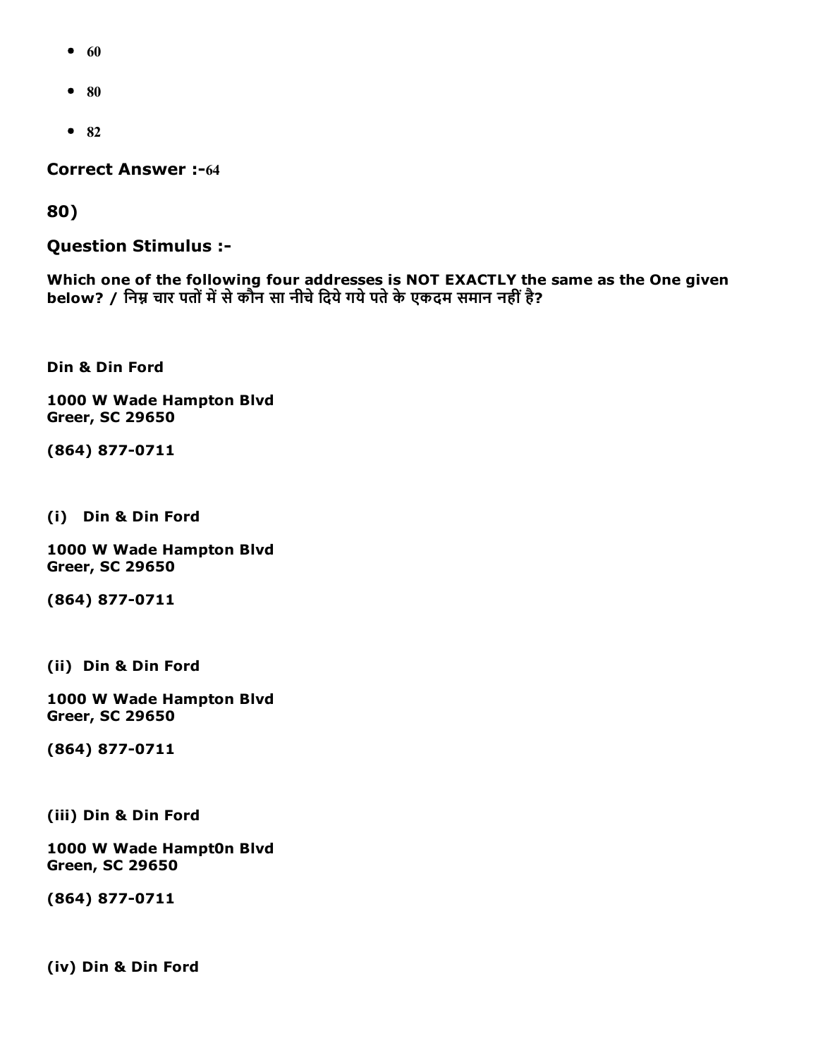- 60
- 80
- 82

**Correct Answer :-**64

**80)**

**Question Stimulus :-**

**Which one of the following four addresses is NOT EXACTLY the same as the One given below? / निम्न चार पतों में से कौन सा नीचे दिये गये पते के एकदम समान नहीं है?**

**Din & Din Ford**

**1000 W Wade Hampton Blvd**
**Greer, SC 29650**

**(864) 877-0711**

**(i) Din & Din Ford**

**1000 W Wade Hampton Blvd**
**Greer, SC 29650**

**(864) 877-0711**

**(ii) Din & Din Ford**

**1000 W Wade Hampton Blvd**
**Greer, SC 29650**

**(864) 877-0711**

**(iii) Din & Din Ford**

**1000 W Wade Hampt0n Blvd**
**Green, SC 29650**

**(864) 877-0711**

**(iv) Din & Din Ford**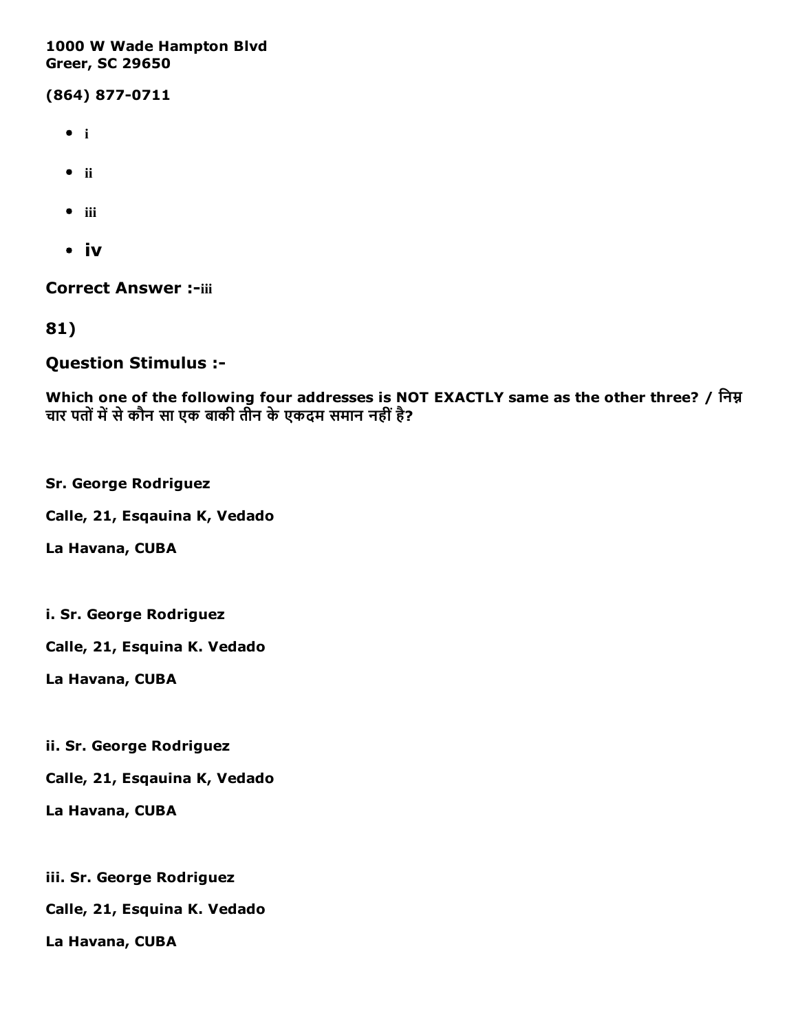1000 W Wade Hampton Blvd
Greer, SC 29650

(864) 877-0711

- i
- ii
- iii
- iv

**Correct Answer :-**iii

**81)**

**Question Stimulus :-**

**Which one of the following four addresses is NOT EXACTLY same as the other three? / निम्न चार पतों में से कौन सा एक बाकी तीन के एकदम समान नहीं है?**

**Sr. George Rodriguez**

**Calle, 21, Esqauina K, Vedado**

**La Havana, CUBA**

**i. Sr. George Rodriguez**

**Calle, 21, Esquina K. Vedado**

**La Havana, CUBA**

**ii. Sr. George Rodriguez**

**Calle, 21, Esqauina K, Vedado**

**La Havana, CUBA**

**iii. Sr. George Rodriguez**

**Calle, 21, Esquina K. Vedado**

**La Havana, CUBA**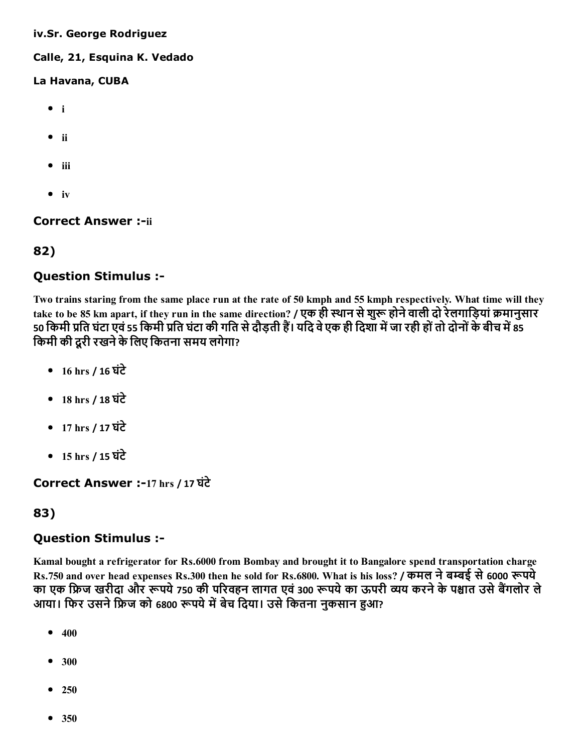**iv.Sr. George Rodriguez**

**Calle, 21, Esquina K. Vedado**

**La Havana, CUBA**

- i
- ii
- iii
- iv

### Correct Answer :-ii

## 82)

### Question Stimulus :-

**Two trains staring from the same place run at the rate of 50 kmph and 55 kmph respectively. What time will they take to be 85 km apart, if they run in the same direction? / एक ही स्थान से शुरू होने वाली दो रेलगाड़ियां क्रमानुसार 50 किमी प्रति घंटा एवं 55 किमी प्रति घंटा की गति से दौड़ती हैं। यदि वे एक ही दिशा में जा रही हों तो दोनों के बीच में 85 किमी की दूरी रखने के लिए कितना समय लगेगा?**

- 16 hrs / 16 घंटे
- 18 hrs / 18 घंटे
- 17 hrs / 17 घंटे
- 15 hrs / 15 घंटे

### Correct Answer :-17 hrs / 17 घंटे

## 83)

### Question Stimulus :-

**Kamal bought a refrigerator for Rs.6000 from Bombay and brought it to Bangalore spend transportation charge Rs.750 and over head expenses Rs.300 then he sold for Rs.6800. What is his loss? / कमल ने बम्बई से 6000 रूपये का एक फ्रिज खरीदा और रूपये 750 की परिवहन लागत एवं 300 रूपये का ऊपरी व्यय करने के पश्चात उसे बैंगलोर ले आया। फिर उसने फ्रिज को 6800 रूपये में बेच दिया। उसे कितना नुकसान हुआ?**

- 400
- 300
- 250
- 350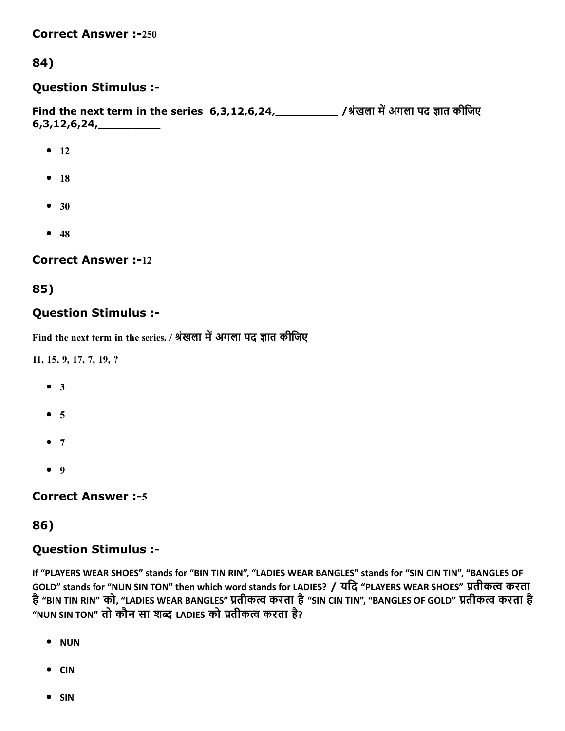**Correct Answer :-**250

## 84)

### Question Stimulus :-

**Find the next term in the series 6,3,12,6,24,__________ /श्रंखला में अगला पद ज्ञात कीजिए 6,3,12,6,24,__________**

- 12
- 18
- 30
- 48

**Correct Answer :-**12

## 85)

### Question Stimulus :-

Find the next term in the series. / श्रंखला में अगला पद ज्ञात कीजिए

11, 15, 9, 17, 7, 19, ?

- 3
- 5
- 7
- 9

**Correct Answer :-**5

## 86)

### Question Stimulus :-

**If "PLAYERS WEAR SHOES" stands for "BIN TIN RIN", "LADIES WEAR BANGLES" stands for "SIN CIN TIN", "BANGLES OF GOLD" stands for "NUN SIN TON" then which word stands for LADIES? / यदि "PLAYERS WEAR SHOES" प्रतीकत्व करता है "BIN TIN RIN" को, "LADIES WEAR BANGLES" प्रतीकत्व करता है "SIN CIN TIN", "BANGLES OF GOLD" प्रतीकत्व करता है "NUN SIN TON" तो कौन सा शब्द LADIES को प्रतीकत्व करता है?**

- NUN
- CIN
- SIN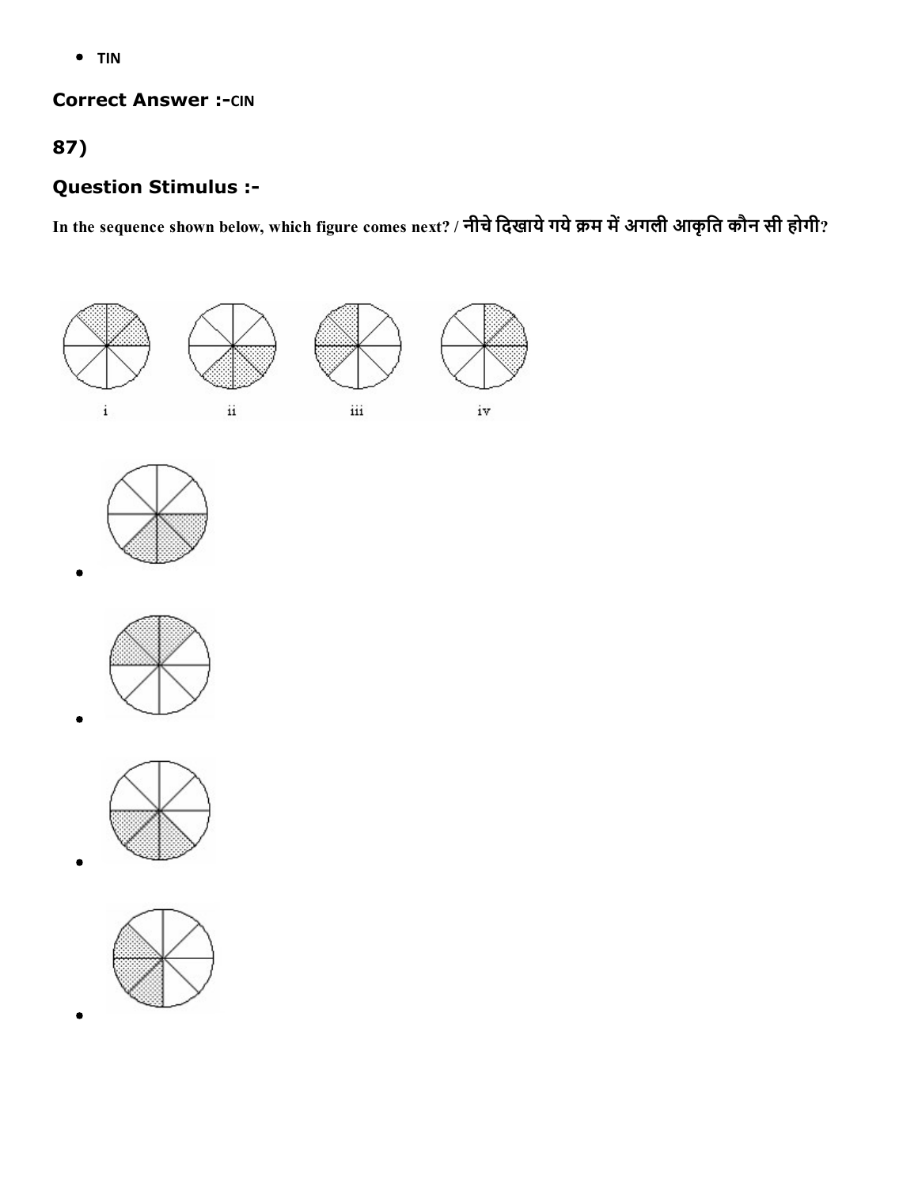- TIN

**Correct Answer :-CIN**

## 87)

### Question Stimulus :-

**In the sequence shown below, which figure comes next? / नीचे दिखाये गये क्रम में अगली आकृति कौन सी होगी?**

i ii iii iv

- 
- 
- 
-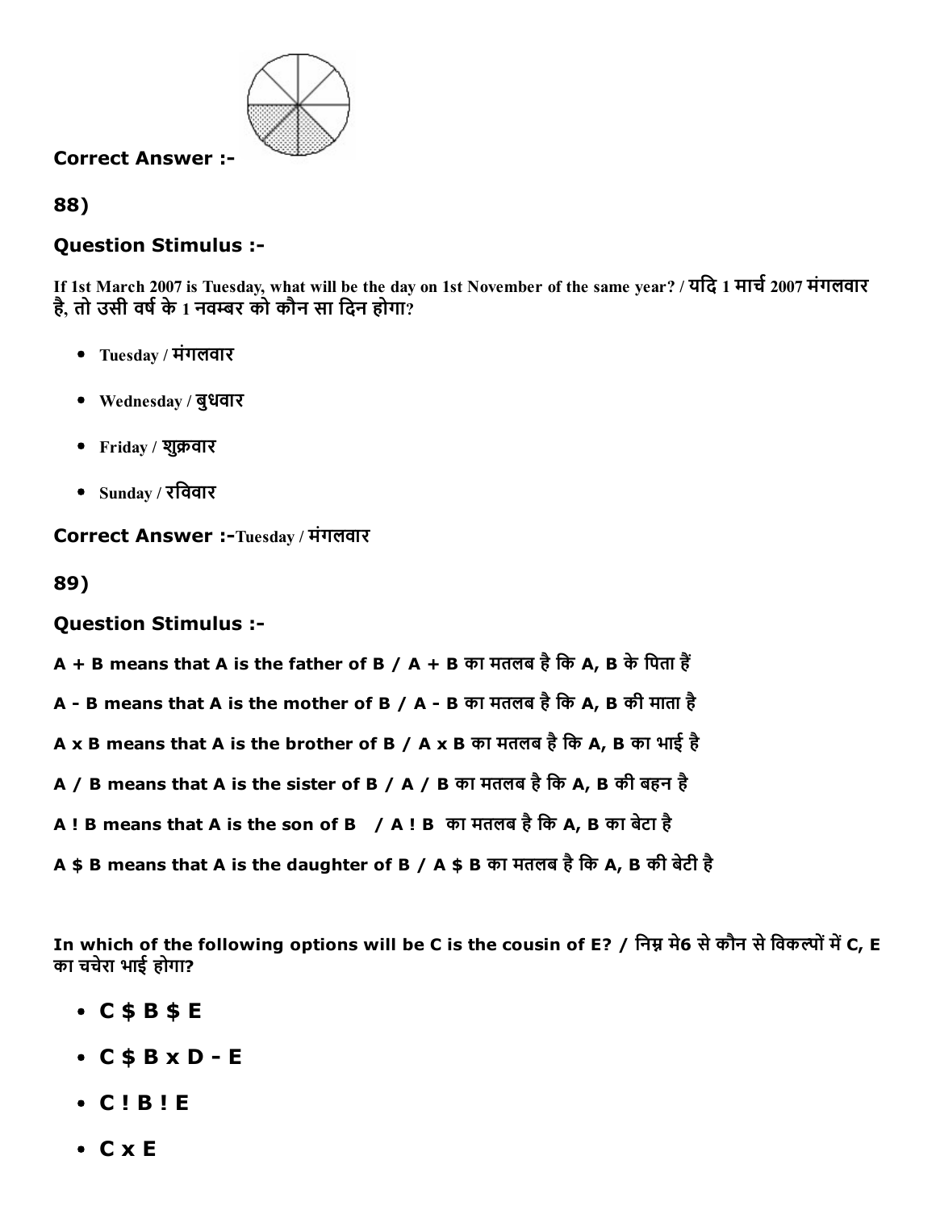**Correct Answer :-**

88)

**Question Stimulus :-**

If 1st March 2007 is Tuesday, what will be the day on 1st November of the same year? / यदि 1 मार्च 2007 मंगलवार है, तो उसी वर्ष के 1 नवम्बर को कौन सा दिन होगा?

- Tuesday / मंगलवार
- Wednesday / बुधवार
- Friday / शुक्रवार
- Sunday / रविवार

**Correct Answer :-**Tuesday / मंगलवार

89)

**Question Stimulus :-**

**A + B means that A is the father of B / A + B का मतलब है कि A, B के पिता हैं**

**A - B means that A is the mother of B / A - B का मतलब है कि A, B की माता है**

**A x B means that A is the brother of B / A x B का मतलब है कि A, B का भाई है**

**A / B means that A is the sister of B / A / B का मतलब है कि A, B की बहन है**

**A ! B means that A is the son of B / A ! B का मतलब है कि A, B का बेटा है**

**A $ B means that A is the daughter of B / A $ B का मतलब है कि A, B की बेटी है**

**In which of the following options will be C is the cousin of E? / निम्न मे6 से कौन से विकल्पों में C, E का चचेरा भाई होगा?**

- **C $ B $ E**
- **C $ B x D - E**
- **C ! B ! E**
- **C x E**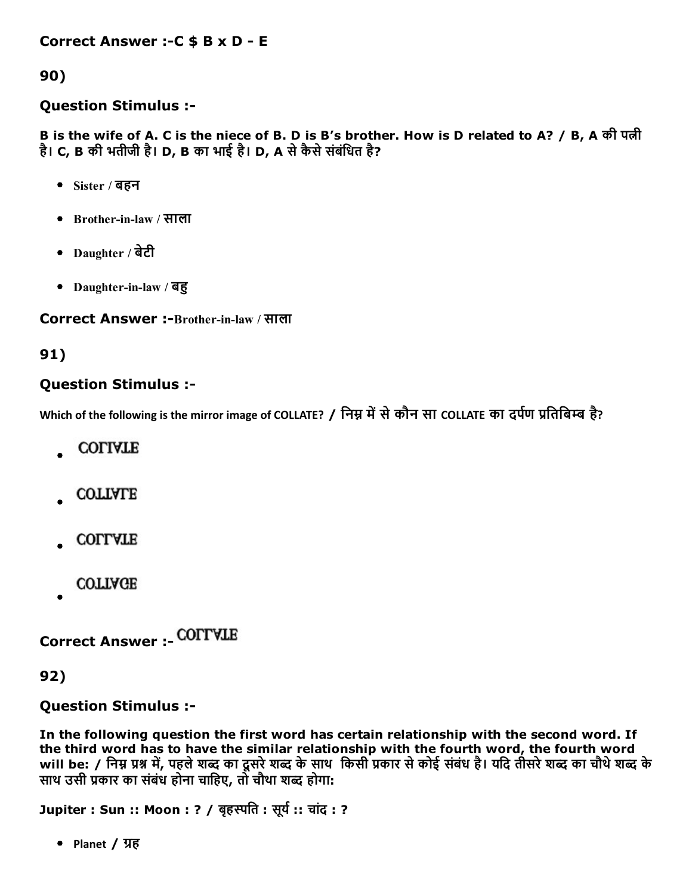Correct Answer :-C $ B x D - E

90)

### Question Stimulus :-

**B is the wife of A. C is the niece of B. D is B's brother. How is D related to A? / B, A की पत्नी है। C, B की भतीजी है। D, B का भाई है। D, A से कैसे संबंधित है?**

- Sister / बहन
- Brother-in-law / साला
- Daughter / बेटी
- Daughter-in-law / बहु

**Correct Answer :-**Brother-in-law / साला

91)

### Question Stimulus :-

Which of the following is the mirror image of COLLATE? / निम्न में से कौन सा COLLATE का दर्पण प्रतिबिम्ब है?

- COLIALE
- COLLIATE
- COLLATE
- COLIAGE

**Correct Answer :-** COLLATE

92)

### Question Stimulus :-

**In the following question the first word has certain relationship with the second word. If the third word has to have the similar relationship with the fourth word, the fourth word will be: / निम्न प्रश्न में, पहले शब्द का दूसरे शब्द के साथ किसी प्रकार से कोई संबंध है। यदि तीसरे शब्द का चौथे शब्द के साथ उसी प्रकार का संबंध होना चाहिए, तो चौथा शब्द होगा:**

**Jupiter : Sun :: Moon : ? / बृहस्पति : सूर्य :: चांद : ?**

- Planet / ग्रह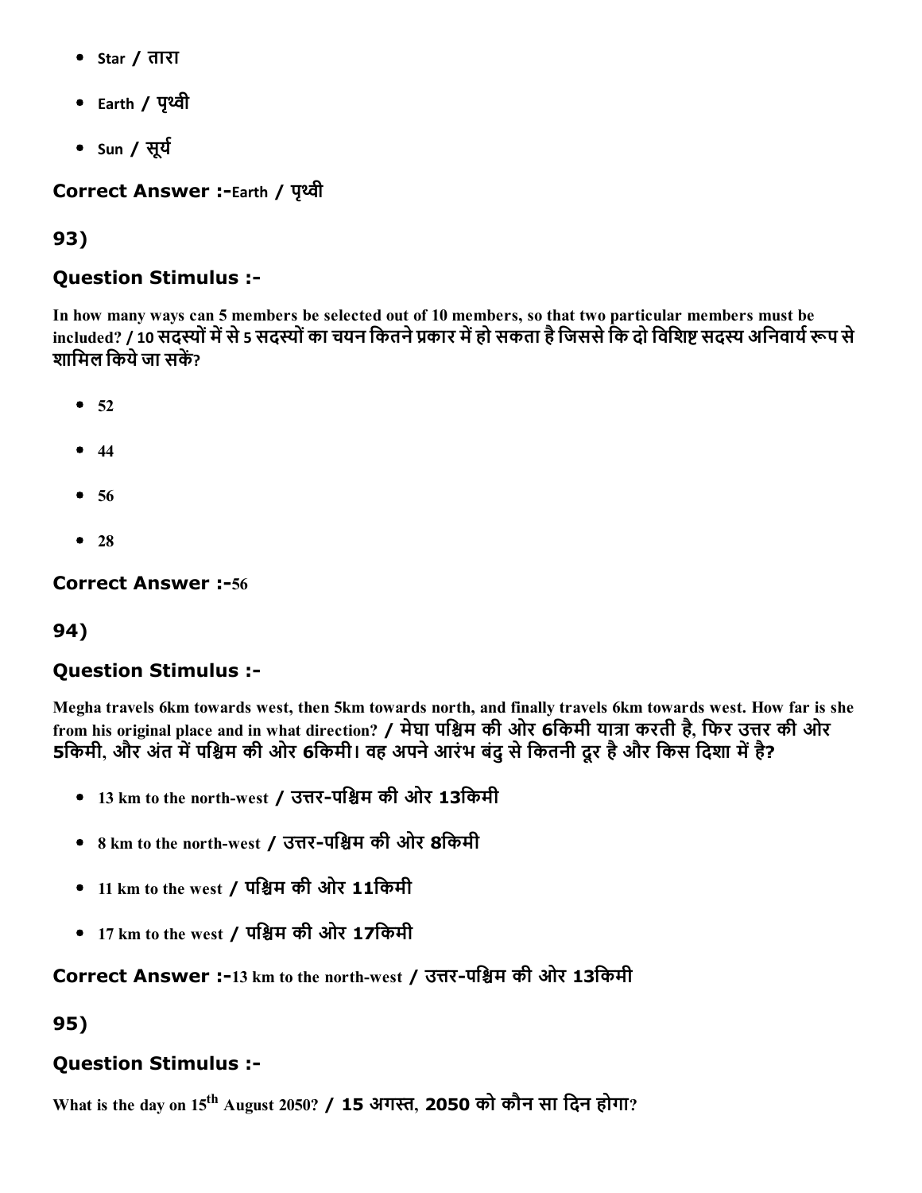- Star / तारा
- Earth / पृथ्वी
- Sun / सूर्य

**Correct Answer :-**Earth / पृथ्वी

## 93)

### Question Stimulus :-

In how many ways can 5 members be selected out of 10 members, so that two particular members must be included? / 10 सदस्यों में से 5 सदस्यों का चयन कितने प्रकार में हो सकता है जिससे कि दो विशिष्ट सदस्य अनिवार्य रूप से शामिल किये जा सकें?

- 52
- 44
- 56
- 28

**Correct Answer :-**56

## 94)

### Question Stimulus :-

Megha travels 6km towards west, then 5km towards north, and finally travels 6km towards west. How far is she from his original place and in what direction? / मेघा पश्चिम की ओर 6किमी यात्रा करती है, फिर उत्तर की ओर 5किमी, और अंत में पश्चिम की ओर 6किमी। वह अपने आरंभ बंदु से कितनी दूर है और किस दिशा में है?

- 13 km to the north-west / उत्तर-पश्चिम की ओर 13किमी
- 8 km to the north-west / उत्तर-पश्चिम की ओर 8किमी
- 11 km to the west / पश्चिम की ओर 11किमी
- 17 km to the west / पश्चिम की ओर 17किमी

**Correct Answer :-**13 km to the north-west / उत्तर-पश्चिम की ओर 13किमी

## 95)

### Question Stimulus :-

What is the day on 15th August 2050? / 15 अगस्त, 2050 को कौन सा दिन होगा?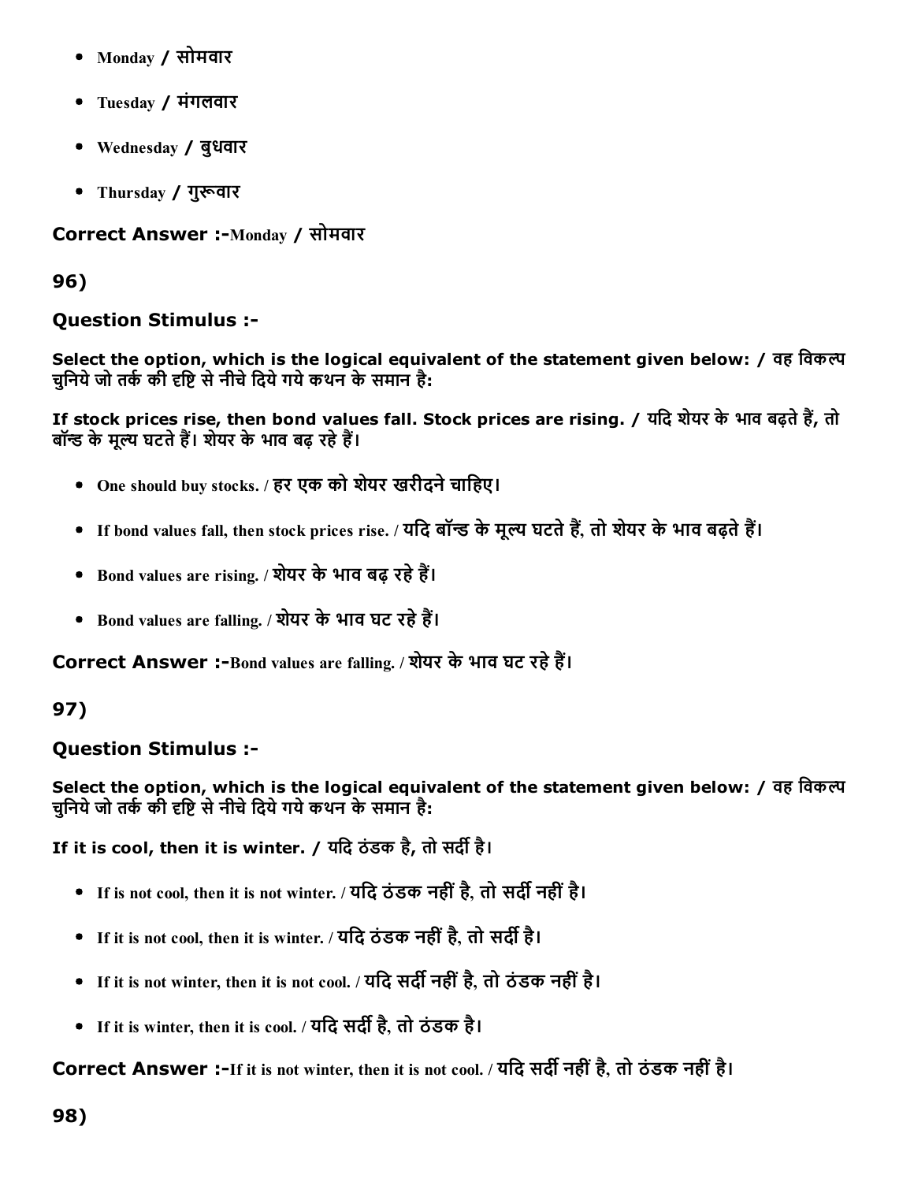- Monday / सोमवार
- Tuesday / मंगलवार
- Wednesday / बुधवार
- Thursday / गुरूवार

**Correct Answer :-**Monday / सोमवार

**96)**

**Question Stimulus :-**

**Select the option, which is the logical equivalent of the statement given below: / वह विकल्प चुनिये जो तर्क की दृष्टि से नीचे दिये गये कथन के समान है:**

**If stock prices rise, then bond values fall. Stock prices are rising. / यदि शेयर के भाव बढ़ते हैं, तो बॉन्ड के मूल्य घटते हैं। शेयर के भाव बढ़ रहे हैं।**

- One should buy stocks. / हर एक को शेयर खरीदने चाहिए।
- If bond values fall, then stock prices rise. / यदि बॉन्ड के मूल्य घटते हैं, तो शेयर के भाव बढ़ते हैं।
- Bond values are rising. / शेयर के भाव बढ़ रहे हैं।
- Bond values are falling. / शेयर के भाव घट रहे हैं।

**Correct Answer :-**Bond values are falling. / शेयर के भाव घट रहे हैं।

**97)**

**Question Stimulus :-**

**Select the option, which is the logical equivalent of the statement given below: / वह विकल्प चुनिये जो तर्क की दृष्टि से नीचे दिये गये कथन के समान है:**

**If it is cool, then it is winter. / यदि ठंडक है, तो सर्दी है।**

- If is not cool, then it is not winter. / यदि ठंडक नहीं है, तो सर्दी नहीं है।
- If it is not cool, then it is winter. / यदि ठंडक नहीं है, तो सर्दी है।
- If it is not winter, then it is not cool. / यदि सर्दी नहीं है, तो ठंडक नहीं है।
- If it is winter, then it is cool. / यदि सर्दी है, तो ठंडक है।

**Correct Answer :-**If it is not winter, then it is not cool. / यदि सर्दी नहीं है, तो ठंडक नहीं है।

**98)**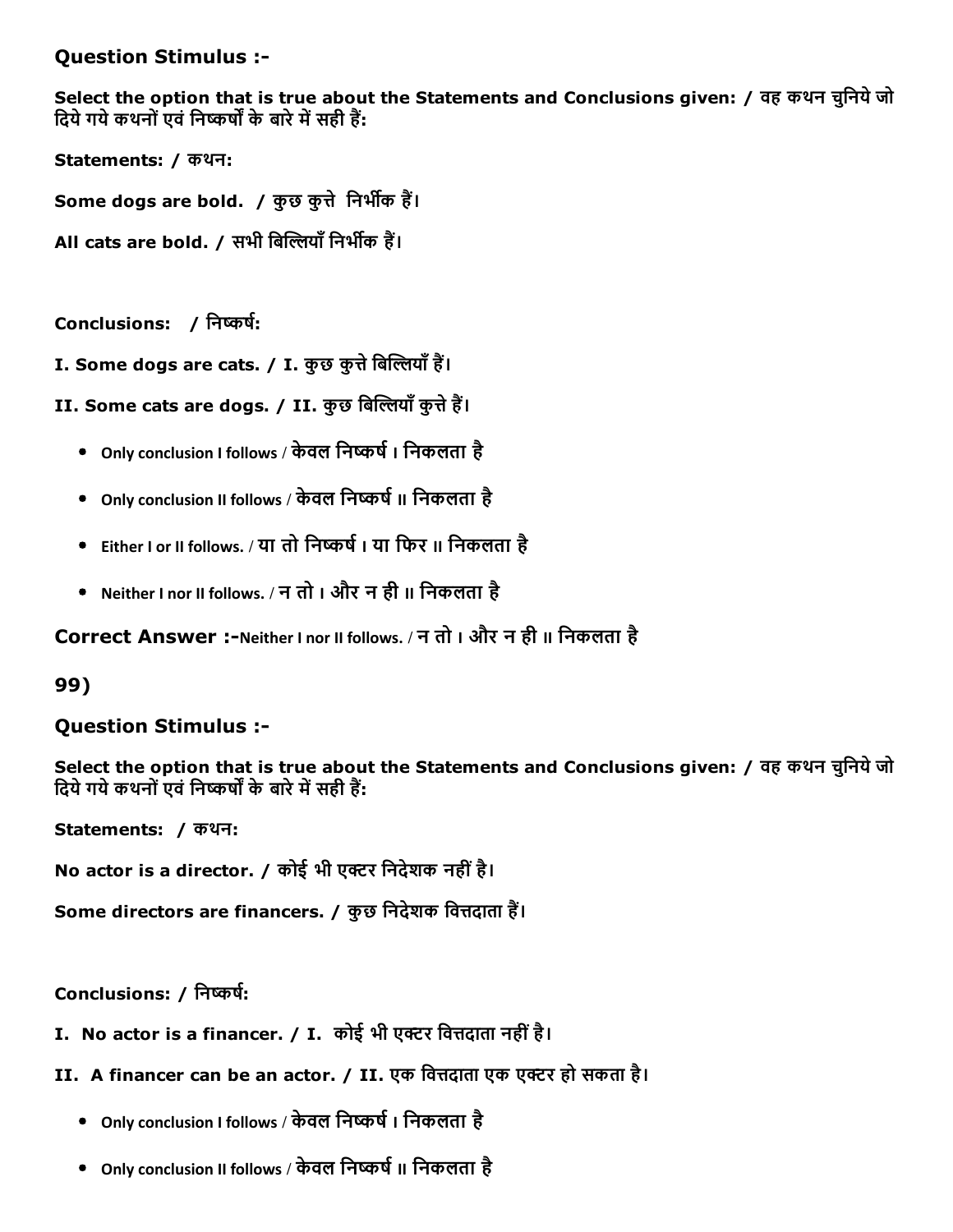### Question Stimulus :-

**Select the option that is true about the Statements and Conclusions given: / वह कथन चुनिये जो दिये गये कथनों एवं निष्कर्षों के बारे में सही हैं:**

**Statements: / कथन:**

**Some dogs are bold. / कुछ कुत्ते निर्भीक हैं।**

**All cats are bold. / सभी बिल्लियाँ निर्भीक हैं।**

**Conclusions: / निष्कर्ष:**

**I. Some dogs are cats. / I. कुछ कुत्ते बिल्लियाँ हैं।**

**II. Some cats are dogs. / II. कुछ बिल्लियाँ कुत्ते हैं।**

- Only conclusion I follows / केवल निष्कर्ष I निकलता है
- Only conclusion II follows / केवल निष्कर्ष II निकलता है
- Either I or II follows. / या तो निष्कर्ष I या फिर II निकलता है
- Neither I nor II follows. / न तो I और न ही II निकलता है

**Correct Answer :-**Neither I nor II follows. / न तो I और न ही II निकलता है

**99)**

### Question Stimulus :-

**Select the option that is true about the Statements and Conclusions given: / वह कथन चुनिये जो दिये गये कथनों एवं निष्कर्षों के बारे में सही हैं:**

**Statements: / कथन:**

**No actor is a director. / कोई भी एक्टर निदेशक नहीं है।**

**Some directors are financers. / कुछ निदेशक वित्तदाता हैं।**

**Conclusions: / निष्कर्ष:**

**I. No actor is a financer. / I. कोई भी एक्टर वित्तदाता नहीं है।**

**II. A financer can be an actor. / II. एक वित्तदाता एक एक्टर हो सकता है।**

- Only conclusion I follows / केवल निष्कर्ष I निकलता है
- Only conclusion II follows / केवल निष्कर्ष II निकलता है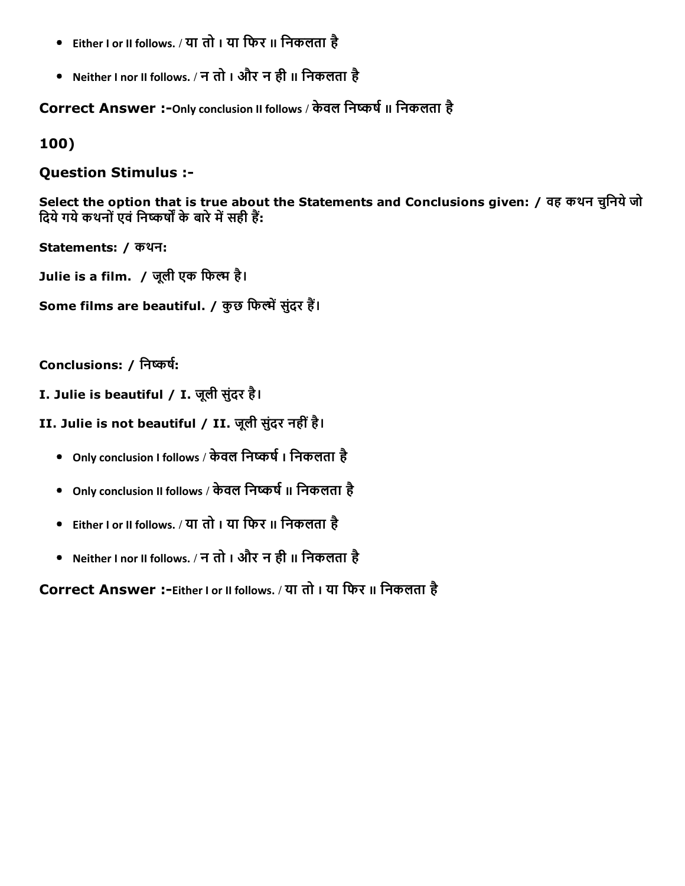- Either I or II follows. / या तो I या फिर II निकलता है
- Neither I nor II follows. / न तो I और न ही II निकलता है

**Correct Answer :-**Only conclusion II follows / केवल निष्कर्ष II निकलता है

### 100)

### Question Stimulus :-

**Select the option that is true about the Statements and Conclusions given: / वह कथन चुनिये जो दिये गये कथनों एवं निष्कर्षों के बारे में सही हैं:**

**Statements: / कथन:**

**Julie is a film. / जूली एक फिल्म है।**

**Some films are beautiful. / कुछ फिल्में सुंदर हैं।**

**Conclusions: / निष्कर्ष:**

**I. Julie is beautiful / I. जूली सुंदर है।**

**II. Julie is not beautiful / II. जूली सुंदर नहीं है।**

- Only conclusion I follows / केवल निष्कर्ष I निकलता है
- Only conclusion II follows / केवल निष्कर्ष II निकलता है
- Either I or II follows. / या तो I या फिर II निकलता है
- Neither I nor II follows. / न तो I और न ही II निकलता है

**Correct Answer :-**Either I or II follows. / या तो I या फिर II निकलता है